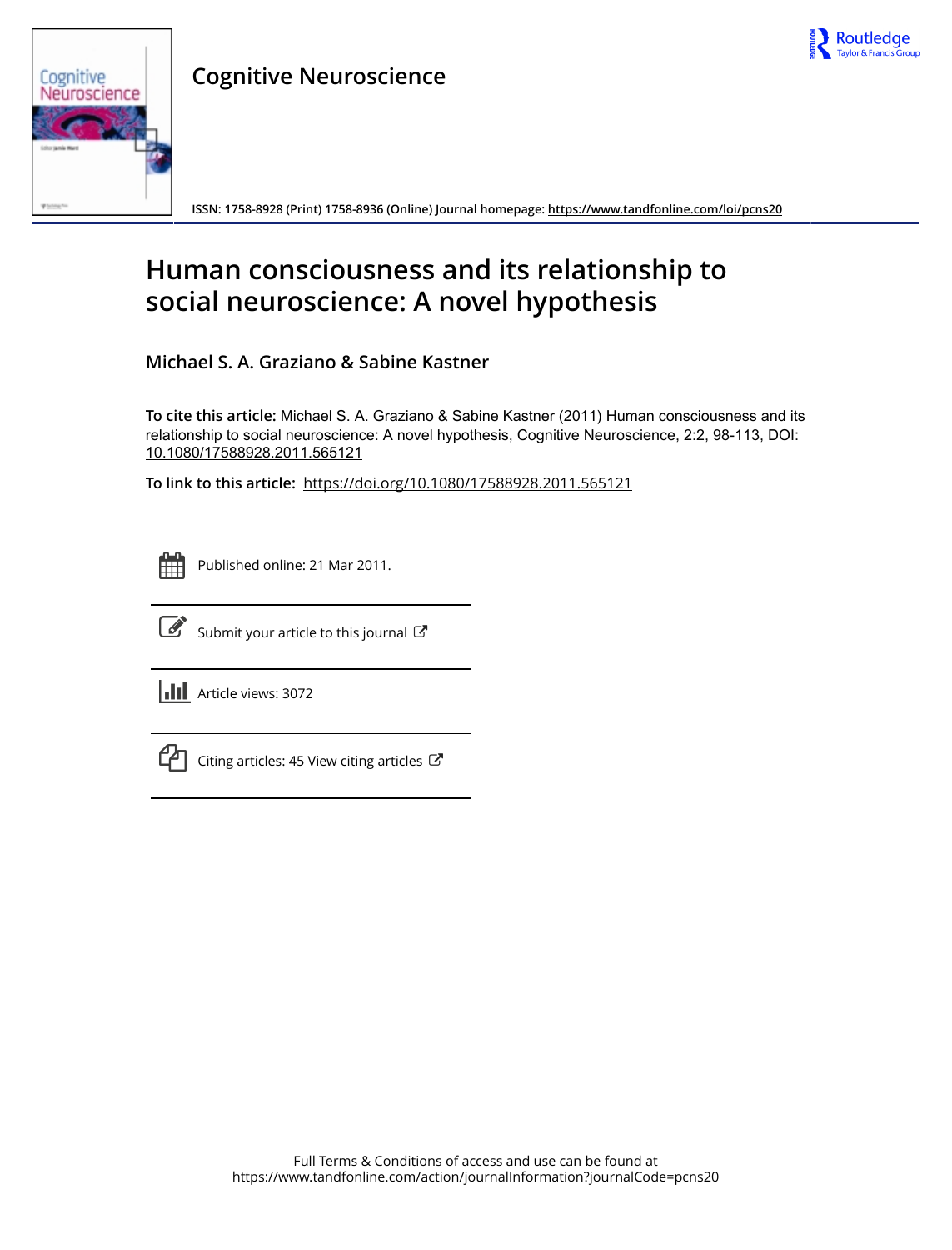Cognitive Neuroscience

ISSN: 1758-8928 (Print) 1758-8936 (Online) Journal homepage: https://www.tandfonline.com/loi/pcns20

# Human consciousness and its relationship to social neuroscience: A novel hypothesis

**Michael S. A. Graziano & Sabine Kastner**

**To cite this article:** Michael S. A. Graziano & Sabine Kastner (2011) Human consciousness and its relationship to social neuroscience: A novel hypothesis, Cognitive Neuroscience, 2:2, 98-113, DOI: 10.1080/17588928.2011.565121

**To link to this article:** https://doi.org/10.1080/17588928.2011.565121

Published online: 21 Mar 2011.

Submit your article to this journal

Article views: 3072

Citing articles: 45 View citing articles

Full Terms & Conditions of access and use can be found at https://www.tandfonline.com/action/journalInformation?journalCode=pcns20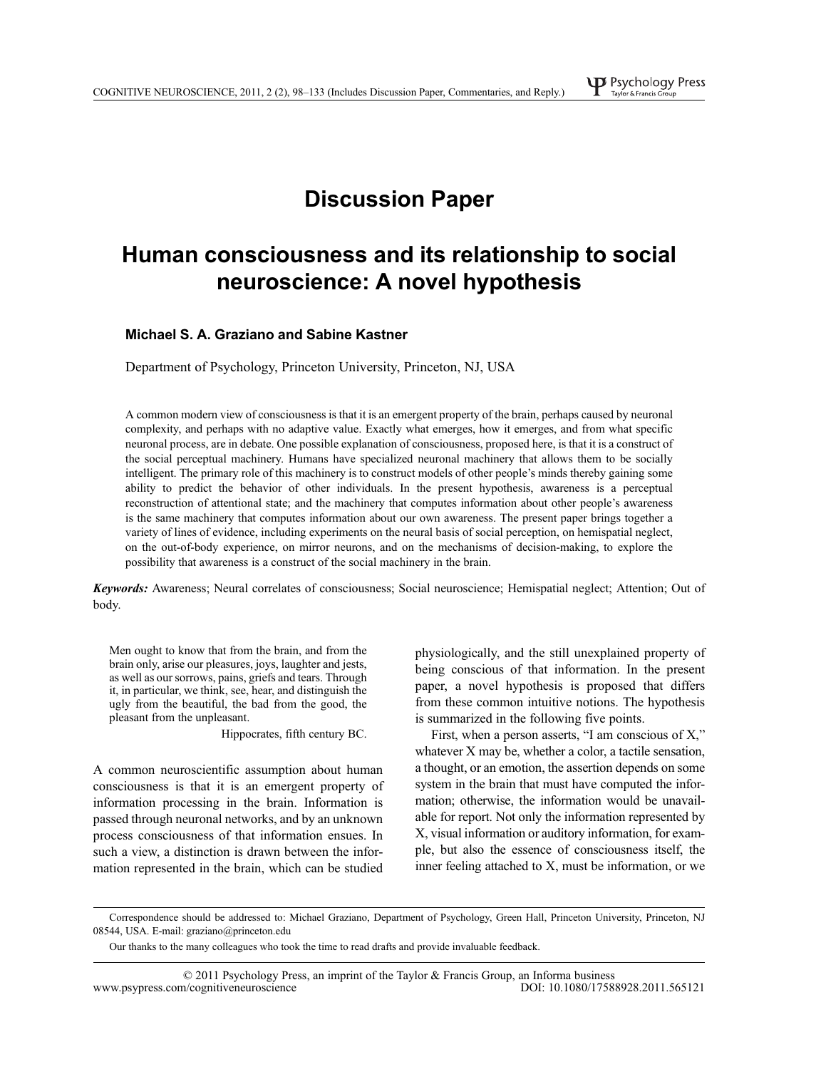# Discussion Paper

# Human consciousness and its relationship to social neuroscience: A novel hypothesis

**Michael S. A. Graziano and Sabine Kastner**

Department of Psychology, Princeton University, Princeton, NJ, USA

A common modern view of consciousness is that it is an emergent property of the brain, perhaps caused by neuronal complexity, and perhaps with no adaptive value. Exactly what emerges, how it emerges, and from what specific neuronal process, are in debate. One possible explanation of consciousness, proposed here, is that it is a construct of the social perceptual machinery. Humans have specialized neuronal machinery that allows them to be socially intelligent. The primary role of this machinery is to construct models of other people's minds thereby gaining some ability to predict the behavior of other individuals. In the present hypothesis, awareness is a perceptual reconstruction of attentional state; and the machinery that computes information about other people's awareness is the same machinery that computes information about our own awareness. The present paper brings together a variety of lines of evidence, including experiments on the neural basis of social perception, on hemispatial neglect, on the out-of-body experience, on mirror neurons, and on the mechanisms of decision-making, to explore the possibility that awareness is a construct of the social machinery in the brain.

***Keywords:*** Awareness; Neural correlates of consciousness; Social neuroscience; Hemispatial neglect; Attention; Out of body.

> Men ought to know that from the brain, and from the brain only, arise our pleasures, joys, laughter and jests, as well as our sorrows, pains, griefs and tears. Through it, in particular, we think, see, hear, and distinguish the ugly from the beautiful, the bad from the good, the pleasant from the unpleasant.
>
> Hippocrates, fifth century BC.

A common neuroscientific assumption about human consciousness is that it is an emergent property of information processing in the brain. Information is passed through neuronal networks, and by an unknown process consciousness of that information ensues. In such a view, a distinction is drawn between the information represented in the brain, which can be studied physiologically, and the still unexplained property of being conscious of that information. In the present paper, a novel hypothesis is proposed that differs from these common intuitive notions. The hypothesis is summarized in the following five points.

First, when a person asserts, "I am conscious of X," whatever X may be, whether a color, a tactile sensation, a thought, or an emotion, the assertion depends on some system in the brain that must have computed the information; otherwise, the information would be unavailable for report. Not only the information represented by X, visual information or auditory information, for example, but also the essence of consciousness itself, the inner feeling attached to X, must be information, or we

Correspondence should be addressed to: Michael Graziano, Department of Psychology, Green Hall, Princeton University, Princeton, NJ 08544, USA. E-mail: graziano@princeton.edu

Our thanks to the many colleagues who took the time to read drafts and provide invaluable feedback.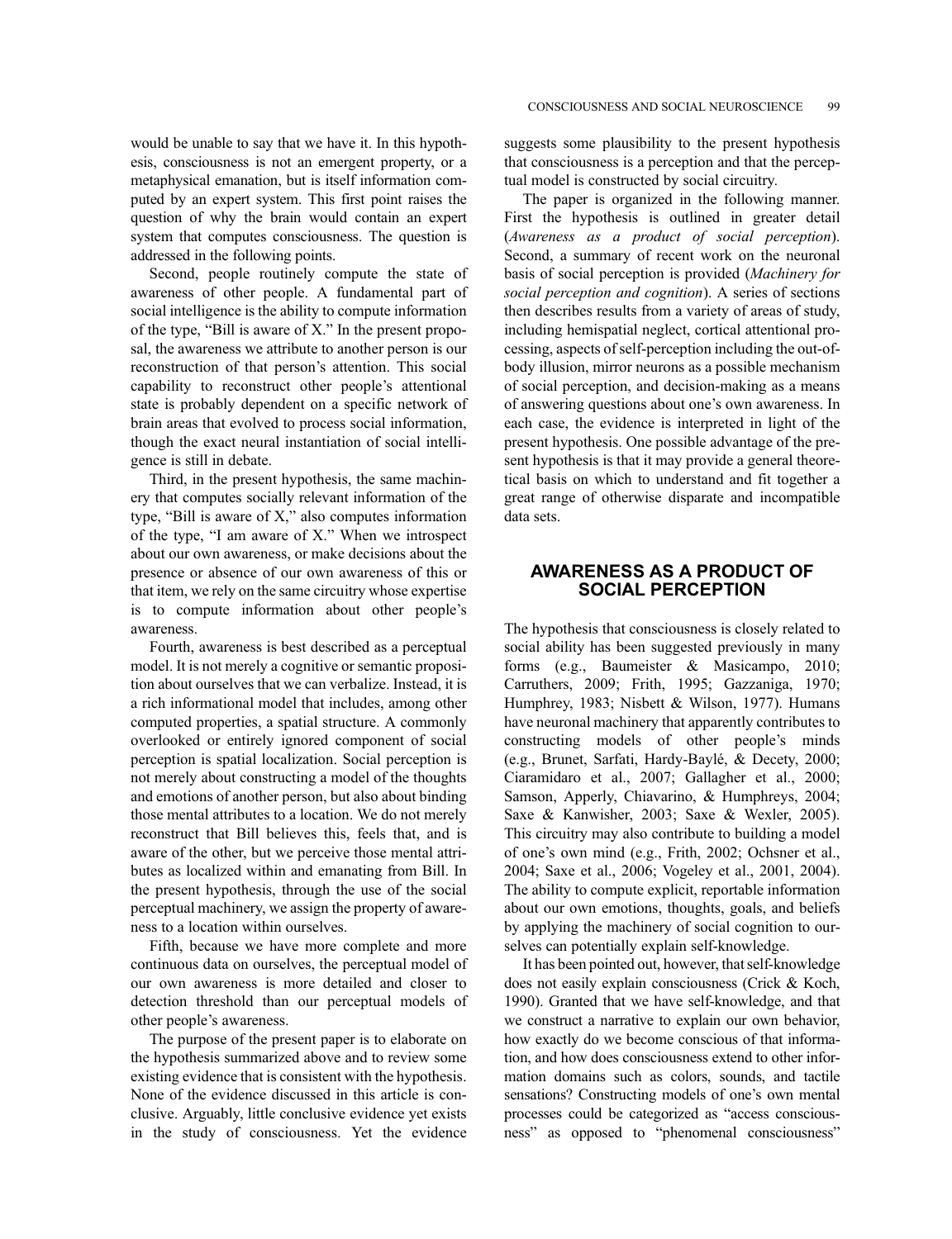would be unable to say that we have it. In this hypothesis, consciousness is not an emergent property, or a metaphysical emanation, but is itself information computed by an expert system. This first point raises the question of why the brain would contain an expert system that computes consciousness. The question is addressed in the following points.

Second, people routinely compute the state of awareness of other people. A fundamental part of social intelligence is the ability to compute information of the type, "Bill is aware of X." In the present proposal, the awareness we attribute to another person is our reconstruction of that person's attention. This social capability to reconstruct other people's attentional state is probably dependent on a specific network of brain areas that evolved to process social information, though the exact neural instantiation of social intelligence is still in debate.

Third, in the present hypothesis, the same machinery that computes socially relevant information of the type, "Bill is aware of X," also computes information of the type, "I am aware of X." When we introspect about our own awareness, or make decisions about the presence or absence of our own awareness of this or that item, we rely on the same circuitry whose expertise is to compute information about other people's awareness.

Fourth, awareness is best described as a perceptual model. It is not merely a cognitive or semantic proposition about ourselves that we can verbalize. Instead, it is a rich informational model that includes, among other computed properties, a spatial structure. A commonly overlooked or entirely ignored component of social perception is spatial localization. Social perception is not merely about constructing a model of the thoughts and emotions of another person, but also about binding those mental attributes to a location. We do not merely reconstruct that Bill believes this, feels that, and is aware of the other, but we perceive those mental attributes as localized within and emanating from Bill. In the present hypothesis, through the use of the social perceptual machinery, we assign the property of awareness to a location within ourselves.

Fifth, because we have more complete and more continuous data on ourselves, the perceptual model of our own awareness is more detailed and closer to detection threshold than our perceptual models of other people's awareness.

The purpose of the present paper is to elaborate on the hypothesis summarized above and to review some existing evidence that is consistent with the hypothesis. None of the evidence discussed in this article is conclusive. Arguably, little conclusive evidence yet exists in the study of consciousness. Yet the evidence suggests some plausibility to the present hypothesis that consciousness is a perception and that the perceptual model is constructed by social circuitry.

The paper is organized in the following manner. First the hypothesis is outlined in greater detail (*Awareness as a product of social perception*). Second, a summary of recent work on the neuronal basis of social perception is provided (*Machinery for social perception and cognition*). A series of sections then describes results from a variety of areas of study, including hemispatial neglect, cortical attentional processing, aspects of self-perception including the out-of-body illusion, mirror neurons as a possible mechanism of social perception, and decision-making as a means of answering questions about one's own awareness. In each case, the evidence is interpreted in light of the present hypothesis. One possible advantage of the present hypothesis is that it may provide a general theoretical basis on which to understand and fit together a great range of otherwise disparate and incompatible data sets.

## AWARENESS AS A PRODUCT OF SOCIAL PERCEPTION

The hypothesis that consciousness is closely related to social ability has been suggested previously in many forms (e.g., Baumeister & Masicampo, 2010; Carruthers, 2009; Frith, 1995; Gazzaniga, 1970; Humphrey, 1983; Nisbett & Wilson, 1977). Humans have neuronal machinery that apparently contributes to constructing models of other people's minds (e.g., Brunet, Sarfati, Hardy-Baylé, & Decety, 2000; Ciaramidaro et al., 2007; Gallagher et al., 2000; Samson, Apperly, Chiavarino, & Humphreys, 2004; Saxe & Kanwisher, 2003; Saxe & Wexler, 2005). This circuitry may also contribute to building a model of one's own mind (e.g., Frith, 2002; Ochsner et al., 2004; Saxe et al., 2006; Vogeley et al., 2001, 2004). The ability to compute explicit, reportable information about our own emotions, thoughts, goals, and beliefs by applying the machinery of social cognition to ourselves can potentially explain self-knowledge.

It has been pointed out, however, that self-knowledge does not easily explain consciousness (Crick & Koch, 1990). Granted that we have self-knowledge, and that we construct a narrative to explain our own behavior, how exactly do we become conscious of that information, and how does consciousness extend to other information domains such as colors, sounds, and tactile sensations? Constructing models of one's own mental processes could be categorized as "access consciousness" as opposed to "phenomenal consciousness"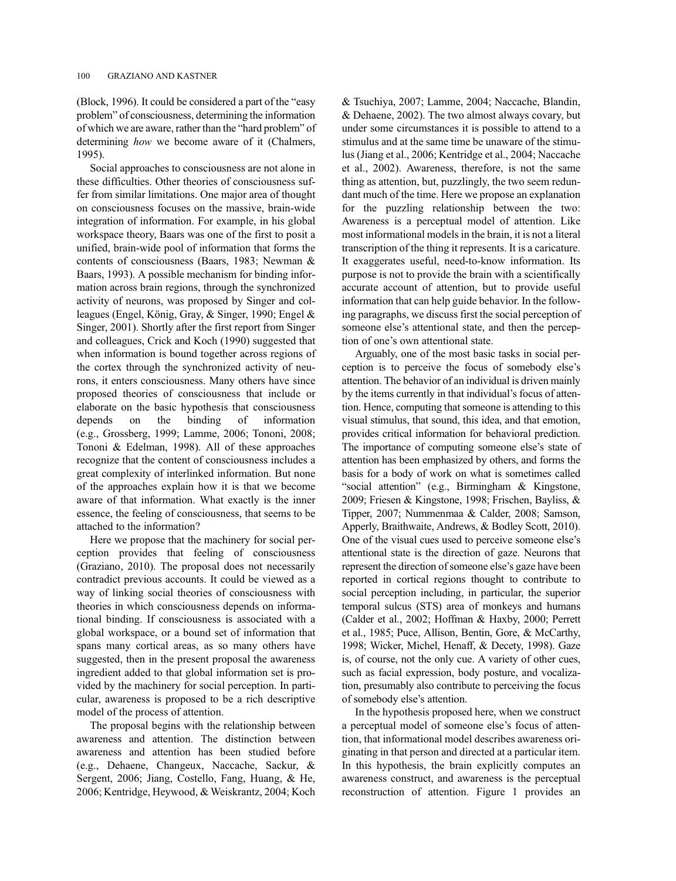(Block, 1996). It could be considered a part of the "easy problem" of consciousness, determining the information of which we are aware, rather than the "hard problem" of determining *how* we become aware of it (Chalmers, 1995).

Social approaches to consciousness are not alone in these difficulties. Other theories of consciousness suffer from similar limitations. One major area of thought on consciousness focuses on the massive, brain-wide integration of information. For example, in his global workspace theory, Baars was one of the first to posit a unified, brain-wide pool of information that forms the contents of consciousness (Baars, 1983; Newman & Baars, 1993). A possible mechanism for binding information across brain regions, through the synchronized activity of neurons, was proposed by Singer and colleagues (Engel, König, Gray, & Singer, 1990; Engel & Singer, 2001). Shortly after the first report from Singer and colleagues, Crick and Koch (1990) suggested that when information is bound together across regions of the cortex through the synchronized activity of neurons, it enters consciousness. Many others have since proposed theories of consciousness that include or elaborate on the basic hypothesis that consciousness depends on the binding of information (e.g., Grossberg, 1999; Lamme, 2006; Tononi, 2008; Tononi & Edelman, 1998). All of these approaches recognize that the content of consciousness includes a great complexity of interlinked information. But none of the approaches explain how it is that we become aware of that information. What exactly is the inner essence, the feeling of consciousness, that seems to be attached to the information?

Here we propose that the machinery for social perception provides that feeling of consciousness (Graziano, 2010). The proposal does not necessarily contradict previous accounts. It could be viewed as a way of linking social theories of consciousness with theories in which consciousness depends on informational binding. If consciousness is associated with a global workspace, or a bound set of information that spans many cortical areas, as so many others have suggested, then in the present proposal the awareness ingredient added to that global information set is provided by the machinery for social perception. In particular, awareness is proposed to be a rich descriptive model of the process of attention.

The proposal begins with the relationship between awareness and attention. The distinction between awareness and attention has been studied before (e.g., Dehaene, Changeux, Naccache, Sackur, & Sergent, 2006; Jiang, Costello, Fang, Huang, & He, 2006; Kentridge, Heywood, & Weiskrantz, 2004; Koch & Tsuchiya, 2007; Lamme, 2004; Naccache, Blandin, & Dehaene, 2002). The two almost always covary, but under some circumstances it is possible to attend to a stimulus and at the same time be unaware of the stimulus (Jiang et al., 2006; Kentridge et al., 2004; Naccache et al., 2002). Awareness, therefore, is not the same thing as attention, but, puzzlingly, the two seem redundant much of the time. Here we propose an explanation for the puzzling relationship between the two: Awareness is a perceptual model of attention. Like most informational models in the brain, it is not a literal transcription of the thing it represents. It is a caricature. It exaggerates useful, need-to-know information. Its purpose is not to provide the brain with a scientifically accurate account of attention, but to provide useful information that can help guide behavior. In the following paragraphs, we discuss first the social perception of someone else's attentional state, and then the perception of one's own attentional state.

Arguably, one of the most basic tasks in social perception is to perceive the focus of somebody else's attention. The behavior of an individual is driven mainly by the items currently in that individual's focus of attention. Hence, computing that someone is attending to this visual stimulus, that sound, this idea, and that emotion, provides critical information for behavioral prediction. The importance of computing someone else's state of attention has been emphasized by others, and forms the basis for a body of work on what is sometimes called "social attention" (e.g., Birmingham & Kingstone, 2009; Friesen & Kingstone, 1998; Frischen, Bayliss, & Tipper, 2007; Nummenmaa & Calder, 2008; Samson, Apperly, Braithwaite, Andrews, & Bodley Scott, 2010). One of the visual cues used to perceive someone else's attentional state is the direction of gaze. Neurons that represent the direction of someone else's gaze have been reported in cortical regions thought to contribute to social perception including, in particular, the superior temporal sulcus (STS) area of monkeys and humans (Calder et al., 2002; Hoffman & Haxby, 2000; Perrett et al., 1985; Puce, Allison, Bentin, Gore, & McCarthy, 1998; Wicker, Michel, Henaff, & Decety, 1998). Gaze is, of course, not the only cue. A variety of other cues, such as facial expression, body posture, and vocalization, presumably also contribute to perceiving the focus of somebody else's attention.

In the hypothesis proposed here, when we construct a perceptual model of someone else's focus of attention, that informational model describes awareness originating in that person and directed at a particular item. In this hypothesis, the brain explicitly computes an awareness construct, and awareness is the perceptual reconstruction of attention. Figure 1 provides an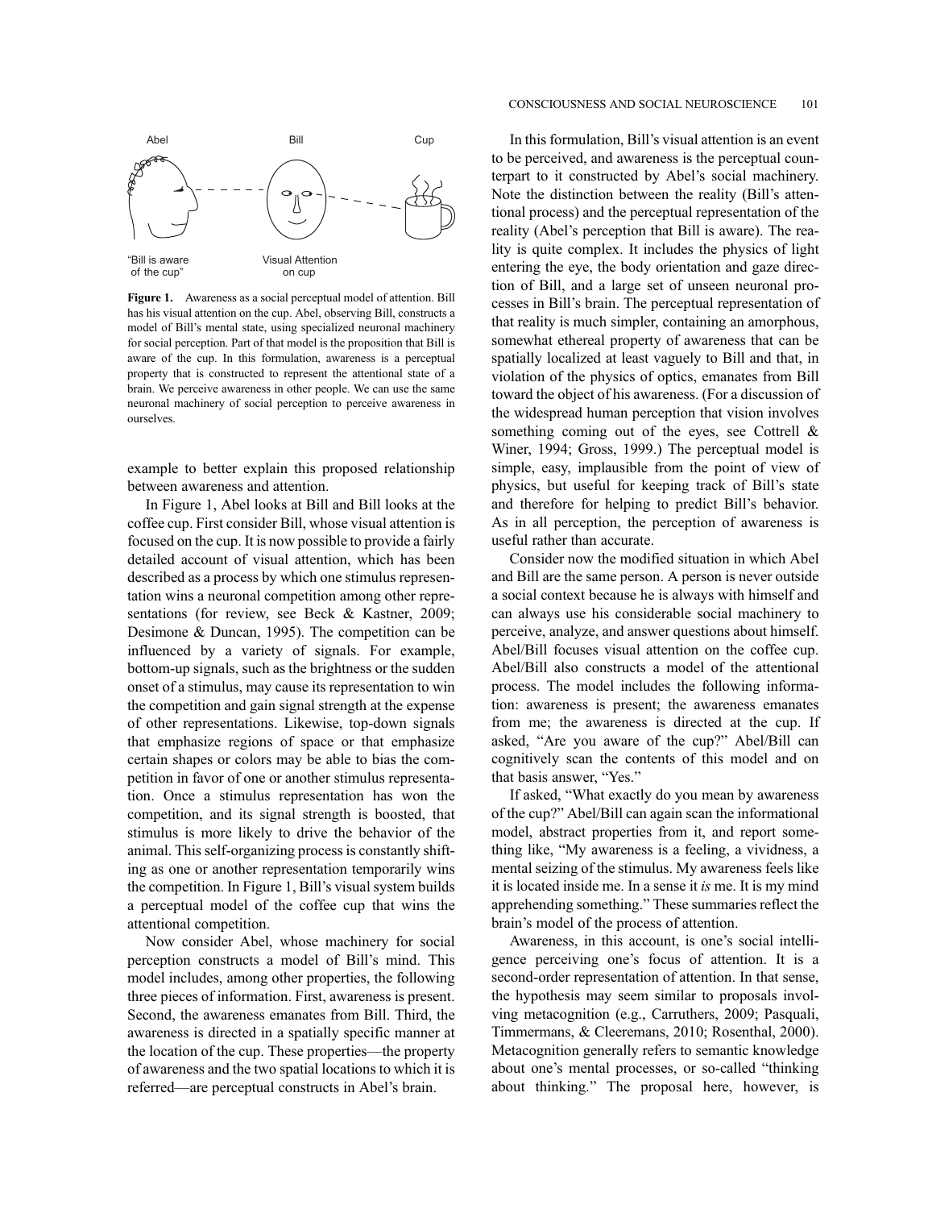Abel

Bill

Cup

"Bill is aware of the cup"

Visual Attention on cup

**Figure 1.** Awareness as a social perceptual model of attention. Bill has his visual attention on the cup. Abel, observing Bill, constructs a model of Bill's mental state, using specialized neuronal machinery for social perception. Part of that model is the proposition that Bill is aware of the cup. In this formulation, awareness is a perceptual property that is constructed to represent the attentional state of a brain. We perceive awareness in other people. We can use the same neuronal machinery of social perception to perceive awareness in ourselves.

example to better explain this proposed relationship between awareness and attention.

In Figure 1, Abel looks at Bill and Bill looks at the coffee cup. First consider Bill, whose visual attention is focused on the cup. It is now possible to provide a fairly detailed account of visual attention, which has been described as a process by which one stimulus representation wins a neuronal competition among other representations (for review, see Beck & Kastner, 2009; Desimone & Duncan, 1995). The competition can be influenced by a variety of signals. For example, bottom-up signals, such as the brightness or the sudden onset of a stimulus, may cause its representation to win the competition and gain signal strength at the expense of other representations. Likewise, top-down signals that emphasize regions of space or that emphasize certain shapes or colors may be able to bias the competition in favor of one or another stimulus representation. Once a stimulus representation has won the competition, and its signal strength is boosted, that stimulus is more likely to drive the behavior of the animal. This self-organizing process is constantly shifting as one or another representation temporarily wins the competition. In Figure 1, Bill's visual system builds a perceptual model of the coffee cup that wins the attentional competition.

Now consider Abel, whose machinery for social perception constructs a model of Bill's mind. This model includes, among other properties, the following three pieces of information. First, awareness is present. Second, the awareness emanates from Bill. Third, the awareness is directed in a spatially specific manner at the location of the cup. These properties—the property of awareness and the two spatial locations to which it is referred—are perceptual constructs in Abel's brain.

In this formulation, Bill's visual attention is an event to be perceived, and awareness is the perceptual counterpart to it constructed by Abel's social machinery. Note the distinction between the reality (Bill's attentional process) and the perceptual representation of the reality (Abel's perception that Bill is aware). The reality is quite complex. It includes the physics of light entering the eye, the body orientation and gaze direction of Bill, and a large set of unseen neuronal processes in Bill's brain. The perceptual representation of that reality is much simpler, containing an amorphous, somewhat ethereal property of awareness that can be spatially localized at least vaguely to Bill and that, in violation of the physics of optics, emanates from Bill toward the object of his awareness. (For a discussion of the widespread human perception that vision involves something coming out of the eyes, see Cottrell & Winer, 1994; Gross, 1999.) The perceptual model is simple, easy, implausible from the point of view of physics, but useful for keeping track of Bill's state and therefore for helping to predict Bill's behavior. As in all perception, the perception of awareness is useful rather than accurate.

Consider now the modified situation in which Abel and Bill are the same person. A person is never outside a social context because he is always with himself and can always use his considerable social machinery to perceive, analyze, and answer questions about himself. Abel/Bill focuses visual attention on the coffee cup. Abel/Bill also constructs a model of the attentional process. The model includes the following information: awareness is present; the awareness emanates from me; the awareness is directed at the cup. If asked, "Are you aware of the cup?" Abel/Bill can cognitively scan the contents of this model and on that basis answer, "Yes."

If asked, "What exactly do you mean by awareness of the cup?" Abel/Bill can again scan the informational model, abstract properties from it, and report something like, "My awareness is a feeling, a vividness, a mental seizing of the stimulus. My awareness feels like it is located inside me. In a sense it *is* me. It is my mind apprehending something." These summaries reflect the brain's model of the process of attention.

Awareness, in this account, is one's social intelligence perceiving one's focus of attention. It is a second-order representation of attention. In that sense, the hypothesis may seem similar to proposals involving metacognition (e.g., Carruthers, 2009; Pasquali, Timmermans, & Cleeremans, 2010; Rosenthal, 2000). Metacognition generally refers to semantic knowledge about one's mental processes, or so-called "thinking about thinking." The proposal here, however, is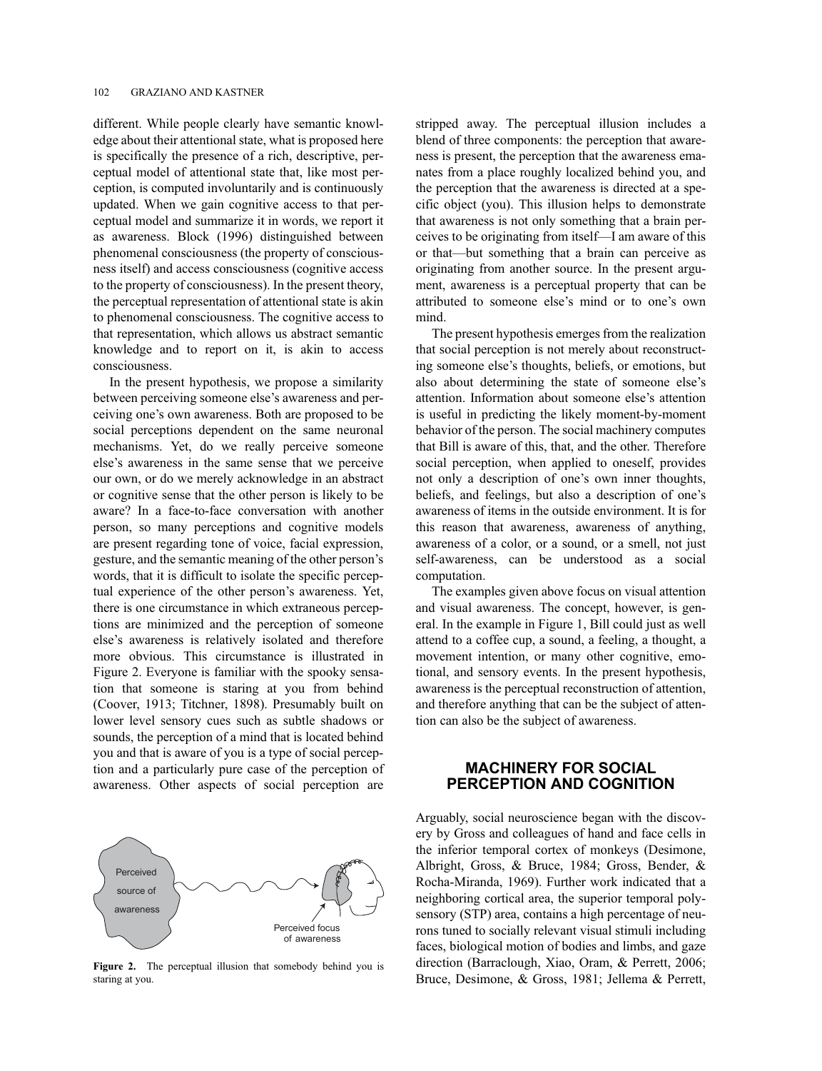different. While people clearly have semantic knowledge about their attentional state, what is proposed here is specifically the presence of a rich, descriptive, perceptual model of attentional state that, like most perception, is computed involuntarily and is continuously updated. When we gain cognitive access to that perceptual model and summarize it in words, we report it as awareness. Block (1996) distinguished between phenomenal consciousness (the property of consciousness itself) and access consciousness (cognitive access to the property of consciousness). In the present theory, the perceptual representation of attentional state is akin to phenomenal consciousness. The cognitive access to that representation, which allows us abstract semantic knowledge and to report on it, is akin to access consciousness.

In the present hypothesis, we propose a similarity between perceiving someone else's awareness and perceiving one's own awareness. Both are proposed to be social perceptions dependent on the same neuronal mechanisms. Yet, do we really perceive someone else's awareness in the same sense that we perceive our own, or do we merely acknowledge in an abstract or cognitive sense that the other person is likely to be aware? In a face-to-face conversation with another person, so many perceptions and cognitive models are present regarding tone of voice, facial expression, gesture, and the semantic meaning of the other person's words, that it is difficult to isolate the specific perceptual experience of the other person's awareness. Yet, there is one circumstance in which extraneous perceptions are minimized and the perception of someone else's awareness is relatively isolated and therefore more obvious. This circumstance is illustrated in Figure 2. Everyone is familiar with the spooky sensation that someone is staring at you from behind (Coover, 1913; Titchner, 1898). Presumably built on lower level sensory cues such as subtle shadows or sounds, the perception of a mind that is located behind you and that is aware of you is a type of social perception and a particularly pure case of the perception of awareness. Other aspects of social perception are stripped away. The perceptual illusion includes a blend of three components: the perception that awareness is present, the perception that the awareness emanates from a place roughly localized behind you, and the perception that the awareness is directed at a specific object (you). This illusion helps to demonstrate that awareness is not only something that a brain perceives to be originating from itself—I am aware of this or that—but something that a brain can perceive as originating from another source. In the present argument, awareness is a perceptual property that can be attributed to someone else's mind or to one's own mind.

**Figure 2.** The perceptual illusion that somebody behind you is staring at you.

The present hypothesis emerges from the realization that social perception is not merely about reconstructing someone else's thoughts, beliefs, or emotions, but also about determining the state of someone else's attention. Information about someone else's attention is useful in predicting the likely moment-by-moment behavior of the person. The social machinery computes that Bill is aware of this, that, and the other. Therefore social perception, when applied to oneself, provides not only a description of one's own inner thoughts, beliefs, and feelings, but also a description of one's awareness of items in the outside environment. It is for this reason that awareness, awareness of anything, awareness of a color, or a sound, or a smell, not just self-awareness, can be understood as a social computation.

The examples given above focus on visual attention and visual awareness. The concept, however, is general. In the example in Figure 1, Bill could just as well attend to a coffee cup, a sound, a feeling, a thought, a movement intention, or many other cognitive, emotional, and sensory events. In the present hypothesis, awareness is the perceptual reconstruction of attention, and therefore anything that can be the subject of attention can also be the subject of awareness.

## MACHINERY FOR SOCIAL PERCEPTION AND COGNITION

Arguably, social neuroscience began with the discovery by Gross and colleagues of hand and face cells in the inferior temporal cortex of monkeys (Desimone, Albright, Gross, & Bruce, 1984; Gross, Bender, & Rocha-Miranda, 1969). Further work indicated that a neighboring cortical area, the superior temporal polysensory (STP) area, contains a high percentage of neurons tuned to socially relevant visual stimuli including faces, biological motion of bodies and limbs, and gaze direction (Barraclough, Xiao, Oram, & Perrett, 2006; Bruce, Desimone, & Gross, 1981; Jellema & Perrett,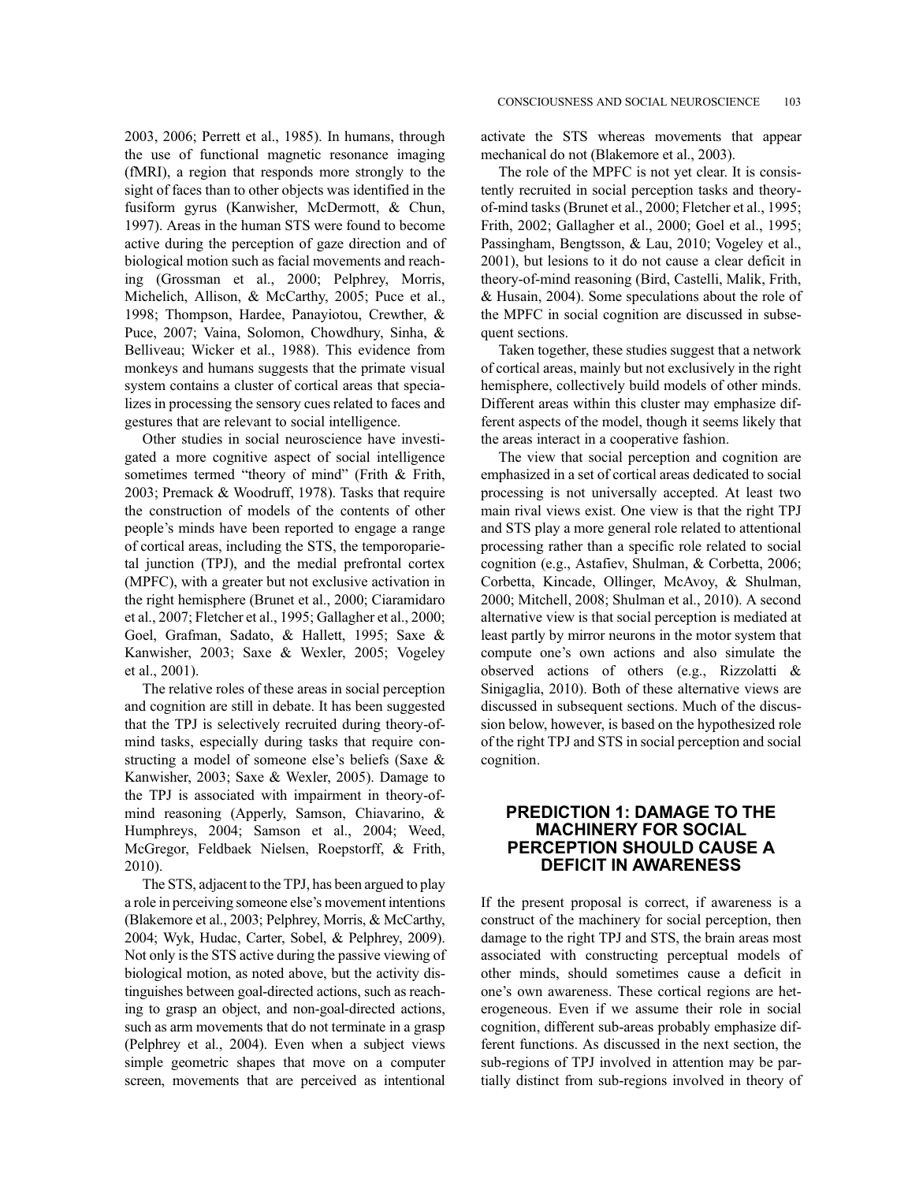2003, 2006; Perrett et al., 1985). In humans, through the use of functional magnetic resonance imaging (fMRI), a region that responds more strongly to the sight of faces than to other objects was identified in the fusiform gyrus (Kanwisher, McDermott, & Chun, 1997). Areas in the human STS were found to become active during the perception of gaze direction and of biological motion such as facial movements and reaching (Grossman et al., 2000; Pelphrey, Morris, Michelich, Allison, & McCarthy, 2005; Puce et al., 1998; Thompson, Hardee, Panayiotou, Crewther, & Puce, 2007; Vaina, Solomon, Chowdhury, Sinha, & Belliveau; Wicker et al., 1988). This evidence from monkeys and humans suggests that the primate visual system contains a cluster of cortical areas that specializes in processing the sensory cues related to faces and gestures that are relevant to social intelligence.

Other studies in social neuroscience have investigated a more cognitive aspect of social intelligence sometimes termed "theory of mind" (Frith & Frith, 2003; Premack & Woodruff, 1978). Tasks that require the construction of models of the contents of other people's minds have been reported to engage a range of cortical areas, including the STS, the temporoparietal junction (TPJ), and the medial prefrontal cortex (MPFC), with a greater but not exclusive activation in the right hemisphere (Brunet et al., 2000; Ciaramidaro et al., 2007; Fletcher et al., 1995; Gallagher et al., 2000; Goel, Grafman, Sadato, & Hallett, 1995; Saxe & Kanwisher, 2003; Saxe & Wexler, 2005; Vogeley et al., 2001).

The relative roles of these areas in social perception and cognition are still in debate. It has been suggested that the TPJ is selectively recruited during theory-of-mind tasks, especially during tasks that require constructing a model of someone else's beliefs (Saxe & Kanwisher, 2003; Saxe & Wexler, 2005). Damage to the TPJ is associated with impairment in theory-of-mind reasoning (Apperly, Samson, Chiavarino, & Humphreys, 2004; Samson et al., 2004; Weed, McGregor, Feldbaek Nielsen, Roepstorff, & Frith, 2010).

The STS, adjacent to the TPJ, has been argued to play a role in perceiving someone else's movement intentions (Blakemore et al., 2003; Pelphrey, Morris, & McCarthy, 2004; Wyk, Hudac, Carter, Sobel, & Pelphrey, 2009). Not only is the STS active during the passive viewing of biological motion, as noted above, but the activity distinguishes between goal-directed actions, such as reaching to grasp an object, and non-goal-directed actions, such as arm movements that do not terminate in a grasp (Pelphrey et al., 2004). Even when a subject views simple geometric shapes that move on a computer screen, movements that are perceived as intentional activate the STS whereas movements that appear mechanical do not (Blakemore et al., 2003).

The role of the MPFC is not yet clear. It is consistently recruited in social perception tasks and theory-of-mind tasks (Brunet et al., 2000; Fletcher et al., 1995; Frith, 2002; Gallagher et al., 2000; Goel et al., 1995; Passingham, Bengtsson, & Lau, 2010; Vogeley et al., 2001), but lesions to it do not cause a clear deficit in theory-of-mind reasoning (Bird, Castelli, Malik, Frith, & Husain, 2004). Some speculations about the role of the MPFC in social cognition are discussed in subsequent sections.

Taken together, these studies suggest that a network of cortical areas, mainly but not exclusively in the right hemisphere, collectively build models of other minds. Different areas within this cluster may emphasize different aspects of the model, though it seems likely that the areas interact in a cooperative fashion.

The view that social perception and cognition are emphasized in a set of cortical areas dedicated to social processing is not universally accepted. At least two main rival views exist. One view is that the right TPJ and STS play a more general role related to attentional processing rather than a specific role related to social cognition (e.g., Astafiev, Shulman, & Corbetta, 2006; Corbetta, Kincade, Ollinger, McAvoy, & Shulman, 2000; Mitchell, 2008; Shulman et al., 2010). A second alternative view is that social perception is mediated at least partly by mirror neurons in the motor system that compute one's own actions and also simulate the observed actions of others (e.g., Rizzolatti & Sinigaglia, 2010). Both of these alternative views are discussed in subsequent sections. Much of the discussion below, however, is based on the hypothesized role of the right TPJ and STS in social perception and social cognition.

## PREDICTION 1: DAMAGE TO THE MACHINERY FOR SOCIAL PERCEPTION SHOULD CAUSE A DEFICIT IN AWARENESS

If the present proposal is correct, if awareness is a construct of the machinery for social perception, then damage to the right TPJ and STS, the brain areas most associated with constructing perceptual models of other minds, should sometimes cause a deficit in one's own awareness. These cortical regions are heterogeneous. Even if we assume their role in social cognition, different sub-areas probably emphasize different functions. As discussed in the next section, the sub-regions of TPJ involved in attention may be partially distinct from sub-regions involved in theory of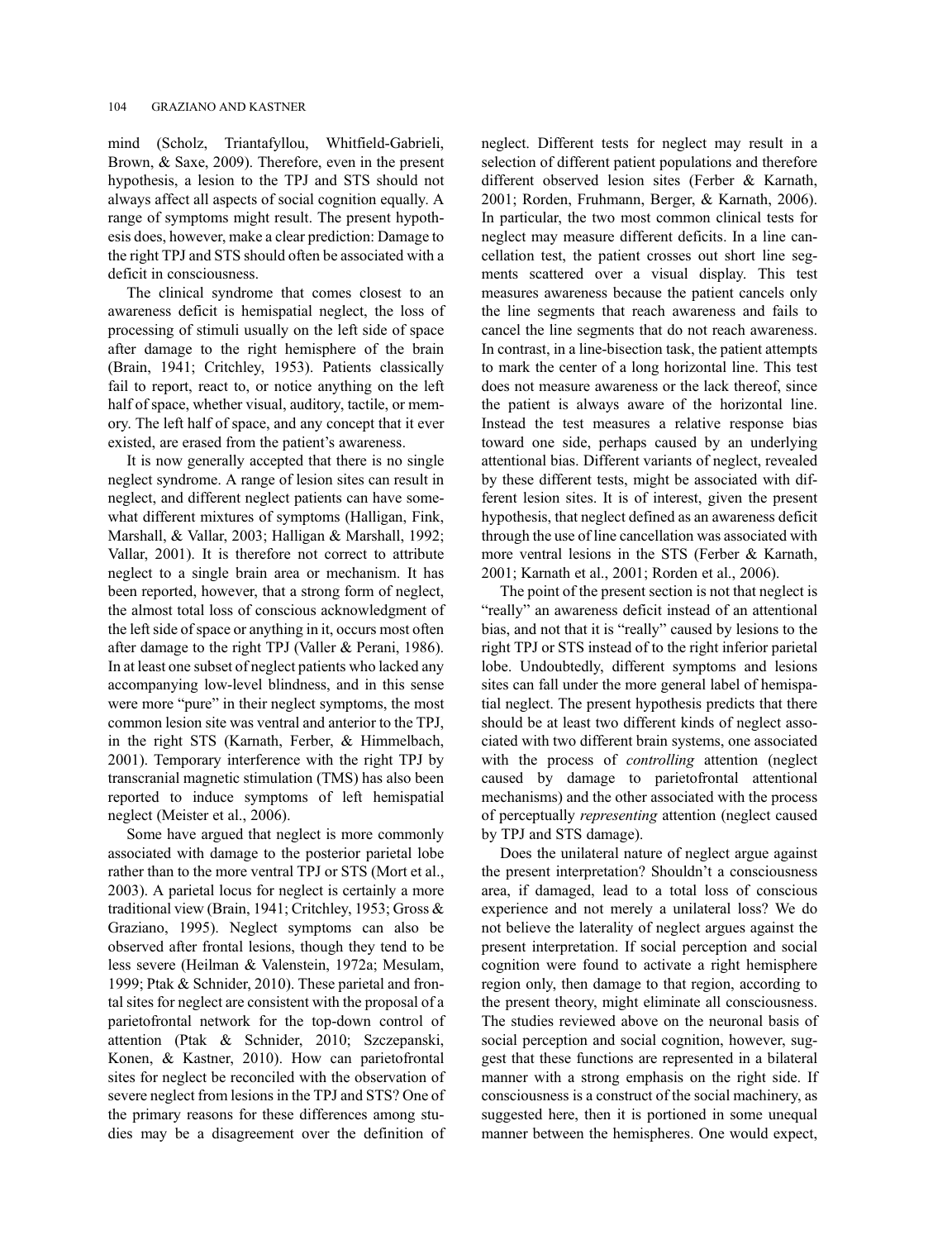mind (Scholz, Triantafyllou, Whitfield-Gabrieli, Brown, & Saxe, 2009). Therefore, even in the present hypothesis, a lesion to the TPJ and STS should not always affect all aspects of social cognition equally. A range of symptoms might result. The present hypothesis does, however, make a clear prediction: Damage to the right TPJ and STS should often be associated with a deficit in consciousness.

The clinical syndrome that comes closest to an awareness deficit is hemispatial neglect, the loss of processing of stimuli usually on the left side of space after damage to the right hemisphere of the brain (Brain, 1941; Critchley, 1953). Patients classically fail to report, react to, or notice anything on the left half of space, whether visual, auditory, tactile, or memory. The left half of space, and any concept that it ever existed, are erased from the patient's awareness.

It is now generally accepted that there is no single neglect syndrome. A range of lesion sites can result in neglect, and different neglect patients can have somewhat different mixtures of symptoms (Halligan, Fink, Marshall, & Vallar, 2003; Halligan & Marshall, 1992; Vallar, 2001). It is therefore not correct to attribute neglect to a single brain area or mechanism. It has been reported, however, that a strong form of neglect, the almost total loss of conscious acknowledgment of the left side of space or anything in it, occurs most often after damage to the right TPJ (Valler & Perani, 1986). In at least one subset of neglect patients who lacked any accompanying low-level blindness, and in this sense were more "pure" in their neglect symptoms, the most common lesion site was ventral and anterior to the TPJ, in the right STS (Karnath, Ferber, & Himmelbach, 2001). Temporary interference with the right TPJ by transcranial magnetic stimulation (TMS) has also been reported to induce symptoms of left hemispatial neglect (Meister et al., 2006).

Some have argued that neglect is more commonly associated with damage to the posterior parietal lobe rather than to the more ventral TPJ or STS (Mort et al., 2003). A parietal locus for neglect is certainly a more traditional view (Brain, 1941; Critchley, 1953; Gross & Graziano, 1995). Neglect symptoms can also be observed after frontal lesions, though they tend to be less severe (Heilman & Valenstein, 1972a; Mesulam, 1999; Ptak & Schnider, 2010). These parietal and frontal sites for neglect are consistent with the proposal of a parietofrontal network for the top-down control of attention (Ptak & Schnider, 2010; Szczepanski, Konen, & Kastner, 2010). How can parietofrontal sites for neglect be reconciled with the observation of severe neglect from lesions in the TPJ and STS? One of the primary reasons for these differences among studies may be a disagreement over the definition of neglect. Different tests for neglect may result in a selection of different patient populations and therefore different observed lesion sites (Ferber & Karnath, 2001; Rorden, Fruhmann, Berger, & Karnath, 2006). In particular, the two most common clinical tests for neglect may measure different deficits. In a line cancellation test, the patient crosses out short line segments scattered over a visual display. This test measures awareness because the patient cancels only the line segments that reach awareness and fails to cancel the line segments that do not reach awareness. In contrast, in a line-bisection task, the patient attempts to mark the center of a long horizontal line. This test does not measure awareness or the lack thereof, since the patient is always aware of the horizontal line. Instead the test measures a relative response bias toward one side, perhaps caused by an underlying attentional bias. Different variants of neglect, revealed by these different tests, might be associated with different lesion sites. It is of interest, given the present hypothesis, that neglect defined as an awareness deficit through the use of line cancellation was associated with more ventral lesions in the STS (Ferber & Karnath, 2001; Karnath et al., 2001; Rorden et al., 2006).

The point of the present section is not that neglect is "really" an awareness deficit instead of an attentional bias, and not that it is "really" caused by lesions to the right TPJ or STS instead of to the right inferior parietal lobe. Undoubtedly, different symptoms and lesions sites can fall under the more general label of hemispatial neglect. The present hypothesis predicts that there should be at least two different kinds of neglect associated with two different brain systems, one associated with the process of *controlling* attention (neglect caused by damage to parietofrontal attentional mechanisms) and the other associated with the process of perceptually *representing* attention (neglect caused by TPJ and STS damage).

Does the unilateral nature of neglect argue against the present interpretation? Shouldn't a consciousness area, if damaged, lead to a total loss of conscious experience and not merely a unilateral loss? We do not believe the laterality of neglect argues against the present interpretation. If social perception and social cognition were found to activate a right hemisphere region only, then damage to that region, according to the present theory, might eliminate all consciousness. The studies reviewed above on the neuronal basis of social perception and social cognition, however, suggest that these functions are represented in a bilateral manner with a strong emphasis on the right side. If consciousness is a construct of the social machinery, as suggested here, then it is portioned in some unequal manner between the hemispheres. One would expect,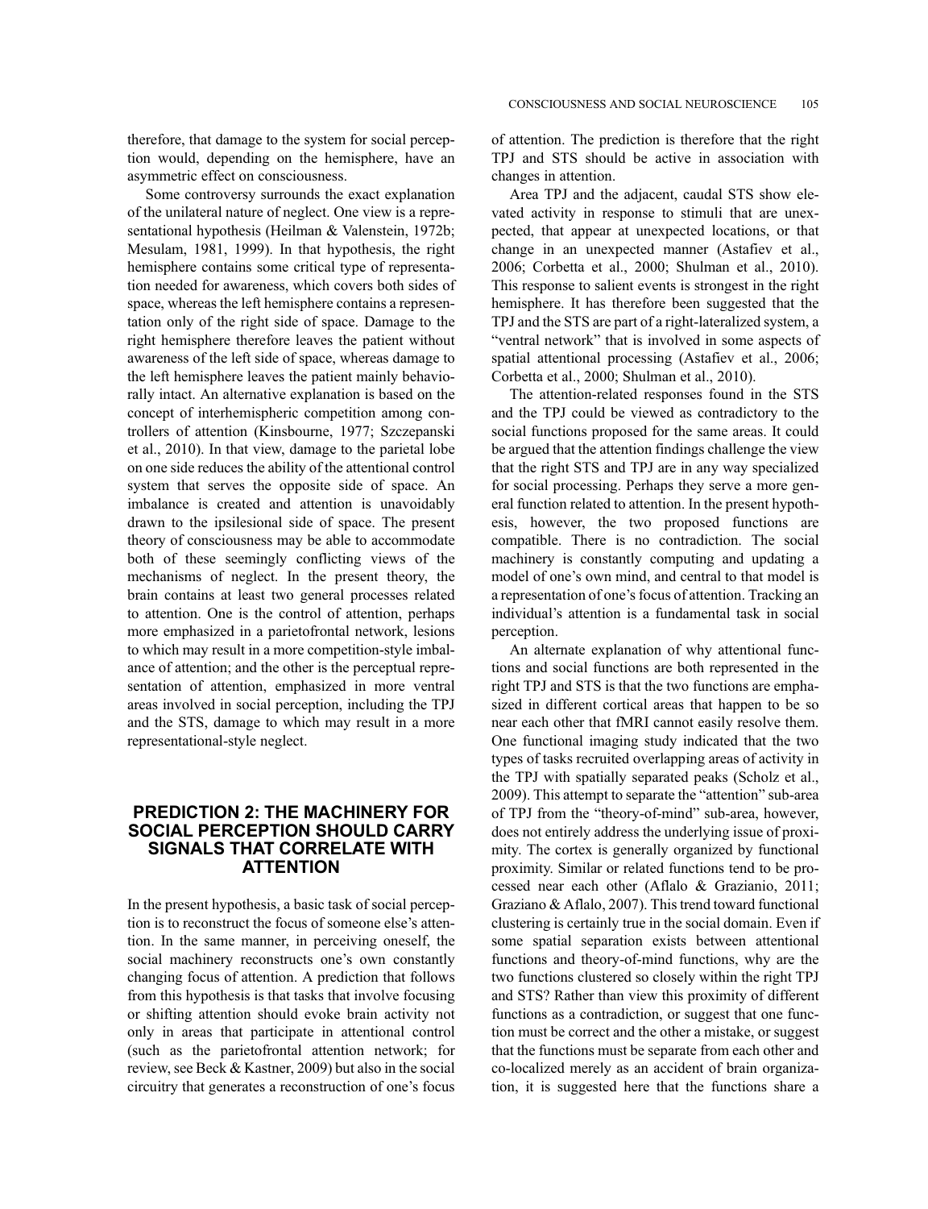therefore, that damage to the system for social perception would, depending on the hemisphere, have an asymmetric effect on consciousness.

Some controversy surrounds the exact explanation of the unilateral nature of neglect. One view is a representational hypothesis (Heilman & Valenstein, 1972b; Mesulam, 1981, 1999). In that hypothesis, the right hemisphere contains some critical type of representation needed for awareness, which covers both sides of space, whereas the left hemisphere contains a representation only of the right side of space. Damage to the right hemisphere therefore leaves the patient without awareness of the left side of space, whereas damage to the left hemisphere leaves the patient mainly behaviorally intact. An alternative explanation is based on the concept of interhemispheric competition among controllers of attention (Kinsbourne, 1977; Szczepanski et al., 2010). In that view, damage to the parietal lobe on one side reduces the ability of the attentional control system that serves the opposite side of space. An imbalance is created and attention is unavoidably drawn to the ipsilesional side of space. The present theory of consciousness may be able to accommodate both of these seemingly conflicting views of the mechanisms of neglect. In the present theory, the brain contains at least two general processes related to attention. One is the control of attention, perhaps more emphasized in a parietofrontal network, lesions to which may result in a more competition-style imbalance of attention; and the other is the perceptual representation of attention, emphasized in more ventral areas involved in social perception, including the TPJ and the STS, damage to which may result in a more representational-style neglect.

## PREDICTION 2: THE MACHINERY FOR SOCIAL PERCEPTION SHOULD CARRY SIGNALS THAT CORRELATE WITH ATTENTION

In the present hypothesis, a basic task of social perception is to reconstruct the focus of someone else's attention. In the same manner, in perceiving oneself, the social machinery reconstructs one's own constantly changing focus of attention. A prediction that follows from this hypothesis is that tasks that involve focusing or shifting attention should evoke brain activity not only in areas that participate in attentional control (such as the parietofrontal attention network; for review, see Beck & Kastner, 2009) but also in the social circuitry that generates a reconstruction of one's focus of attention. The prediction is therefore that the right TPJ and STS should be active in association with changes in attention.

Area TPJ and the adjacent, caudal STS show elevated activity in response to stimuli that are unexpected, that appear at unexpected locations, or that change in an unexpected manner (Astafiev et al., 2006; Corbetta et al., 2000; Shulman et al., 2010). This response to salient events is strongest in the right hemisphere. It has therefore been suggested that the TPJ and the STS are part of a right-lateralized system, a "ventral network" that is involved in some aspects of spatial attentional processing (Astafiev et al., 2006; Corbetta et al., 2000; Shulman et al., 2010).

The attention-related responses found in the STS and the TPJ could be viewed as contradictory to the social functions proposed for the same areas. It could be argued that the attention findings challenge the view that the right STS and TPJ are in any way specialized for social processing. Perhaps they serve a more general function related to attention. In the present hypothesis, however, the two proposed functions are compatible. There is no contradiction. The social machinery is constantly computing and updating a model of one's own mind, and central to that model is a representation of one's focus of attention. Tracking an individual's attention is a fundamental task in social perception.

An alternate explanation of why attentional functions and social functions are both represented in the right TPJ and STS is that the two functions are emphasized in different cortical areas that happen to be so near each other that fMRI cannot easily resolve them. One functional imaging study indicated that the two types of tasks recruited overlapping areas of activity in the TPJ with spatially separated peaks (Scholz et al., 2009). This attempt to separate the "attention" sub-area of TPJ from the "theory-of-mind" sub-area, however, does not entirely address the underlying issue of proximity. The cortex is generally organized by functional proximity. Similar or related functions tend to be processed near each other (Aflalo & Graziano, 2011; Graziano & Aflalo, 2007). This trend toward functional clustering is certainly true in the social domain. Even if some spatial separation exists between attentional functions and theory-of-mind functions, why are the two functions clustered so closely within the right TPJ and STS? Rather than view this proximity of different functions as a contradiction, or suggest that one function must be correct and the other a mistake, or suggest that the functions must be separate from each other and co-localized merely as an accident of brain organization, it is suggested here that the functions share a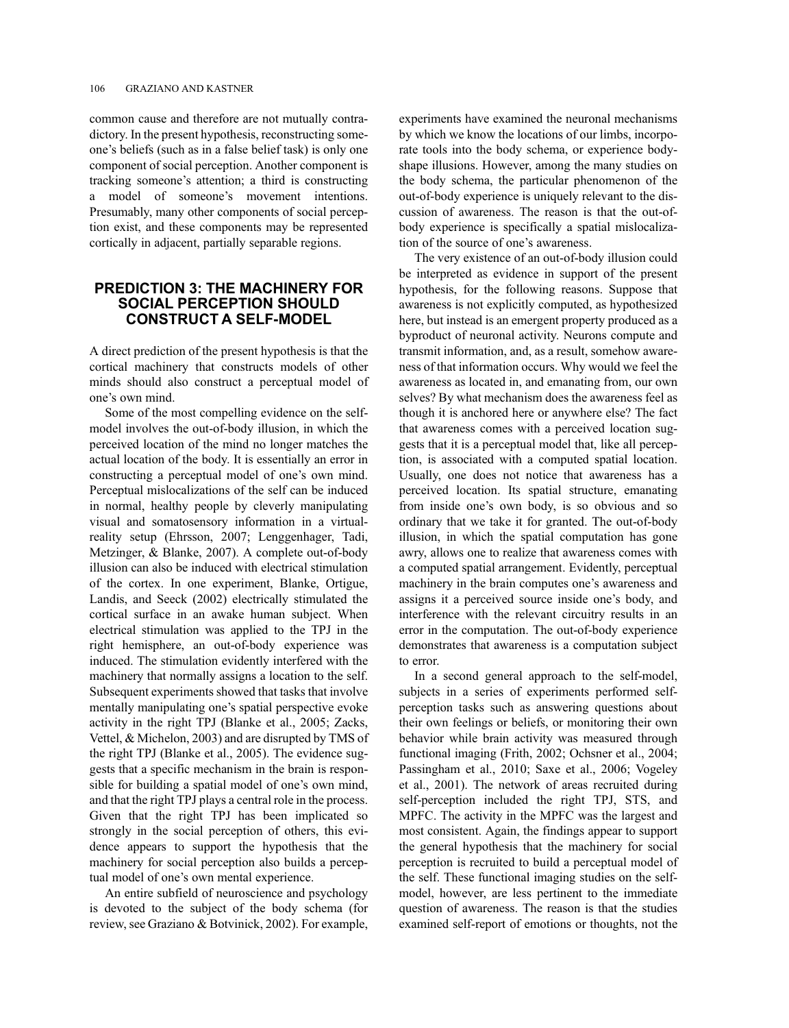common cause and therefore are not mutually contradictory. In the present hypothesis, reconstructing someone's beliefs (such as in a false belief task) is only one component of social perception. Another component is tracking someone's attention; a third is constructing a model of someone's movement intentions. Presumably, many other components of social perception exist, and these components may be represented cortically in adjacent, partially separable regions.

## PREDICTION 3: THE MACHINERY FOR SOCIAL PERCEPTION SHOULD CONSTRUCT A SELF-MODEL

A direct prediction of the present hypothesis is that the cortical machinery that constructs models of other minds should also construct a perceptual model of one's own mind.

Some of the most compelling evidence on the self-model involves the out-of-body illusion, in which the perceived location of the mind no longer matches the actual location of the body. It is essentially an error in constructing a perceptual model of one's own mind. Perceptual mislocalizations of the self can be induced in normal, healthy people by cleverly manipulating visual and somatosensory information in a virtual-reality setup (Ehrsson, 2007; Lenggenhager, Tadi, Metzinger, & Blanke, 2007). A complete out-of-body illusion can also be induced with electrical stimulation of the cortex. In one experiment, Blanke, Ortigue, Landis, and Seeck (2002) electrically stimulated the cortical surface in an awake human subject. When electrical stimulation was applied to the TPJ in the right hemisphere, an out-of-body experience was induced. The stimulation evidently interfered with the machinery that normally assigns a location to the self. Subsequent experiments showed that tasks that involve mentally manipulating one's spatial perspective evoke activity in the right TPJ (Blanke et al., 2005; Zacks, Vettel, & Michelon, 2003) and are disrupted by TMS of the right TPJ (Blanke et al., 2005). The evidence suggests that a specific mechanism in the brain is responsible for building a spatial model of one's own mind, and that the right TPJ plays a central role in the process. Given that the right TPJ has been implicated so strongly in the social perception of others, this evidence appears to support the hypothesis that the machinery for social perception also builds a perceptual model of one's own mental experience.

An entire subfield of neuroscience and psychology is devoted to the subject of the body schema (for review, see Graziano & Botvinick, 2002). For example, experiments have examined the neuronal mechanisms by which we know the locations of our limbs, incorporate tools into the body schema, or experience body-shape illusions. However, among the many studies on the body schema, the particular phenomenon of the out-of-body experience is uniquely relevant to the discussion of awareness. The reason is that the out-of-body experience is specifically a spatial mislocalization of the source of one's awareness.

The very existence of an out-of-body illusion could be interpreted as evidence in support of the present hypothesis, for the following reasons. Suppose that awareness is not explicitly computed, as hypothesized here, but instead is an emergent property produced as a byproduct of neuronal activity. Neurons compute and transmit information, and, as a result, somehow awareness of that information occurs. Why would we feel the awareness as located in, and emanating from, our own selves? By what mechanism does the awareness feel as though it is anchored here or anywhere else? The fact that awareness comes with a perceived location suggests that it is a perceptual model that, like all perception, is associated with a computed spatial location. Usually, one does not notice that awareness has a perceived location. Its spatial structure, emanating from inside one's own body, is so obvious and so ordinary that we take it for granted. The out-of-body illusion, in which the spatial computation has gone awry, allows one to realize that awareness comes with a computed spatial arrangement. Evidently, perceptual machinery in the brain computes one's awareness and assigns it a perceived source inside one's body, and interference with the relevant circuitry results in an error in the computation. The out-of-body experience demonstrates that awareness is a computation subject to error.

In a second general approach to the self-model, subjects in a series of experiments performed self-perception tasks such as answering questions about their own feelings or beliefs, or monitoring their own behavior while brain activity was measured through functional imaging (Frith, 2002; Ochsner et al., 2004; Passingham et al., 2010; Saxe et al., 2006; Vogeley et al., 2001). The network of areas recruited during self-perception included the right TPJ, STS, and MPFC. The activity in the MPFC was the largest and most consistent. Again, the findings appear to support the general hypothesis that the machinery for social perception is recruited to build a perceptual model of the self. These functional imaging studies on the self-model, however, are less pertinent to the immediate question of awareness. The reason is that the studies examined self-report of emotions or thoughts, not the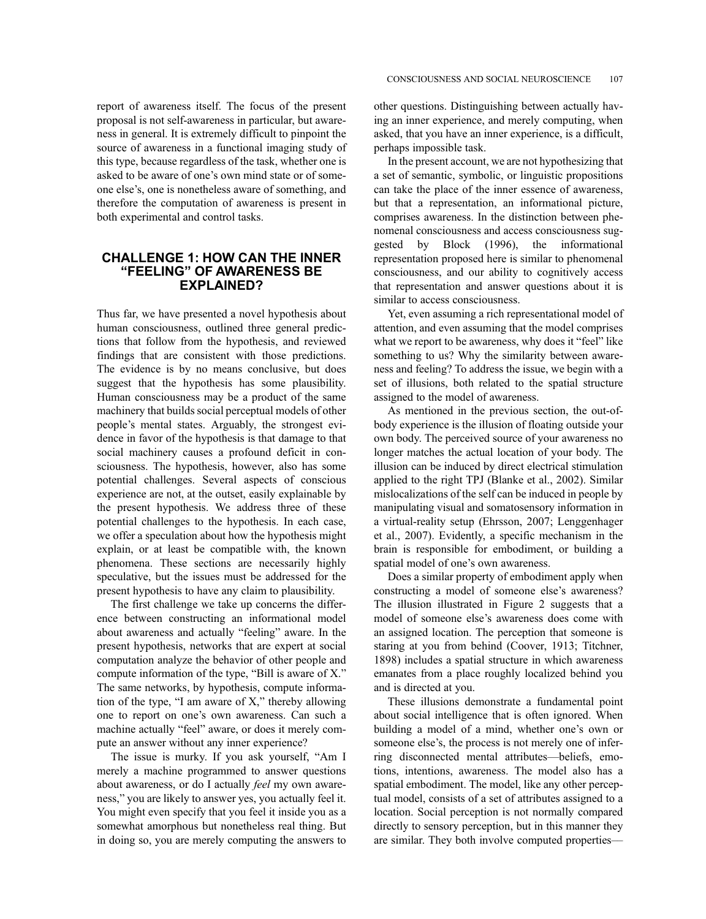report of awareness itself. The focus of the present proposal is not self-awareness in particular, but awareness in general. It is extremely difficult to pinpoint the source of awareness in a functional imaging study of this type, because regardless of the task, whether one is asked to be aware of one's own mind state or of someone else's, one is nonetheless aware of something, and therefore the computation of awareness is present in both experimental and control tasks.

## CHALLENGE 1: HOW CAN THE INNER "FEELING" OF AWARENESS BE EXPLAINED?

Thus far, we have presented a novel hypothesis about human consciousness, outlined three general predictions that follow from the hypothesis, and reviewed findings that are consistent with those predictions. The evidence is by no means conclusive, but does suggest that the hypothesis has some plausibility. Human consciousness may be a product of the same machinery that builds social perceptual models of other people's mental states. Arguably, the strongest evidence in favor of the hypothesis is that damage to that social machinery causes a profound deficit in consciousness. The hypothesis, however, also has some potential challenges. Several aspects of conscious experience are not, at the outset, easily explainable by the present hypothesis. We address three of these potential challenges to the hypothesis. In each case, we offer a speculation about how the hypothesis might explain, or at least be compatible with, the known phenomena. These sections are necessarily highly speculative, but the issues must be addressed for the present hypothesis to have any claim to plausibility.

The first challenge we take up concerns the difference between constructing an informational model about awareness and actually "feeling" aware. In the present hypothesis, networks that are expert at social computation analyze the behavior of other people and compute information of the type, "Bill is aware of X." The same networks, by hypothesis, compute information of the type, "I am aware of X," thereby allowing one to report on one's own awareness. Can such a machine actually "feel" aware, or does it merely compute an answer without any inner experience?

The issue is murky. If you ask yourself, "Am I merely a machine programmed to answer questions about awareness, or do I actually *feel* my own awareness," you are likely to answer yes, you actually feel it. You might even specify that you feel it inside you as a somewhat amorphous but nonetheless real thing. But in doing so, you are merely computing the answers to other questions. Distinguishing between actually having an inner experience, and merely computing, when asked, that you have an inner experience, is a difficult, perhaps impossible task.

In the present account, we are not hypothesizing that a set of semantic, symbolic, or linguistic propositions can take the place of the inner essence of awareness, but that a representation, an informational picture, comprises awareness. In the distinction between phenomenal consciousness and access consciousness suggested by Block (1996), the informational representation proposed here is similar to phenomenal consciousness, and our ability to cognitively access that representation and answer questions about it is similar to access consciousness.

Yet, even assuming a rich representational model of attention, and even assuming that the model comprises what we report to be awareness, why does it "feel" like something to us? Why the similarity between awareness and feeling? To address the issue, we begin with a set of illusions, both related to the spatial structure assigned to the model of awareness.

As mentioned in the previous section, the out-of-body experience is the illusion of floating outside your own body. The perceived source of your awareness no longer matches the actual location of your body. The illusion can be induced by direct electrical stimulation applied to the right TPJ (Blanke et al., 2002). Similar mislocalizations of the self can be induced in people by manipulating visual and somatosensory information in a virtual-reality setup (Ehrsson, 2007; Lenggenhager et al., 2007). Evidently, a specific mechanism in the brain is responsible for embodiment, or building a spatial model of one's own awareness.

Does a similar property of embodiment apply when constructing a model of someone else's awareness? The illusion illustrated in Figure 2 suggests that a model of someone else's awareness does come with an assigned location. The perception that someone is staring at you from behind (Coover, 1913; Titchner, 1898) includes a spatial structure in which awareness emanates from a place roughly localized behind you and is directed at you.

These illusions demonstrate a fundamental point about social intelligence that is often ignored. When building a model of a mind, whether one's own or someone else's, the process is not merely one of inferring disconnected mental attributes—beliefs, emotions, intentions, awareness. The model also has a spatial embodiment. The model, like any other perceptual model, consists of a set of attributes assigned to a location. Social perception is not normally compared directly to sensory perception, but in this manner they are similar. They both involve computed properties—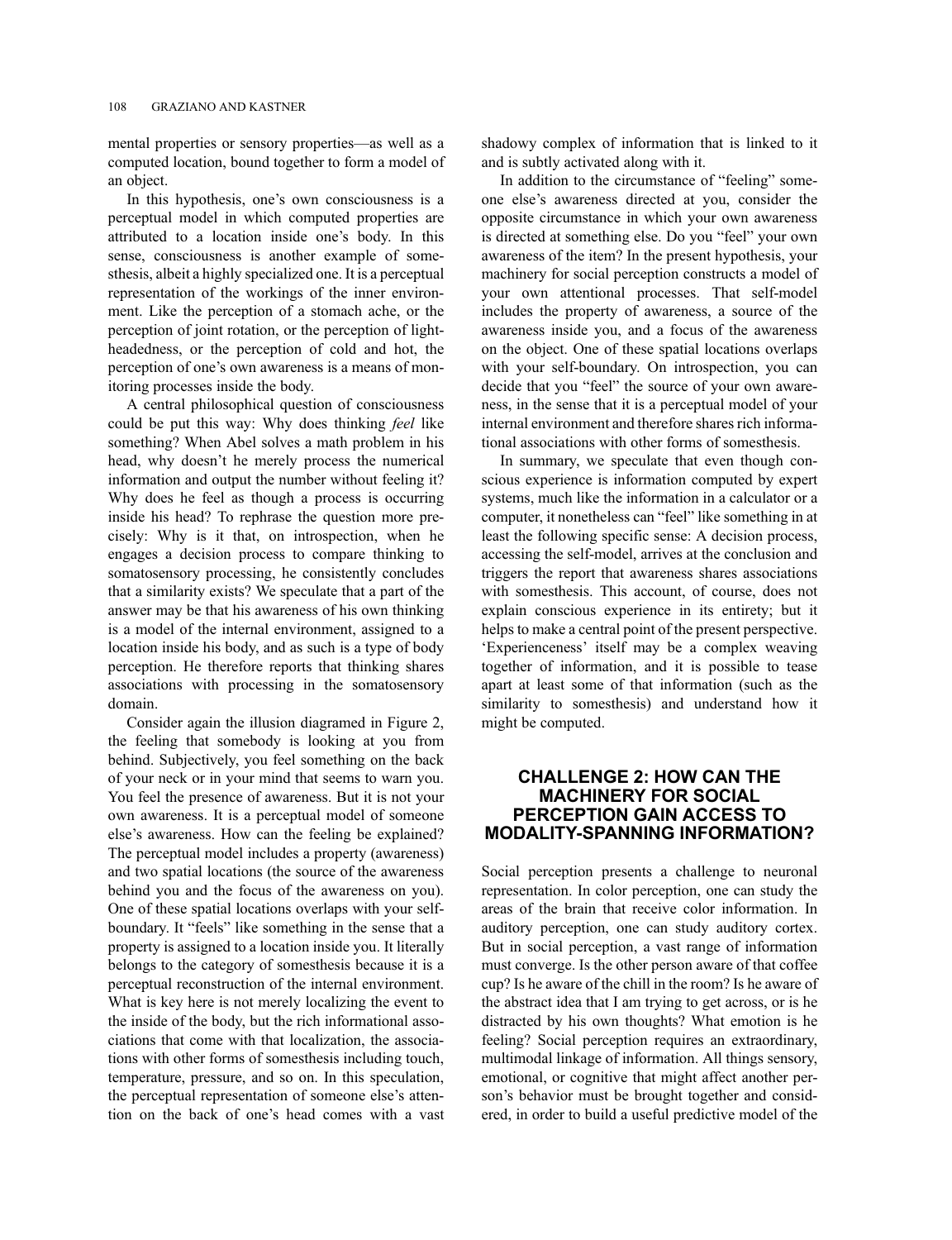mental properties or sensory properties—as well as a computed location, bound together to form a model of an object.

In this hypothesis, one's own consciousness is a perceptual model in which computed properties are attributed to a location inside one's body. In this sense, consciousness is another example of somesthesis, albeit a highly specialized one. It is a perceptual representation of the workings of the inner environment. Like the perception of a stomach ache, or the perception of joint rotation, or the perception of lightheadedness, or the perception of cold and hot, the perception of one's own awareness is a means of monitoring processes inside the body.

A central philosophical question of consciousness could be put this way: Why does thinking *feel* like something? When Abel solves a math problem in his head, why doesn't he merely process the numerical information and output the number without feeling it? Why does he feel as though a process is occurring inside his head? To rephrase the question more precisely: Why is it that, on introspection, when he engages a decision process to compare thinking to somatosensory processing, he consistently concludes that a similarity exists? We speculate that a part of the answer may be that his awareness of his own thinking is a model of the internal environment, assigned to a location inside his body, and as such is a type of body perception. He therefore reports that thinking shares associations with processing in the somatosensory domain.

Consider again the illusion diagramed in Figure 2, the feeling that somebody is looking at you from behind. Subjectively, you feel something on the back of your neck or in your mind that seems to warn you. You feel the presence of awareness. But it is not your own awareness. It is a perceptual model of someone else's awareness. How can the feeling be explained? The perceptual model includes a property (awareness) and two spatial locations (the source of the awareness behind you and the focus of the awareness on you). One of these spatial locations overlaps with your self-boundary. It "feels" like something in the sense that a property is assigned to a location inside you. It literally belongs to the category of somesthesis because it is a perceptual reconstruction of the internal environment. What is key here is not merely localizing the event to the inside of the body, but the rich informational associations that come with that localization, the associations with other forms of somesthesis including touch, temperature, pressure, and so on. In this speculation, the perceptual representation of someone else's attention on the back of one's head comes with a vast shadowy complex of information that is linked to it and is subtly activated along with it.

In addition to the circumstance of "feeling" someone else's awareness directed at you, consider the opposite circumstance in which your own awareness is directed at something else. Do you "feel" your own awareness of the item? In the present hypothesis, your machinery for social perception constructs a model of your own attentional processes. That self-model includes the property of awareness, a source of the awareness inside you, and a focus of the awareness on the object. One of these spatial locations overlaps with your self-boundary. On introspection, you can decide that you "feel" the source of your own awareness, in the sense that it is a perceptual model of your internal environment and therefore shares rich informational associations with other forms of somesthesis.

In summary, we speculate that even though conscious experience is information computed by expert systems, much like the information in a calculator or a computer, it nonetheless can "feel" like something in at least the following specific sense: A decision process, accessing the self-model, arrives at the conclusion and triggers the report that awareness shares associations with somesthesis. This account, of course, does not explain conscious experience in its entirety; but it helps to make a central point of the present perspective. 'Experienceness' itself may be a complex weaving together of information, and it is possible to tease apart at least some of that information (such as the similarity to somesthesis) and understand how it might be computed.

## CHALLENGE 2: HOW CAN THE MACHINERY FOR SOCIAL PERCEPTION GAIN ACCESS TO MODALITY-SPANNING INFORMATION?

Social perception presents a challenge to neuronal representation. In color perception, one can study the areas of the brain that receive color information. In auditory perception, one can study auditory cortex. But in social perception, a vast range of information must converge. Is the other person aware of that coffee cup? Is he aware of the chill in the room? Is he aware of the abstract idea that I am trying to get across, or is he distracted by his own thoughts? What emotion is he feeling? Social perception requires an extraordinary, multimodal linkage of information. All things sensory, emotional, or cognitive that might affect another person's behavior must be brought together and considered, in order to build a useful predictive model of the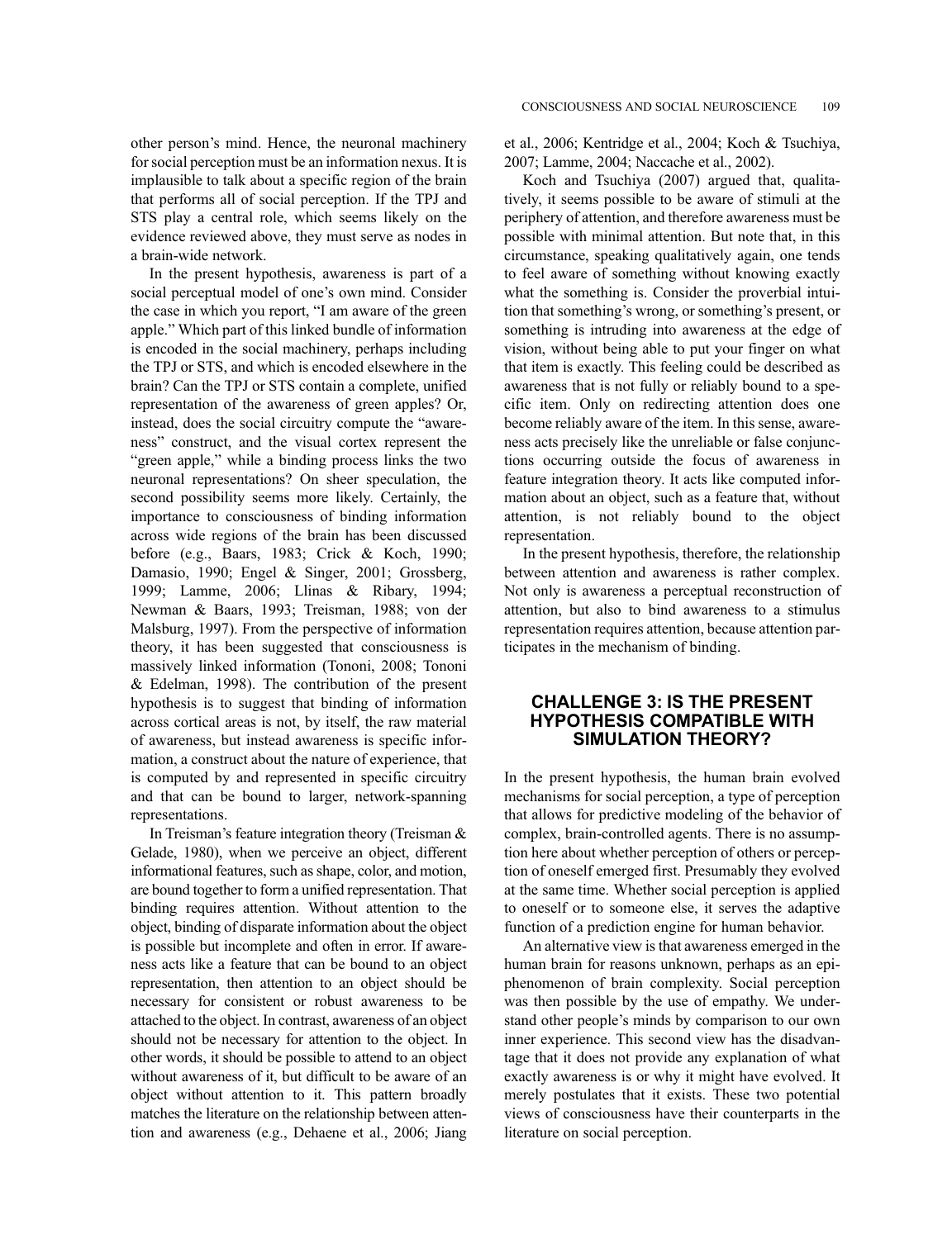other person's mind. Hence, the neuronal machinery for social perception must be an information nexus. It is implausible to talk about a specific region of the brain that performs all of social perception. If the TPJ and STS play a central role, which seems likely on the evidence reviewed above, they must serve as nodes in a brain-wide network.

In the present hypothesis, awareness is part of a social perceptual model of one's own mind. Consider the case in which you report, "I am aware of the green apple." Which part of this linked bundle of information is encoded in the social machinery, perhaps including the TPJ or STS, and which is encoded elsewhere in the brain? Can the TPJ or STS contain a complete, unified representation of the awareness of green apples? Or, instead, does the social circuitry compute the "awareness" construct, and the visual cortex represent the "green apple," while a binding process links the two neuronal representations? On sheer speculation, the second possibility seems more likely. Certainly, the importance to consciousness of binding information across wide regions of the brain has been discussed before (e.g., Baars, 1983; Crick & Koch, 1990; Damasio, 1990; Engel & Singer, 2001; Grossberg, 1999; Lamme, 2006; Llinas & Ribary, 1994; Newman & Baars, 1993; Treisman, 1988; von der Malsburg, 1997). From the perspective of information theory, it has been suggested that consciousness is massively linked information (Tononi, 2008; Tononi & Edelman, 1998). The contribution of the present hypothesis is to suggest that binding of information across cortical areas is not, by itself, the raw material of awareness, but instead awareness is specific information, a construct about the nature of experience, that is computed by and represented in specific circuitry and that can be bound to larger, network-spanning representations.

In Treisman's feature integration theory (Treisman & Gelade, 1980), when we perceive an object, different informational features, such as shape, color, and motion, are bound together to form a unified representation. That binding requires attention. Without attention to the object, binding of disparate information about the object is possible but incomplete and often in error. If awareness acts like a feature that can be bound to an object representation, then attention to an object should be necessary for consistent or robust awareness to be attached to the object. In contrast, awareness of an object should not be necessary for attention to the object. In other words, it should be possible to attend to an object without awareness of it, but difficult to be aware of an object without attention to it. This pattern broadly matches the literature on the relationship between attention and awareness (e.g., Dehaene et al., 2006; Jiang et al., 2006; Kentridge et al., 2004; Koch & Tsuchiya, 2007; Lamme, 2004; Naccache et al., 2002).

Koch and Tsuchiya (2007) argued that, qualitatively, it seems possible to be aware of stimuli at the periphery of attention, and therefore awareness must be possible with minimal attention. But note that, in this circumstance, speaking qualitatively again, one tends to feel aware of something without knowing exactly what the something is. Consider the proverbial intuition that something's wrong, or something's present, or something is intruding into awareness at the edge of vision, without being able to put your finger on what that item is exactly. This feeling could be described as awareness that is not fully or reliably bound to a specific item. Only on redirecting attention does one become reliably aware of the item. In this sense, awareness acts precisely like the unreliable or false conjunctions occurring outside the focus of awareness in feature integration theory. It acts like computed information about an object, such as a feature that, without attention, is not reliably bound to the object representation.

In the present hypothesis, therefore, the relationship between attention and awareness is rather complex. Not only is awareness a perceptual reconstruction of attention, but also to bind awareness to a stimulus representation requires attention, because attention participates in the mechanism of binding.

## CHALLENGE 3: IS THE PRESENT HYPOTHESIS COMPATIBLE WITH SIMULATION THEORY?

In the present hypothesis, the human brain evolved mechanisms for social perception, a type of perception that allows for predictive modeling of the behavior of complex, brain-controlled agents. There is no assumption here about whether perception of others or perception of oneself emerged first. Presumably they evolved at the same time. Whether social perception is applied to oneself or to someone else, it serves the adaptive function of a prediction engine for human behavior.

An alternative view is that awareness emerged in the human brain for reasons unknown, perhaps as an epiphenomenon of brain complexity. Social perception was then possible by the use of empathy. We understand other people's minds by comparison to our own inner experience. This second view has the disadvantage that it does not provide any explanation of what exactly awareness is or why it might have evolved. It merely postulates that it exists. These two potential views of consciousness have their counterparts in the literature on social perception.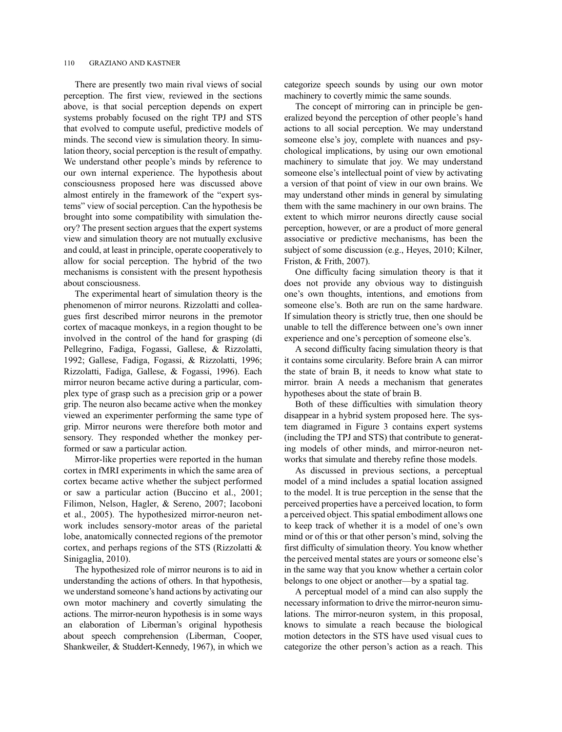There are presently two main rival views of social perception. The first view, reviewed in the sections above, is that social perception depends on expert systems probably focused on the right TPJ and STS that evolved to compute useful, predictive models of minds. The second view is simulation theory. In simulation theory, social perception is the result of empathy. We understand other people's minds by reference to our own internal experience. The hypothesis about consciousness proposed here was discussed above almost entirely in the framework of the "expert systems" view of social perception. Can the hypothesis be brought into some compatibility with simulation theory? The present section argues that the expert systems view and simulation theory are not mutually exclusive and could, at least in principle, operate cooperatively to allow for social perception. The hybrid of the two mechanisms is consistent with the present hypothesis about consciousness.

The experimental heart of simulation theory is the phenomenon of mirror neurons. Rizzolatti and colleagues first described mirror neurons in the premotor cortex of macaque monkeys, in a region thought to be involved in the control of the hand for grasping (di Pellegrino, Fadiga, Fogassi, Gallese, & Rizzolatti, 1992; Gallese, Fadiga, Fogassi, & Rizzolatti, 1996; Rizzolatti, Fadiga, Gallese, & Fogassi, 1996). Each mirror neuron became active during a particular, complex type of grasp such as a precision grip or a power grip. The neuron also became active when the monkey viewed an experimenter performing the same type of grip. Mirror neurons were therefore both motor and sensory. They responded whether the monkey performed or saw a particular action.

Mirror-like properties were reported in the human cortex in fMRI experiments in which the same area of cortex became active whether the subject performed or saw a particular action (Buccino et al., 2001; Filimon, Nelson, Hagler, & Sereno, 2007; Iacoboni et al., 2005). The hypothesized mirror-neuron network includes sensory-motor areas of the parietal lobe, anatomically connected regions of the premotor cortex, and perhaps regions of the STS (Rizzolatti & Sinigaglia, 2010).

The hypothesized role of mirror neurons is to aid in understanding the actions of others. In that hypothesis, we understand someone's hand actions by activating our own motor machinery and covertly simulating the actions. The mirror-neuron hypothesis is in some ways an elaboration of Liberman's original hypothesis about speech comprehension (Liberman, Cooper, Shankweiler, & Studdert-Kennedy, 1967), in which we categorize speech sounds by using our own motor machinery to covertly mimic the same sounds.

The concept of mirroring can in principle be generalized beyond the perception of other people's hand actions to all social perception. We may understand someone else's joy, complete with nuances and psychological implications, by using our own emotional machinery to simulate that joy. We may understand someone else's intellectual point of view by activating a version of that point of view in our own brains. We may understand other minds in general by simulating them with the same machinery in our own brains. The extent to which mirror neurons directly cause social perception, however, or are a product of more general associative or predictive mechanisms, has been the subject of some discussion (e.g., Heyes, 2010; Kilner, Friston, & Frith, 2007).

One difficulty facing simulation theory is that it does not provide any obvious way to distinguish one's own thoughts, intentions, and emotions from someone else's. Both are run on the same hardware. If simulation theory is strictly true, then one should be unable to tell the difference between one's own inner experience and one's perception of someone else's.

A second difficulty facing simulation theory is that it contains some circularity. Before brain A can mirror the state of brain B, it needs to know what state to mirror. brain A needs a mechanism that generates hypotheses about the state of brain B.

Both of these difficulties with simulation theory disappear in a hybrid system proposed here. The system diagramed in Figure 3 contains expert systems (including the TPJ and STS) that contribute to generating models of other minds, and mirror-neuron networks that simulate and thereby refine those models.

As discussed in previous sections, a perceptual model of a mind includes a spatial location assigned to the model. It is true perception in the sense that the perceived properties have a perceived location, to form a perceived object. This spatial embodiment allows one to keep track of whether it is a model of one's own mind or of this or that other person's mind, solving the first difficulty of simulation theory. You know whether the perceived mental states are yours or someone else's in the same way that you know whether a certain color belongs to one object or another—by a spatial tag.

A perceptual model of a mind can also supply the necessary information to drive the mirror-neuron simulations. The mirror-neuron system, in this proposal, knows to simulate a reach because the biological motion detectors in the STS have used visual cues to categorize the other person's action as a reach. This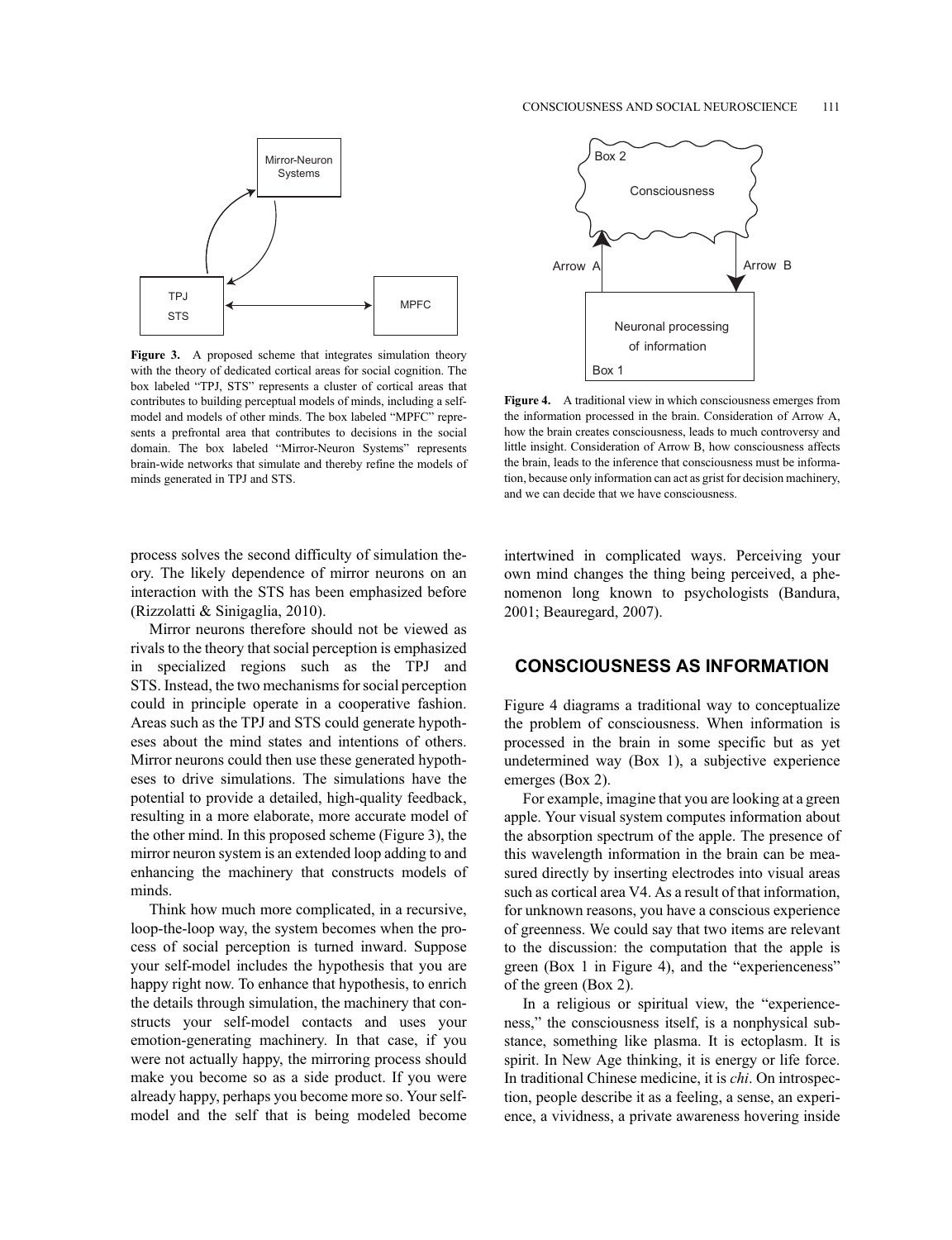Mirror-Neuron Systems

TPJ STS

MPFC

**Figure 3.** A proposed scheme that integrates simulation theory with the theory of dedicated cortical areas for social cognition. The box labeled "TPJ, STS" represents a cluster of cortical areas that contributes to building perceptual models of minds, including a self-model and models of other minds. The box labeled "MPFC" represents a prefrontal area that contributes to decisions in the social domain. The box labeled "Mirror-Neuron Systems" represents brain-wide networks that simulate and thereby refine the models of minds generated in TPJ and STS.

Box 2

Consciousness

Arrow A

Arrow B

Neuronal processing of information

Box 1

**Figure 4.** A traditional view in which consciousness emerges from the information processed in the brain. Consideration of Arrow A, how the brain creates consciousness, leads to much controversy and little insight. Consideration of Arrow B, how consciousness affects the brain, leads to the inference that consciousness must be information, because only information can act as grist for decision machinery, and we can decide that we have consciousness.

process solves the second difficulty of simulation theory. The likely dependence of mirror neurons on an interaction with the STS has been emphasized before (Rizzolatti & Sinigaglia, 2010).

Mirror neurons therefore should not be viewed as rivals to the theory that social perception is emphasized in specialized regions such as the TPJ and STS. Instead, the two mechanisms for social perception could in principle operate in a cooperative fashion. Areas such as the TPJ and STS could generate hypotheses about the mind states and intentions of others. Mirror neurons could then use these generated hypotheses to drive simulations. The simulations have the potential to provide a detailed, high-quality feedback, resulting in a more elaborate, more accurate model of the other mind. In this proposed scheme (Figure 3), the mirror neuron system is an extended loop adding to and enhancing the machinery that constructs models of minds.

Think how much more complicated, in a recursive, loop-the-loop way, the system becomes when the process of social perception is turned inward. Suppose your self-model includes the hypothesis that you are happy right now. To enhance that hypothesis, to enrich the details through simulation, the machinery that constructs your self-model contacts and uses your emotion-generating machinery. In that case, if you were not actually happy, the mirroring process should make you become so as a side product. If you were already happy, perhaps you become more so. Your self-model and the self that is being modeled become intertwined in complicated ways. Perceiving your own mind changes the thing being perceived, a phenomenon long known to psychologists (Bandura, 2001; Beauregard, 2007).

## CONSCIOUSNESS AS INFORMATION

Figure 4 diagrams a traditional way to conceptualize the problem of consciousness. When information is processed in the brain in some specific but as yet undetermined way (Box 1), a subjective experience emerges (Box 2).

For example, imagine that you are looking at a green apple. Your visual system computes information about the absorption spectrum of the apple. The presence of this wavelength information in the brain can be measured directly by inserting electrodes into visual areas such as cortical area V4. As a result of that information, for unknown reasons, you have a conscious experience of greenness. We could say that two items are relevant to the discussion: the computation that the apple is green (Box 1 in Figure 4), and the "experienceness" of the green (Box 2).

In a religious or spiritual view, the "experienceness," the consciousness itself, is a nonphysical substance, something like plasma. It is ectoplasm. It is spirit. In New Age thinking, it is energy or life force. In traditional Chinese medicine, it is *chi*. On introspection, people describe it as a feeling, a sense, an experience, a vividness, a private awareness hovering inside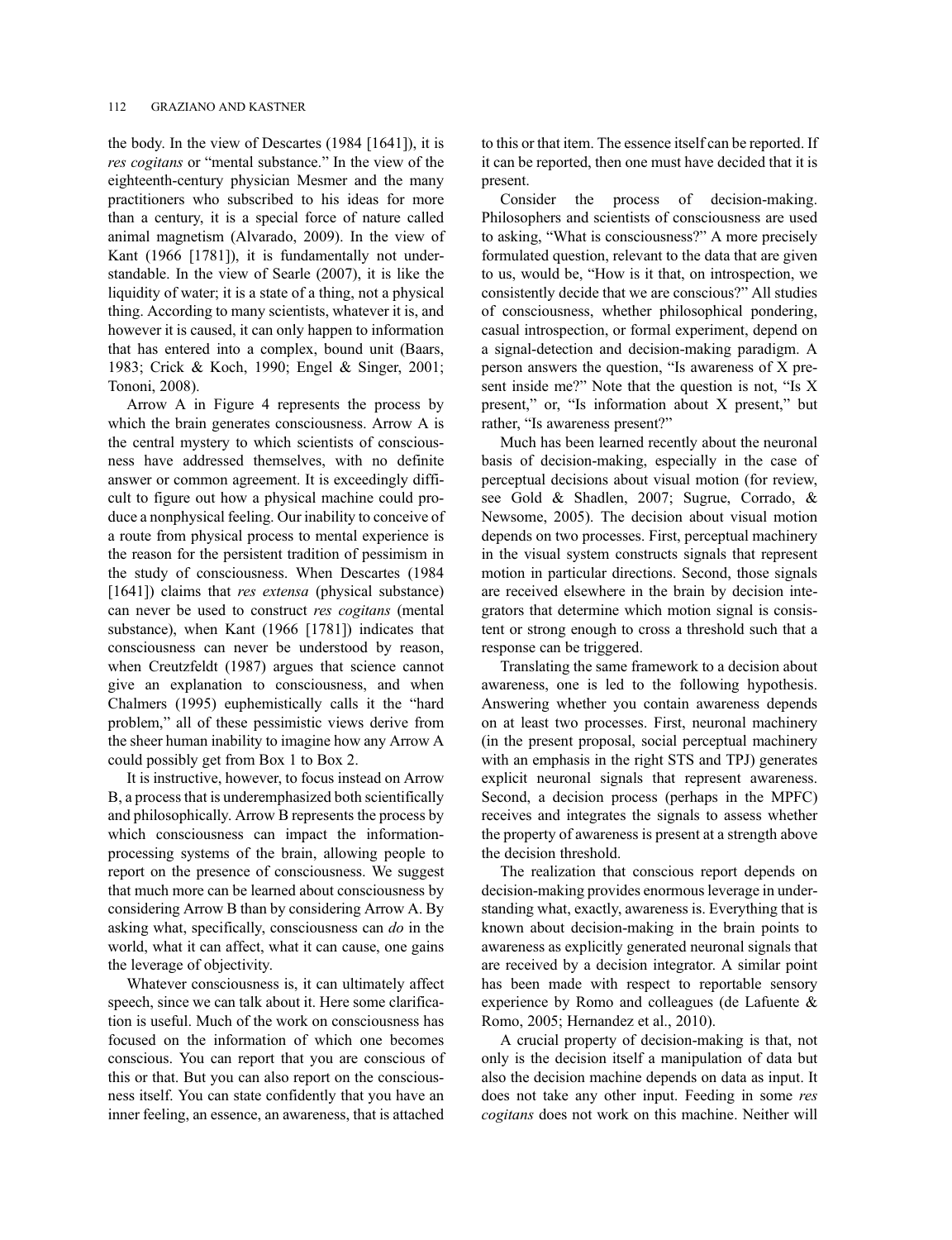the body. In the view of Descartes (1984 [1641]), it is *res cogitans* or "mental substance." In the view of the eighteenth-century physician Mesmer and the many practitioners who subscribed to his ideas for more than a century, it is a special force of nature called animal magnetism (Alvarado, 2009). In the view of Kant (1966 [1781]), it is fundamentally not understandable. In the view of Searle (2007), it is like the liquidity of water; it is a state of a thing, not a physical thing. According to many scientists, whatever it is, and however it is caused, it can only happen to information that has entered into a complex, bound unit (Baars, 1983; Crick & Koch, 1990; Engel & Singer, 2001; Tononi, 2008).

Arrow A in Figure 4 represents the process by which the brain generates consciousness. Arrow A is the central mystery to which scientists of consciousness have addressed themselves, with no definite answer or common agreement. It is exceedingly difficult to figure out how a physical machine could produce a nonphysical feeling. Our inability to conceive of a route from physical process to mental experience is the reason for the persistent tradition of pessimism in the study of consciousness. When Descartes (1984 [1641]) claims that *res extensa* (physical substance) can never be used to construct *res cogitans* (mental substance), when Kant (1966 [1781]) indicates that consciousness can never be understood by reason, when Creutzfeldt (1987) argues that science cannot give an explanation to consciousness, and when Chalmers (1995) euphemistically calls it the "hard problem," all of these pessimistic views derive from the sheer human inability to imagine how any Arrow A could possibly get from Box 1 to Box 2.

It is instructive, however, to focus instead on Arrow B, a process that is underemphasized both scientifically and philosophically. Arrow B represents the process by which consciousness can impact the information-processing systems of the brain, allowing people to report on the presence of consciousness. We suggest that much more can be learned about consciousness by considering Arrow B than by considering Arrow A. By asking what, specifically, consciousness can *do* in the world, what it can affect, what it can cause, one gains the leverage of objectivity.

Whatever consciousness is, it can ultimately affect speech, since we can talk about it. Here some clarification is useful. Much of the work on consciousness has focused on the information of which one becomes conscious. You can report that you are conscious of this or that. But you can also report on the consciousness itself. You can state confidently that you have an inner feeling, an essence, an awareness, that is attached to this or that item. The essence itself can be reported. If it can be reported, then one must have decided that it is present.

Consider the process of decision-making. Philosophers and scientists of consciousness are used to asking, "What is consciousness?" A more precisely formulated question, relevant to the data that are given to us, would be, "How is it that, on introspection, we consistently decide that we are conscious?" All studies of consciousness, whether philosophical pondering, casual introspection, or formal experiment, depend on a signal-detection and decision-making paradigm. A person answers the question, "Is awareness of X present inside me?" Note that the question is not, "Is X present," or, "Is information about X present," but rather, "Is awareness present?"

Much has been learned recently about the neuronal basis of decision-making, especially in the case of perceptual decisions about visual motion (for review, see Gold & Shadlen, 2007; Sugrue, Corrado, & Newsome, 2005). The decision about visual motion depends on two processes. First, perceptual machinery in the visual system constructs signals that represent motion in particular directions. Second, those signals are received elsewhere in the brain by decision integrators that determine which motion signal is consistent or strong enough to cross a threshold such that a response can be triggered.

Translating the same framework to a decision about awareness, one is led to the following hypothesis. Answering whether you contain awareness depends on at least two processes. First, neuronal machinery (in the present proposal, social perceptual machinery with an emphasis in the right STS and TPJ) generates explicit neuronal signals that represent awareness. Second, a decision process (perhaps in the MPFC) receives and integrates the signals to assess whether the property of awareness is present at a strength above the decision threshold.

The realization that conscious report depends on decision-making provides enormous leverage in understanding what, exactly, awareness is. Everything that is known about decision-making in the brain points to awareness as explicitly generated neuronal signals that are received by a decision integrator. A similar point has been made with respect to reportable sensory experience by Romo and colleagues (de Lafuente & Romo, 2005; Hernandez et al., 2010).

A crucial property of decision-making is that, not only is the decision itself a manipulation of data but also the decision machine depends on data as input. It does not take any other input. Feeding in some *res cogitans* does not work on this machine. Neither will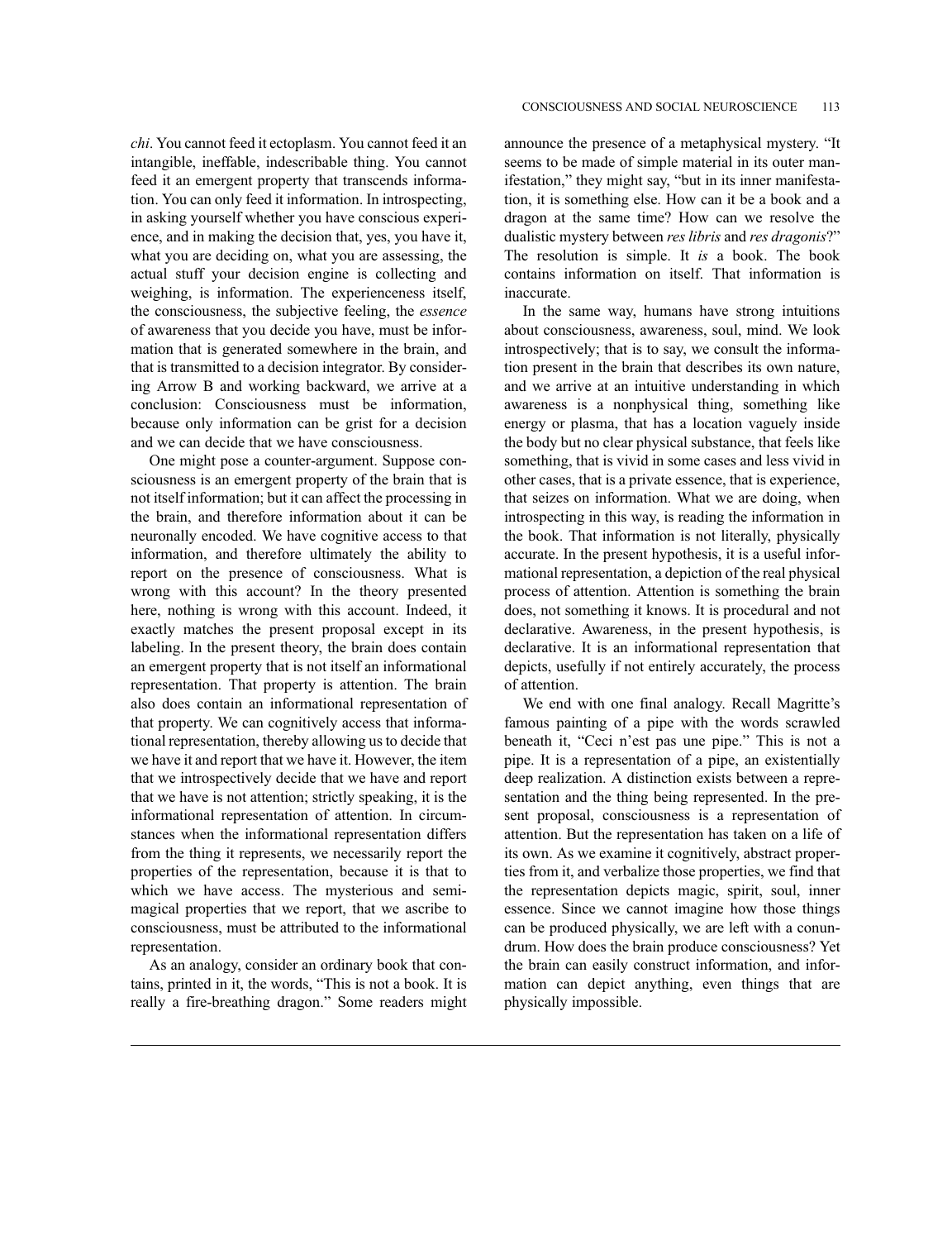*chi*. You cannot feed it ectoplasm. You cannot feed it an intangible, ineffable, indescribable thing. You cannot feed it an emergent property that transcends information. You can only feed it information. In introspecting, in asking yourself whether you have conscious experience, and in making the decision that, yes, you have it, what you are deciding on, what you are assessing, the actual stuff your decision engine is collecting and weighing, is information. The experienceness itself, the consciousness, the subjective feeling, the *essence* of awareness that you decide you have, must be information that is generated somewhere in the brain, and that is transmitted to a decision integrator. By considering Arrow B and working backward, we arrive at a conclusion: Consciousness must be information, because only information can be grist for a decision and we can decide that we have consciousness.

One might pose a counter-argument. Suppose consciousness is an emergent property of the brain that is not itself information; but it can affect the processing in the brain, and therefore information about it can be neuronally encoded. We have cognitive access to that information, and therefore ultimately the ability to report on the presence of consciousness. What is wrong with this account? In the theory presented here, nothing is wrong with this account. Indeed, it exactly matches the present proposal except in its labeling. In the present theory, the brain does contain an emergent property that is not itself an informational representation. That property is attention. The brain also does contain an informational representation of that property. We can cognitively access that informational representation, thereby allowing us to decide that we have it and report that we have it. However, the item that we introspectively decide that we have and report that we have is not attention; strictly speaking, it is the informational representation of attention. In circumstances when the informational representation differs from the thing it represents, we necessarily report the properties of the representation, because it is that to which we have access. The mysterious and semi-magical properties that we report, that we ascribe to consciousness, must be attributed to the informational representation.

As an analogy, consider an ordinary book that contains, printed in it, the words, "This is not a book. It is really a fire-breathing dragon." Some readers might announce the presence of a metaphysical mystery. "It seems to be made of simple material in its outer manifestation," they might say, "but in its inner manifestation, it is something else. How can it be a book and a dragon at the same time? How can we resolve the dualistic mystery between *res libris* and *res dragonis*?" The resolution is simple. It *is* a book. The book contains information on itself. That information is inaccurate.

In the same way, humans have strong intuitions about consciousness, awareness, soul, mind. We look introspectively; that is to say, we consult the information present in the brain that describes its own nature, and we arrive at an intuitive understanding in which awareness is a nonphysical thing, something like energy or plasma, that has a location vaguely inside the body but no clear physical substance, that feels like something, that is vivid in some cases and less vivid in other cases, that is a private essence, that is experience, that seizes on information. What we are doing, when introspecting in this way, is reading the information in the book. That information is not literally, physically accurate. In the present hypothesis, it is a useful informational representation, a depiction of the real physical process of attention. Attention is something the brain does, not something it knows. It is procedural and not declarative. Awareness, in the present hypothesis, is declarative. It is an informational representation that depicts, usefully if not entirely accurately, the process of attention.

We end with one final analogy. Recall Magritte's famous painting of a pipe with the words scrawled beneath it, "Ceci n'est pas une pipe." This is not a pipe. It is a representation of a pipe, an existentially deep realization. A distinction exists between a representation and the thing being represented. In the present proposal, consciousness is a representation of attention. But the representation has taken on a life of its own. As we examine it cognitively, abstract properties from it, and verbalize those properties, we find that the representation depicts magic, spirit, soul, inner essence. Since we cannot imagine how those things can be produced physically, we are left with a conundrum. How does the brain produce consciousness? Yet the brain can easily construct information, and information can depict anything, even things that are physically impossible.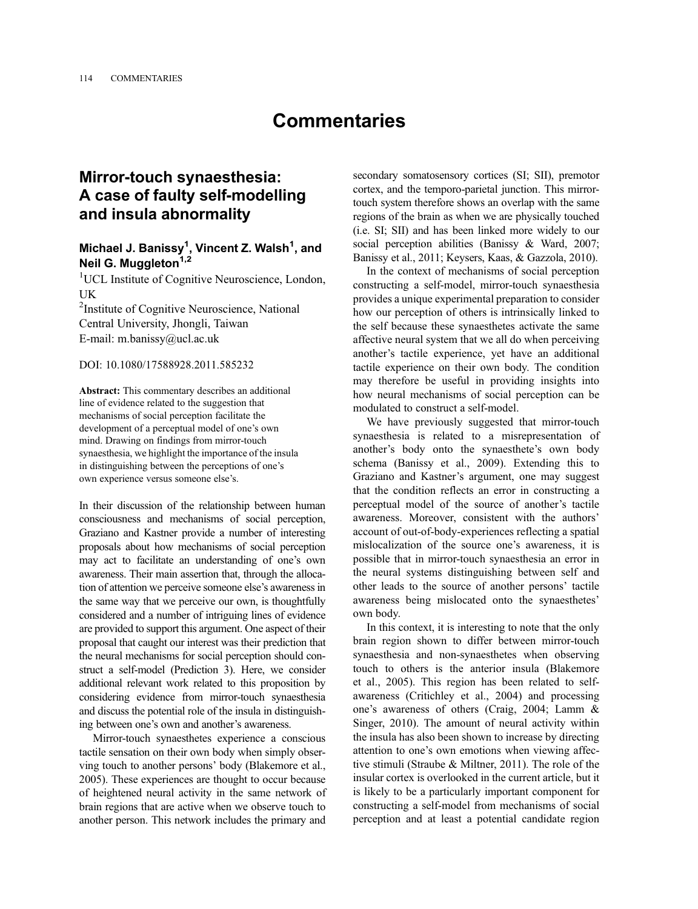# Commentaries

## Mirror-touch synaesthesia: A case of faulty self-modelling and insula abnormality

### Michael J. Banissy[1], Vincent Z. Walsh[1], and Neil G. Muggleton[1,2]

[1]UCL Institute of Cognitive Neuroscience, London, UK
[2]Institute of Cognitive Neuroscience, National Central University, Jhongli, Taiwan
E-mail: m.banissy@ucl.ac.uk

DOI: 10.1080/17588928.2011.585232

**Abstract:** This commentary describes an additional line of evidence related to the suggestion that mechanisms of social perception facilitate the development of a perceptual model of one's own mind. Drawing on findings from mirror-touch synaesthesia, we highlight the importance of the insula in distinguishing between the perceptions of one's own experience versus someone else's.

In their discussion of the relationship between human consciousness and mechanisms of social perception, Graziano and Kastner provide a number of interesting proposals about how mechanisms of social perception may act to facilitate an understanding of one's own awareness. Their main assertion that, through the allocation of attention we perceive someone else's awareness in the same way that we perceive our own, is thoughtfully considered and a number of intriguing lines of evidence are provided to support this argument. One aspect of their proposal that caught our interest was their prediction that the neural mechanisms for social perception should construct a self-model (Prediction 3). Here, we consider additional relevant work related to this proposition by considering evidence from mirror-touch synaesthesia and discuss the potential role of the insula in distinguishing between one's own and another's awareness.

Mirror-touch synaesthetes experience a conscious tactile sensation on their own body when simply observing touch to another persons' body (Blakemore et al., 2005). These experiences are thought to occur because of heightened neural activity in the same network of brain regions that are active when we observe touch to another person. This network includes the primary and secondary somatosensory cortices (SI; SII), premotor cortex, and the temporo-parietal junction. This mirror-touch system therefore shows an overlap with the same regions of the brain as when we are physically touched (i.e. SI; SII) and has been linked more widely to our social perception abilities (Banissy & Ward, 2007; Banissy et al., 2011; Keysers, Kaas, & Gazzola, 2010).

In the context of mechanisms of social perception constructing a self-model, mirror-touch synaesthesia provides a unique experimental preparation to consider how our perception of others is intrinsically linked to the self because these synaesthetes activate the same affective neural system that we all do when perceiving another's tactile experience, yet have an additional tactile experience on their own body. The condition may therefore be useful in providing insights into how neural mechanisms of social perception can be modulated to construct a self-model.

We have previously suggested that mirror-touch synaesthesia is related to a misrepresentation of another's body onto the synaesthete's own body schema (Banissy et al., 2009). Extending this to Graziano and Kastner's argument, one may suggest that the condition reflects an error in constructing a perceptual model of the source of another's tactile awareness. Moreover, consistent with the authors' account of out-of-body-experiences reflecting a spatial mislocalization of the source one's awareness, it is possible that in mirror-touch synaesthesia an error in the neural systems distinguishing between self and other leads to the source of another persons' tactile awareness being mislocated onto the synaesthetes' own body.

In this context, it is interesting to note that the only brain region shown to differ between mirror-touch synaesthesia and non-synaesthetes when observing touch to others is the anterior insula (Blakemore et al., 2005). This region has been related to self-awareness (Critchley et al., 2004) and processing one's awareness of others (Craig, 2004; Lamm & Singer, 2010). The amount of neural activity within the insula has also been shown to increase by directing attention to one's own emotions when viewing affective stimuli (Straube & Miltner, 2011). The role of the insular cortex is overlooked in the current article, but it is likely to be a particularly important component for constructing a self-model from mechanisms of social perception and at least a potential candidate region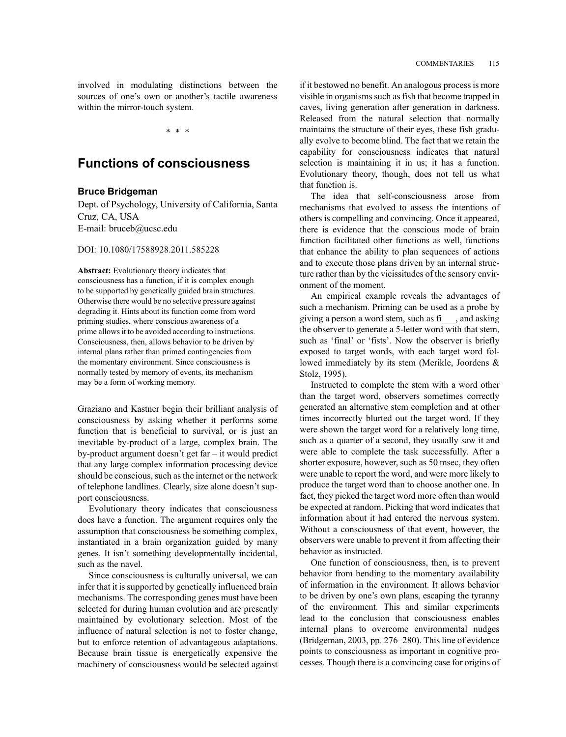involved in modulating distinctions between the sources of one's own or another's tactile awareness within the mirror-touch system.

\* \* \*

# Functions of consciousness

### Bruce Bridgeman

Dept. of Psychology, University of California, Santa Cruz, CA, USA
E-mail: bruceb@ucsc.edu

DOI: 10.1080/17588928.2011.585228

**Abstract:** Evolutionary theory indicates that consciousness has a function, if it is complex enough to be supported by genetically guided brain structures. Otherwise there would be no selective pressure against degrading it. Hints about its function come from word priming studies, where conscious awareness of a prime allows it to be avoided according to instructions. Consciousness, then, allows behavior to be driven by internal plans rather than primed contingencies from the momentary environment. Since consciousness is normally tested by memory of events, its mechanism may be a form of working memory.

Graziano and Kastner begin their brilliant analysis of consciousness by asking whether it performs some function that is beneficial to survival, or is just an inevitable by-product of a large, complex brain. The by-product argument doesn't get far – it would predict that any large complex information processing device should be conscious, such as the internet or the network of telephone landlines. Clearly, size alone doesn't support consciousness.

Evolutionary theory indicates that consciousness does have a function. The argument requires only the assumption that consciousness be something complex, instantiated in a brain organization guided by many genes. It isn't something developmentally incidental, such as the navel.

Since consciousness is culturally universal, we can infer that it is supported by genetically influenced brain mechanisms. The corresponding genes must have been selected for during human evolution and are presently maintained by evolutionary selection. Most of the influence of natural selection is not to foster change, but to enforce retention of advantageous adaptations. Because brain tissue is energetically expensive the machinery of consciousness would be selected against if it bestowed no benefit. An analogous process is more visible in organisms such as fish that become trapped in caves, living generation after generation in darkness. Released from the natural selection that normally maintains the structure of their eyes, these fish gradually evolve to become blind. The fact that we retain the capability for consciousness indicates that natural selection is maintaining it in us; it has a function. Evolutionary theory, though, does not tell us what that function is.

The idea that self-consciousness arose from mechanisms that evolved to assess the intentions of others is compelling and convincing. Once it appeared, there is evidence that the conscious mode of brain function facilitated other functions as well, functions that enhance the ability to plan sequences of actions and to execute those plans driven by an internal structure rather than by the vicissitudes of the sensory environment of the moment.

An empirical example reveals the advantages of such a mechanism. Priming can be used as a probe by giving a person a word stem, such as fi___, and asking the observer to generate a 5-letter word with that stem, such as 'final' or 'fists'. Now the observer is briefly exposed to target words, with each target word followed immediately by its stem (Merikle, Joordens & Stolz, 1995).

Instructed to complete the stem with a word other than the target word, observers sometimes correctly generated an alternative stem completion and at other times incorrectly blurted out the target word. If they were shown the target word for a relatively long time, such as a quarter of a second, they usually saw it and were able to complete the task successfully. After a shorter exposure, however, such as 50 msec, they often were unable to report the word, and were more likely to produce the target word than to choose another one. In fact, they picked the target word more often than would be expected at random. Picking that word indicates that information about it had entered the nervous system. Without a consciousness of that event, however, the observers were unable to prevent it from affecting their behavior as instructed.

One function of consciousness, then, is to prevent behavior from bending to the momentary availability of information in the environment. It allows behavior to be driven by one's own plans, escaping the tyranny of the environment. This and similar experiments lead to the conclusion that consciousness enables internal plans to overcome environmental nudges (Bridgeman, 2003, pp. 276–280). This line of evidence points to consciousness as important in cognitive processes. Though there is a convincing case for origins of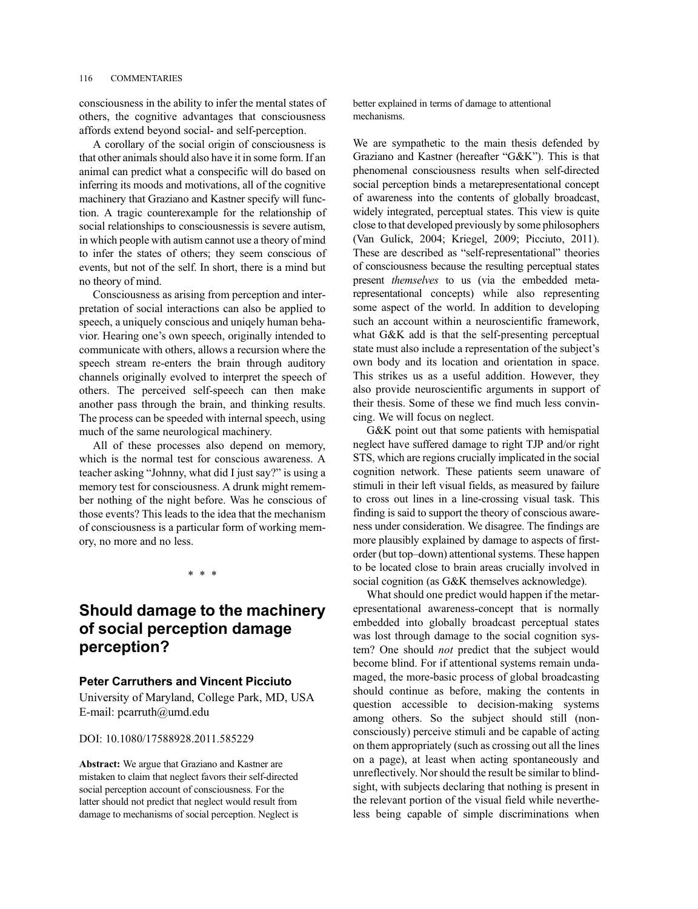consciousness in the ability to infer the mental states of others, the cognitive advantages that consciousness affords extend beyond social- and self-perception.

A corollary of the social origin of consciousness is that other animals should also have it in some form. If an animal can predict what a conspecific will do based on inferring its moods and motivations, all of the cognitive machinery that Graziano and Kastner specify will function. A tragic counterexample for the relationship of social relationships to consciousnessis is severe autism, in which people with autism cannot use a theory of mind to infer the states of others; they seem conscious of events, but not of the self. In short, there is a mind but no theory of mind.

Consciousness as arising from perception and interpretation of social interactions can also be applied to speech, a uniquely conscious and uniqely human behavior. Hearing one's own speech, originally intended to communicate with others, allows a recursion where the speech stream re-enters the brain through auditory channels originally evolved to interpret the speech of others. The perceived self-speech can then make another pass through the brain, and thinking results. The process can be speeded with internal speech, using much of the same neurological machinery.

All of these processes also depend on memory, which is the normal test for conscious awareness. A teacher asking "Johnny, what did I just say?" is using a memory test for consciousness. A drunk might remember nothing of the night before. Was he conscious of those events? This leads to the idea that the mechanism of consciousness is a particular form of working memory, no more and no less.

\* \* \*

## Should damage to the machinery of social perception damage perception?

**Peter Carruthers and Vincent Picciuto**

University of Maryland, College Park, MD, USA
E-mail: pcarruth@umd.edu

DOI: 10.1080/17588928.2011.585229

**Abstract:** We argue that Graziano and Kastner are mistaken to claim that neglect favors their self-directed social perception account of consciousness. For the latter should not predict that neglect would result from damage to mechanisms of social perception. Neglect is better explained in terms of damage to attentional mechanisms.

We are sympathetic to the main thesis defended by Graziano and Kastner (hereafter "G&K"). This is that phenomenal consciousness results when self-directed social perception binds a metarepresentational concept of awareness into the contents of globally broadcast, widely integrated, perceptual states. This view is quite close to that developed previously by some philosophers (Van Gulick, 2004; Kriegel, 2009; Picciuto, 2011). These are described as "self-representational" theories of consciousness because the resulting perceptual states present *themselves* to us (via the embedded metarepresentational concepts) while also representing some aspect of the world. In addition to developing such an account within a neuroscientific framework, what G&K add is that the self-presenting perceptual state must also include a representation of the subject's own body and its location and orientation in space. This strikes us as a useful addition. However, they also provide neuroscientific arguments in support of their thesis. Some of these we find much less convincing. We will focus on neglect.

G&K point out that some patients with hemispatial neglect have suffered damage to right TJP and/or right STS, which are regions crucially implicated in the social cognition network. These patients seem unaware of stimuli in their left visual fields, as measured by failure to cross out lines in a line-crossing visual task. This finding is said to support the theory of conscious awareness under consideration. We disagree. The findings are more plausibly explained by damage to aspects of first-order (but top–down) attentional systems. These happen to be located close to brain areas crucially involved in social cognition (as G&K themselves acknowledge).

What should one predict would happen if the metarepresentational awareness-concept that is normally embedded into globally broadcast perceptual states was lost through damage to the social cognition system? One should *not* predict that the subject would become blind. For if attentional systems remain undamaged, the more-basic process of global broadcasting should continue as before, making the contents in question accessible to decision-making systems among others. So the subject should still (nonconsciously) perceive stimuli and be capable of acting on them appropriately (such as crossing out all the lines on a page), at least when acting spontaneously and unreflectively. Nor should the result be similar to blindsight, with subjects declaring that nothing is present in the relevant portion of the visual field while nevertheless being capable of simple discriminations when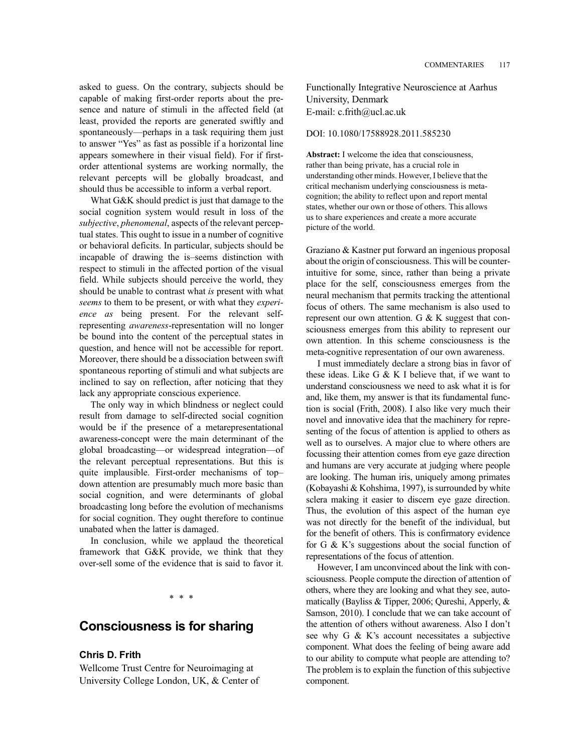asked to guess. On the contrary, subjects should be capable of making first-order reports about the presence and nature of stimuli in the affected field (at least, provided the reports are generated swiftly and spontaneously—perhaps in a task requiring them just to answer "Yes" as fast as possible if a horizontal line appears somewhere in their visual field). For if first-order attentional systems are working normally, the relevant percepts will be globally broadcast, and should thus be accessible to inform a verbal report.

What G&K should predict is just that damage to the social cognition system would result in loss of the *subjective*, *phenomenal*, aspects of the relevant perceptual states. This ought to issue in a number of cognitive or behavioral deficits. In particular, subjects should be incapable of drawing the is–seems distinction with respect to stimuli in the affected portion of the visual field. While subjects should perceive the world, they should be unable to contrast what *is* present with what *seems* to them to be present, or with what they *experience as* being present. For the relevant self-representing *awareness*-representation will no longer be bound into the content of the perceptual states in question, and hence will not be accessible for report. Moreover, there should be a dissociation between swift spontaneous reporting of stimuli and what subjects are inclined to say on reflection, after noticing that they lack any appropriate conscious experience.

The only way in which blindness or neglect could result from damage to self-directed social cognition would be if the presence of a metarepresentational awareness-concept were the main determinant of the global broadcasting—or widespread integration—of the relevant perceptual representations. But this is quite implausible. First-order mechanisms of top–down attention are presumably much more basic than social cognition, and were determinants of global broadcasting long before the evolution of mechanisms for social cognition. They ought therefore to continue unabated when the latter is damaged.

In conclusion, while we applaud the theoretical framework that G&K provide, we think that they over-sell some of the evidence that is said to favor it.

\* \* \*

## Consciousness is for sharing

**Chris D. Frith**

Wellcome Trust Centre for Neuroimaging at University College London, UK, & Center of Functionally Integrative Neuroscience at Aarhus University, Denmark

E-mail: c.frith@ucl.ac.uk

DOI: 10.1080/17588928.2011.585230

**Abstract:** I welcome the idea that consciousness, rather than being private, has a crucial role in understanding other minds. However, I believe that the critical mechanism underlying consciousness is meta-cognition; the ability to reflect upon and report mental states, whether our own or those of others. This allows us to share experiences and create a more accurate picture of the world.

Graziano & Kastner put forward an ingenious proposal about the origin of consciousness. This will be counter-intuitive for some, since, rather than being a private place for the self, consciousness emerges from the neural mechanism that permits tracking the attentional focus of others. The same mechanism is also used to represent our own attention. G & K suggest that consciousness emerges from this ability to represent our own attention. In this scheme consciousness is the meta-cognitive representation of our own awareness.

I must immediately declare a strong bias in favor of these ideas. Like G & K I believe that, if we want to understand consciousness we need to ask what it is for and, like them, my answer is that its fundamental function is social (Frith, 2008). I also like very much their novel and innovative idea that the machinery for representing of the focus of attention is applied to others as well as to ourselves. A major clue to where others are focussing their attention comes from eye gaze direction and humans are very accurate at judging where people are looking. The human iris, uniquely among primates (Kobayashi & Kohshima, 1997), is surrounded by white sclera making it easier to discern eye gaze direction. Thus, the evolution of this aspect of the human eye was not directly for the benefit of the individual, but for the benefit of others. This is confirmatory evidence for G & K's suggestions about the social function of representations of the focus of attention.

However, I am unconvinced about the link with consciousness. People compute the direction of attention of others, where they are looking and what they see, automatically (Bayliss & Tipper, 2006; Qureshi, Apperly, & Samson, 2010). I conclude that we can take account of the attention of others without awareness. Also I don't see why G & K's account necessitates a subjective component. What does the feeling of being aware add to our ability to compute what people are attending to? The problem is to explain the function of this subjective component.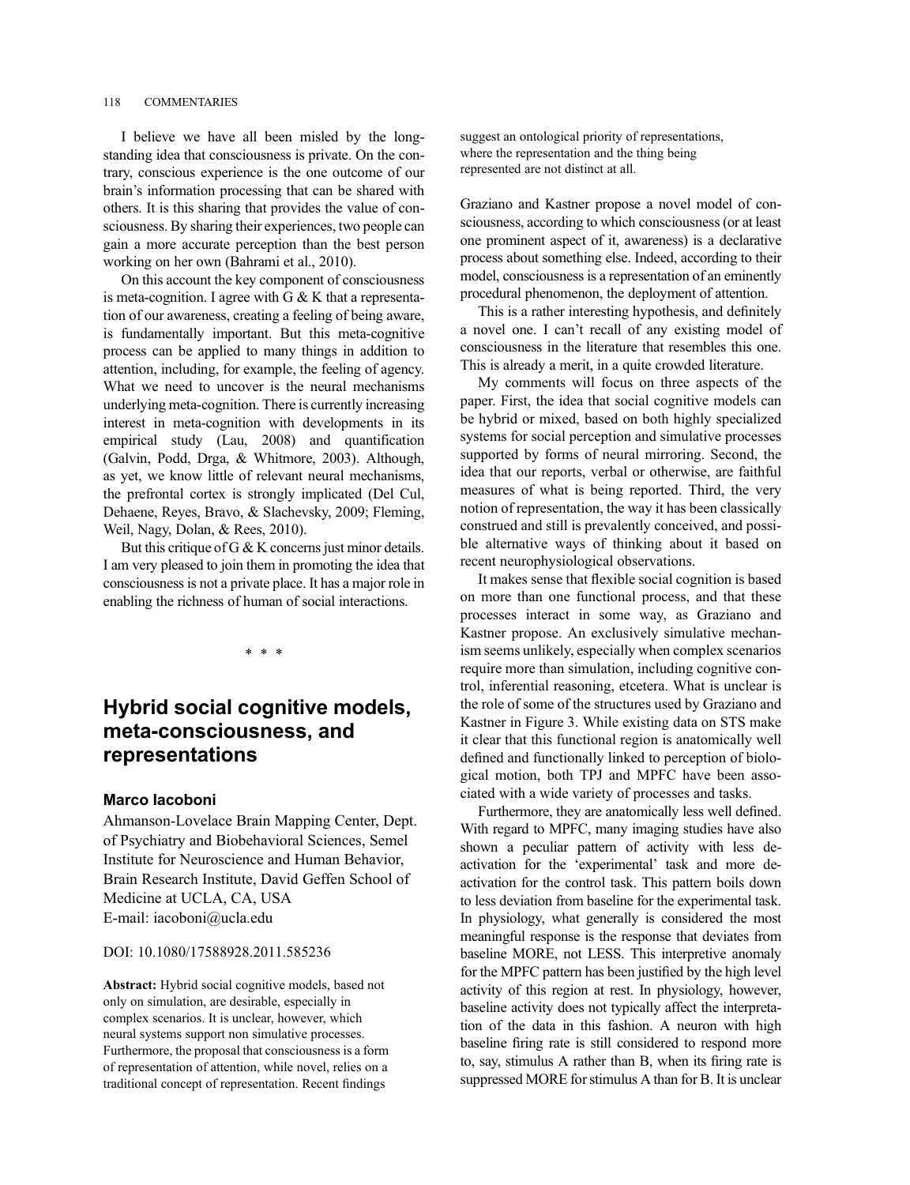I believe we have all been misled by the long-standing idea that consciousness is private. On the contrary, conscious experience is the one outcome of our brain's information processing that can be shared with others. It is this sharing that provides the value of consciousness. By sharing their experiences, two people can gain a more accurate perception than the best person working on her own (Bahrami et al., 2010).

On this account the key component of consciousness is meta-cognition. I agree with G & K that a representation of our awareness, creating a feeling of being aware, is fundamentally important. But this meta-cognitive process can be applied to many things in addition to attention, including, for example, the feeling of agency. What we need to uncover is the neural mechanisms underlying meta-cognition. There is currently increasing interest in meta-cognition with developments in its empirical study (Lau, 2008) and quantification (Galvin, Podd, Drga, & Whitmore, 2003). Although, as yet, we know little of relevant neural mechanisms, the prefrontal cortex is strongly implicated (Del Cul, Dehaene, Reyes, Bravo, & Slachevsky, 2009; Fleming, Weil, Nagy, Dolan, & Rees, 2010).

But this critique of G & K concerns just minor details. I am very pleased to join them in promoting the idea that consciousness is not a private place. It has a major role in enabling the richness of human of social interactions.

\* \* \*

## Hybrid social cognitive models, meta-consciousness, and representations

**Marco Iacoboni**

Ahmanson-Lovelace Brain Mapping Center, Dept. of Psychiatry and Biobehavioral Sciences, Semel Institute for Neuroscience and Human Behavior, Brain Research Institute, David Geffen School of Medicine at UCLA, CA, USA
E-mail: iacoboni@ucla.edu

DOI: 10.1080/17588928.2011.585236

**Abstract:** Hybrid social cognitive models, based not only on simulation, are desirable, especially in complex scenarios. It is unclear, however, which neural systems support non simulative processes. Furthermore, the proposal that consciousness is a form of representation of attention, while novel, relies on a traditional concept of representation. Recent findings suggest an ontological priority of representations, where the representation and the thing being represented are not distinct at all.

Graziano and Kastner propose a novel model of consciousness, according to which consciousness (or at least one prominent aspect of it, awareness) is a declarative process about something else. Indeed, according to their model, consciousness is a representation of an eminently procedural phenomenon, the deployment of attention.

This is a rather interesting hypothesis, and definitely a novel one. I can't recall of any existing model of consciousness in the literature that resembles this one. This is already a merit, in a quite crowded literature.

My comments will focus on three aspects of the paper. First, the idea that social cognitive models can be hybrid or mixed, based on both highly specialized systems for social perception and simulative processes supported by forms of neural mirroring. Second, the idea that our reports, verbal or otherwise, are faithful measures of what is being reported. Third, the very notion of representation, the way it has been classically construed and still is prevalently conceived, and possible alternative ways of thinking about it based on recent neurophysiological observations.

It makes sense that flexible social cognition is based on more than one functional process, and that these processes interact in some way, as Graziano and Kastner propose. An exclusively simulative mechanism seems unlikely, especially when complex scenarios require more than simulation, including cognitive control, inferential reasoning, etcetera. What is unclear is the role of some of the structures used by Graziano and Kastner in Figure 3. While existing data on STS make it clear that this functional region is anatomically well defined and functionally linked to perception of biological motion, both TPJ and MPFC have been associated with a wide variety of processes and tasks.

Furthermore, they are anatomically less well defined. With regard to MPFC, many imaging studies have also shown a peculiar pattern of activity with less deactivation for the 'experimental' task and more deactivation for the control task. This pattern boils down to less deviation from baseline for the experimental task. In physiology, what generally is considered the most meaningful response is the response that deviates from baseline MORE, not LESS. This interpretive anomaly for the MPFC pattern has been justified by the high level activity of this region at rest. In physiology, however, baseline activity does not typically affect the interpretation of the data in this fashion. A neuron with high baseline firing rate is still considered to respond more to, say, stimulus A rather than B, when its firing rate is suppressed MORE for stimulus A than for B. It is unclear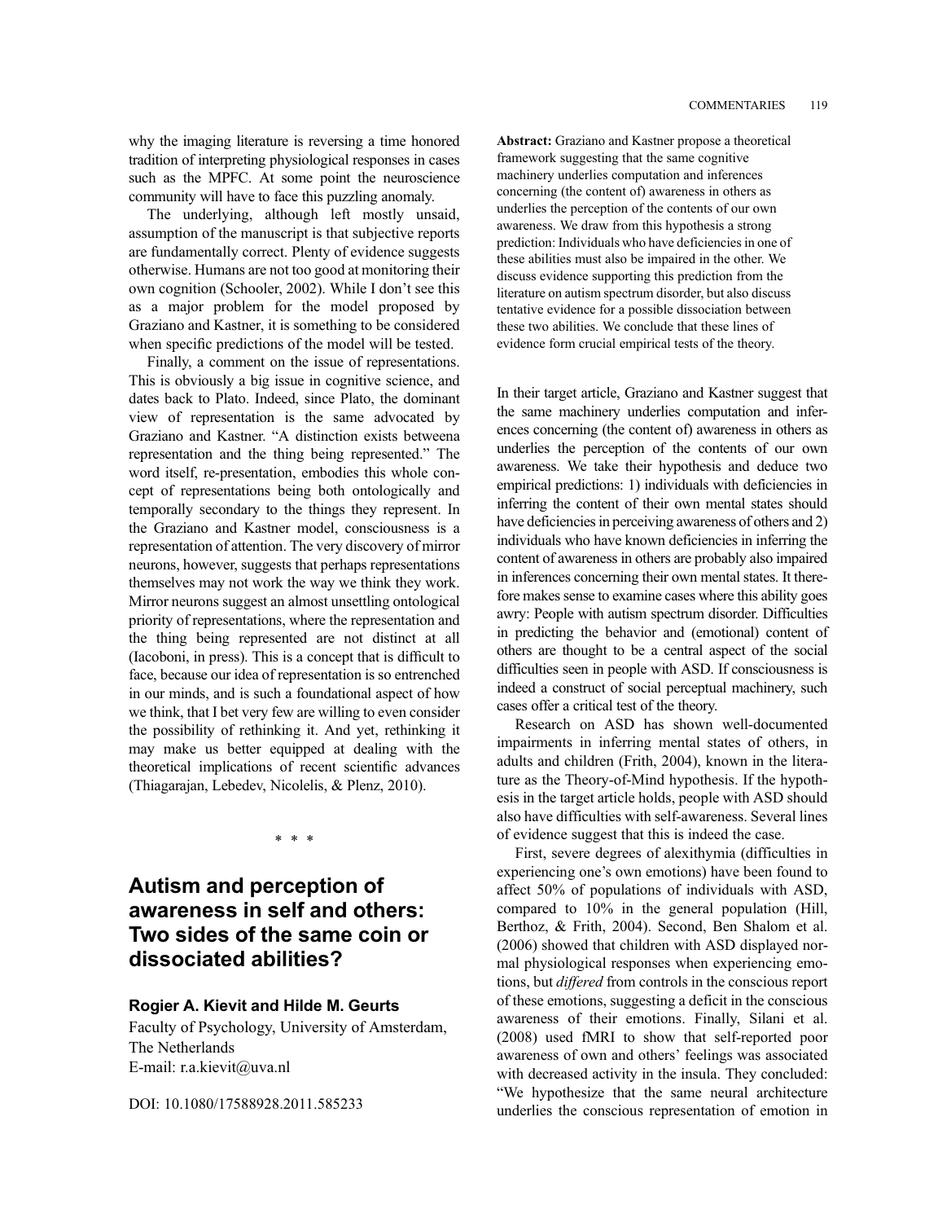why the imaging literature is reversing a time honored tradition of interpreting physiological responses in cases such as the MPFC. At some point the neuroscience community will have to face this puzzling anomaly.

The underlying, although left mostly unsaid, assumption of the manuscript is that subjective reports are fundamentally correct. Plenty of evidence suggests otherwise. Humans are not too good at monitoring their own cognition (Schooler, 2002). While I don't see this as a major problem for the model proposed by Graziano and Kastner, it is something to be considered when specific predictions of the model will be tested.

Finally, a comment on the issue of representations. This is obviously a big issue in cognitive science, and dates back to Plato. Indeed, since Plato, the dominant view of representation is the same advocated by Graziano and Kastner. "A distinction exists betweena representation and the thing being represented." The word itself, re-presentation, embodies this whole concept of representations being both ontologically and temporally secondary to the things they represent. In the Graziano and Kastner model, consciousness is a representation of attention. The very discovery of mirror neurons, however, suggests that perhaps representations themselves may not work the way we think they work. Mirror neurons suggest an almost unsettling ontological priority of representations, where the representation and the thing being represented are not distinct at all (Iacoboni, in press). This is a concept that is difficult to face, because our idea of representation is so entrenched in our minds, and is such a foundational aspect of how we think, that I bet very few are willing to even consider the possibility of rethinking it. And yet, rethinking it may make us better equipped at dealing with the theoretical implications of recent scientific advances (Thiagarajan, Lebedev, Nicolelis, & Plenz, 2010).

\* \* \*

# Autism and perception of awareness in self and others: Two sides of the same coin or dissociated abilities?

**Rogier A. Kievit and Hilde M. Geurts**

Faculty of Psychology, University of Amsterdam, The Netherlands
E-mail: r.a.kievit@uva.nl

DOI: 10.1080/17588928.2011.585233

**Abstract:** Graziano and Kastner propose a theoretical framework suggesting that the same cognitive machinery underlies computation and inferences concerning (the content of) awareness in others as underlies the perception of the contents of our own awareness. We draw from this hypothesis a strong prediction: Individuals who have deficiencies in one of these abilities must also be impaired in the other. We discuss evidence supporting this prediction from the literature on autism spectrum disorder, but also discuss tentative evidence for a possible dissociation between these two abilities. We conclude that these lines of evidence form crucial empirical tests of the theory.

In their target article, Graziano and Kastner suggest that the same machinery underlies computation and inferences concerning (the content of) awareness in others as underlies the perception of the contents of our own awareness. We take their hypothesis and deduce two empirical predictions: 1) individuals with deficiencies in inferring the content of their own mental states should have deficiencies in perceiving awareness of others and 2) individuals who have known deficiencies in inferring the content of awareness in others are probably also impaired in inferences concerning their own mental states. It therefore makes sense to examine cases where this ability goes awry: People with autism spectrum disorder. Difficulties in predicting the behavior and (emotional) content of others are thought to be a central aspect of the social difficulties seen in people with ASD. If consciousness is indeed a construct of social perceptual machinery, such cases offer a critical test of the theory.

Research on ASD has shown well-documented impairments in inferring mental states of others, in adults and children (Frith, 2004), known in the literature as the Theory-of-Mind hypothesis. If the hypothesis in the target article holds, people with ASD should also have difficulties with self-awareness. Several lines of evidence suggest that this is indeed the case.

First, severe degrees of alexithymia (difficulties in experiencing one's own emotions) have been found to affect 50% of populations of individuals with ASD, compared to 10% in the general population (Hill, Berthoz, & Frith, 2004). Second, Ben Shalom et al. (2006) showed that children with ASD displayed normal physiological responses when experiencing emotions, but *differed* from controls in the conscious report of these emotions, suggesting a deficit in the conscious awareness of their emotions. Finally, Silani et al. (2008) used fMRI to show that self-reported poor awareness of own and others' feelings was associated with decreased activity in the insula. They concluded: "We hypothesize that the same neural architecture underlies the conscious representation of emotion in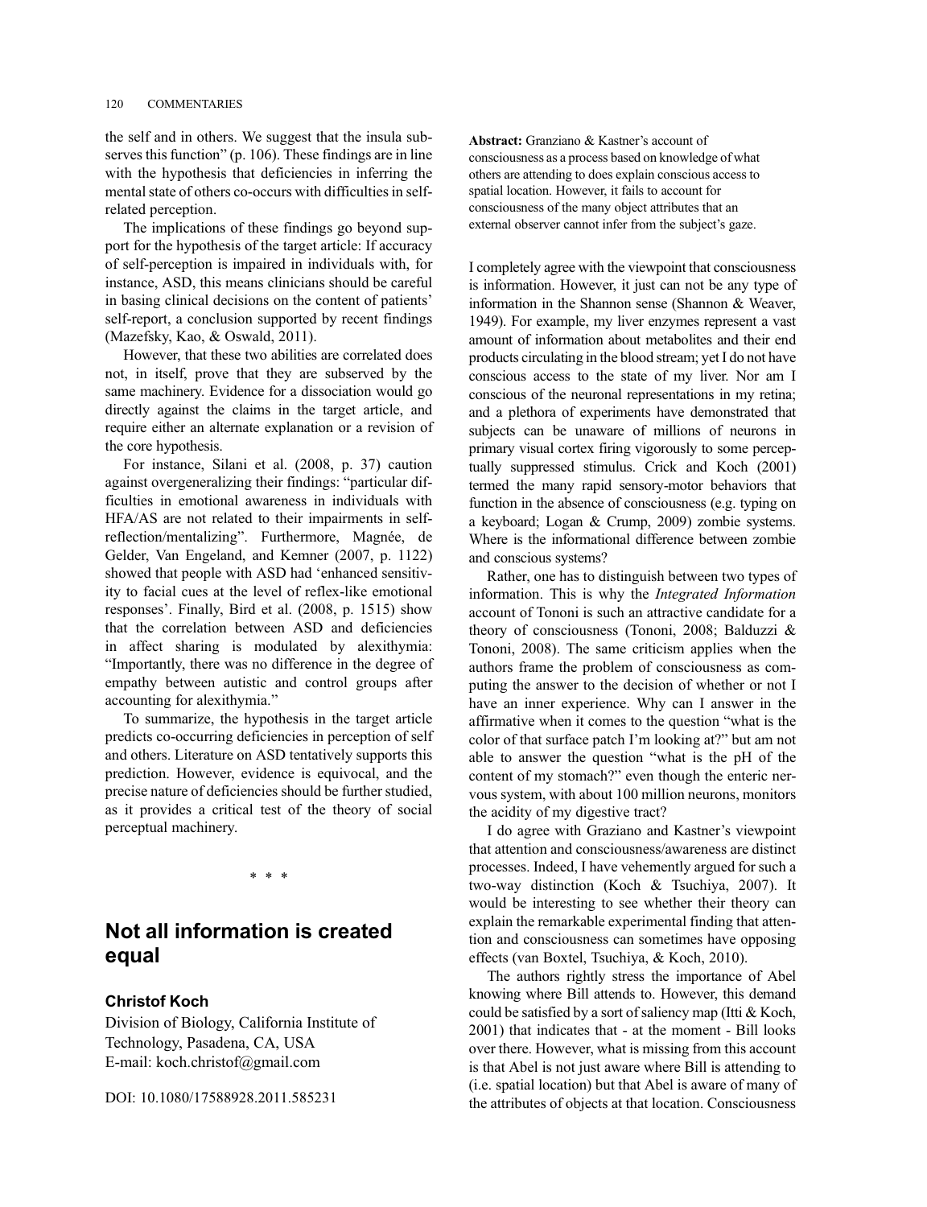the self and in others. We suggest that the insula subserves this function" (p. 106). These findings are in line with the hypothesis that deficiencies in inferring the mental state of others co-occurs with difficulties in self-related perception.

The implications of these findings go beyond support for the hypothesis of the target article: If accuracy of self-perception is impaired in individuals with, for instance, ASD, this means clinicians should be careful in basing clinical decisions on the content of patients' self-report, a conclusion supported by recent findings (Mazefsky, Kao, & Oswald, 2011).

However, that these two abilities are correlated does not, in itself, prove that they are subserved by the same machinery. Evidence for a dissociation would go directly against the claims in the target article, and require either an alternate explanation or a revision of the core hypothesis.

For instance, Silani et al. (2008, p. 37) caution against overgeneralizing their findings: "particular difficulties in emotional awareness in individuals with HFA/AS are not related to their impairments in self-reflection/mentalizing". Furthermore, Magnée, de Gelder, Van Engeland, and Kemner (2007, p. 1122) showed that people with ASD had 'enhanced sensitivity to facial cues at the level of reflex-like emotional responses'. Finally, Bird et al. (2008, p. 1515) show that the correlation between ASD and deficiencies in affect sharing is modulated by alexithymia: "Importantly, there was no difference in the degree of empathy between autistic and control groups after accounting for alexithymia."

To summarize, the hypothesis in the target article predicts co-occurring deficiencies in perception of self and others. Literature on ASD tentatively supports this prediction. However, evidence is equivocal, and the precise nature of deficiencies should be further studied, as it provides a critical test of the theory of social perceptual machinery.

\* \* \*

## Not all information is created equal

**Christof Koch**

Division of Biology, California Institute of Technology, Pasadena, CA, USA
E-mail: koch.christof@gmail.com

DOI: 10.1080/17588928.2011.585231

**Abstract:** Granziano & Kastner's account of consciousness as a process based on knowledge of what others are attending to does explain conscious access to spatial location. However, it fails to account for consciousness of the many object attributes that an external observer cannot infer from the subject's gaze.

I completely agree with the viewpoint that consciousness is information. However, it just can not be any type of information in the Shannon sense (Shannon & Weaver, 1949). For example, my liver enzymes represent a vast amount of information about metabolites and their end products circulating in the blood stream; yet I do not have conscious access to the state of my liver. Nor am I conscious of the neuronal representations in my retina; and a plethora of experiments have demonstrated that subjects can be unaware of millions of neurons in primary visual cortex firing vigorously to some perceptually suppressed stimulus. Crick and Koch (2001) termed the many rapid sensory-motor behaviors that function in the absence of consciousness (e.g. typing on a keyboard; Logan & Crump, 2009) zombie systems. Where is the informational difference between zombie and conscious systems?

Rather, one has to distinguish between two types of information. This is why the *Integrated Information* account of Tononi is such an attractive candidate for a theory of consciousness (Tononi, 2008; Balduzzi & Tononi, 2008). The same criticism applies when the authors frame the problem of consciousness as computing the answer to the decision of whether or not I have an inner experience. Why can I answer in the affirmative when it comes to the question "what is the color of that surface patch I'm looking at?" but am not able to answer the question "what is the pH of the content of my stomach?" even though the enteric nervous system, with about 100 million neurons, monitors the acidity of my digestive tract?

I do agree with Graziano and Kastner's viewpoint that attention and consciousness/awareness are distinct processes. Indeed, I have vehemently argued for such a two-way distinction (Koch & Tsuchiya, 2007). It would be interesting to see whether their theory can explain the remarkable experimental finding that attention and consciousness can sometimes have opposing effects (van Boxtel, Tsuchiya, & Koch, 2010).

The authors rightly stress the importance of Abel knowing where Bill attends to. However, this demand could be satisfied by a sort of saliency map (Itti & Koch, 2001) that indicates that - at the moment - Bill looks over there. However, what is missing from this account is that Abel is not just aware where Bill is attending to (i.e. spatial location) but that Abel is aware of many of the attributes of objects at that location. Consciousness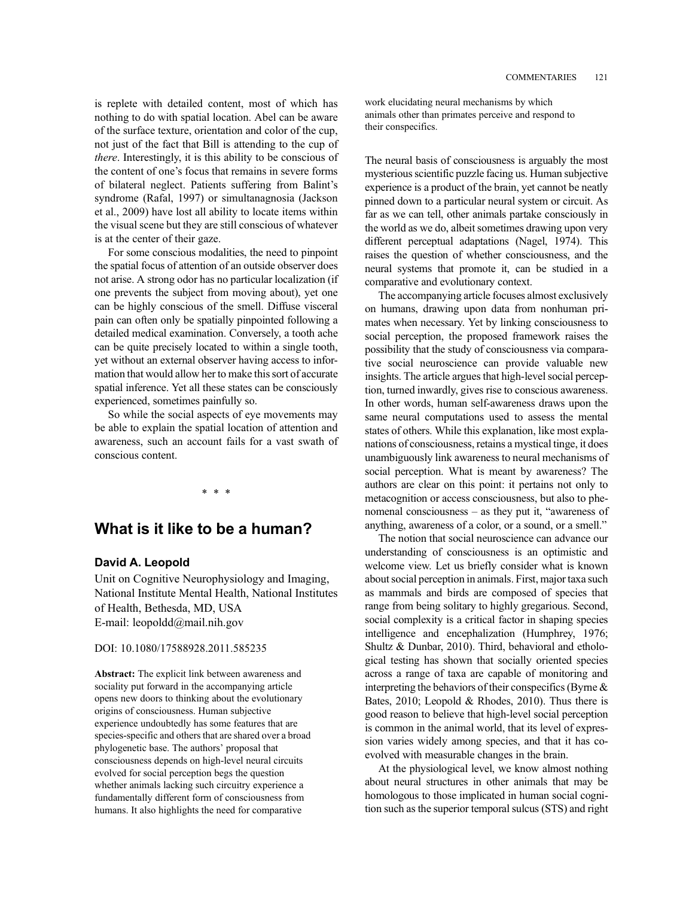is replete with detailed content, most of which has nothing to do with spatial location. Abel can be aware of the surface texture, orientation and color of the cup, not just of the fact that Bill is attending to the cup of *there*. Interestingly, it is this ability to be conscious of the content of one's focus that remains in severe forms of bilateral neglect. Patients suffering from Balint's syndrome (Rafal, 1997) or simultanagnosia (Jackson et al., 2009) have lost all ability to locate items within the visual scene but they are still conscious of whatever is at the center of their gaze.

For some conscious modalities, the need to pinpoint the spatial focus of attention of an outside observer does not arise. A strong odor has no particular localization (if one prevents the subject from moving about), yet one can be highly conscious of the smell. Diffuse visceral pain can often only be spatially pinpointed following a detailed medical examination. Conversely, a tooth ache can be quite precisely located to within a single tooth, yet without an external observer having access to information that would allow her to make this sort of accurate spatial inference. Yet all these states can be consciously experienced, sometimes painfully so.

So while the social aspects of eye movements may be able to explain the spatial location of attention and awareness, such an account fails for a vast swath of conscious content.

\* \* \*

## What is it like to be a human?

### David A. Leopold

Unit on Cognitive Neurophysiology and Imaging, National Institute Mental Health, National Institutes of Health, Bethesda, MD, USA
E-mail: leopoldd@mail.nih.gov

DOI: 10.1080/17588928.2011.585235

**Abstract:** The explicit link between awareness and sociality put forward in the accompanying article opens new doors to thinking about the evolutionary origins of consciousness. Human subjective experience undoubtedly has some features that are species-specific and others that are shared over a broad phylogenetic base. The authors' proposal that consciousness depends on high-level neural circuits evolved for social perception begs the question whether animals lacking such circuitry experience a fundamentally different form of consciousness from humans. It also highlights the need for comparative work elucidating neural mechanisms by which animals other than primates perceive and respond to their conspecifics.

The neural basis of consciousness is arguably the most mysterious scientific puzzle facing us. Human subjective experience is a product of the brain, yet cannot be neatly pinned down to a particular neural system or circuit. As far as we can tell, other animals partake consciously in the world as we do, albeit sometimes drawing upon very different perceptual adaptations (Nagel, 1974). This raises the question of whether consciousness, and the neural systems that promote it, can be studied in a comparative and evolutionary context.

The accompanying article focuses almost exclusively on humans, drawing upon data from nonhuman primates when necessary. Yet by linking consciousness to social perception, the proposed framework raises the possibility that the study of consciousness via comparative social neuroscience can provide valuable new insights. The article argues that high-level social perception, turned inwardly, gives rise to conscious awareness. In other words, human self-awareness draws upon the same neural computations used to assess the mental states of others. While this explanation, like most explanations of consciousness, retains a mystical tinge, it does unambiguously link awareness to neural mechanisms of social perception. What is meant by awareness? The authors are clear on this point: it pertains not only to metacognition or access consciousness, but also to phenomenal consciousness – as they put it, "awareness of anything, awareness of a color, or a sound, or a smell."

The notion that social neuroscience can advance our understanding of consciousness is an optimistic and welcome view. Let us briefly consider what is known about social perception in animals. First, major taxa such as mammals and birds are composed of species that range from being solitary to highly gregarious. Second, social complexity is a critical factor in shaping species intelligence and encephalization (Humphrey, 1976; Shultz & Dunbar, 2010). Third, behavioral and ethological testing has shown that socially oriented species across a range of taxa are capable of monitoring and interpreting the behaviors of their conspecifics (Byrne & Bates, 2010; Leopold & Rhodes, 2010). Thus there is good reason to believe that high-level social perception is common in the animal world, that its level of expression varies widely among species, and that it has coevolved with measurable changes in the brain.

At the physiological level, we know almost nothing about neural structures in other animals that may be homologous to those implicated in human social cognition such as the superior temporal sulcus (STS) and right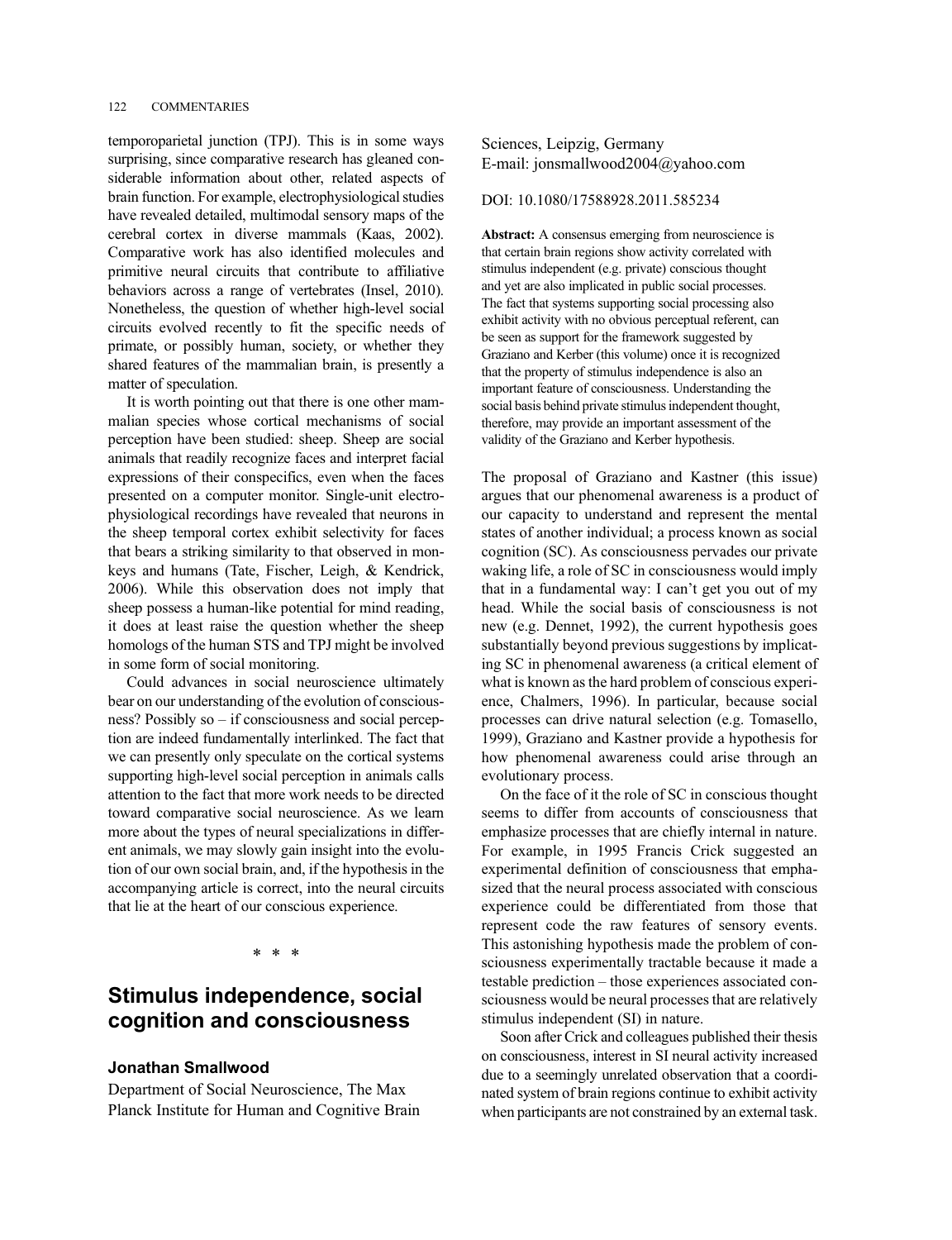temporoparietal junction (TPJ). This is in some ways surprising, since comparative research has gleaned considerable information about other, related aspects of brain function. For example, electrophysiological studies have revealed detailed, multimodal sensory maps of the cerebral cortex in diverse mammals (Kaas, 2002). Comparative work has also identified molecules and primitive neural circuits that contribute to affiliative behaviors across a range of vertebrates (Insel, 2010). Nonetheless, the question of whether high-level social circuits evolved recently to fit the specific needs of primate, or possibly human, society, or whether they shared features of the mammalian brain, is presently a matter of speculation.

It is worth pointing out that there is one other mammalian species whose cortical mechanisms of social perception have been studied: sheep. Sheep are social animals that readily recognize faces and interpret facial expressions of their conspecifics, even when the faces presented on a computer monitor. Single-unit electrophysiological recordings have revealed that neurons in the sheep temporal cortex exhibit selectivity for faces that bears a striking similarity to that observed in monkeys and humans (Tate, Fischer, Leigh, & Kendrick, 2006). While this observation does not imply that sheep possess a human-like potential for mind reading, it does at least raise the question whether the sheep homologs of the human STS and TPJ might be involved in some form of social monitoring.

Could advances in social neuroscience ultimately bear on our understanding of the evolution of consciousness? Possibly so – if consciousness and social perception are indeed fundamentally interlinked. The fact that we can presently only speculate on the cortical systems supporting high-level social perception in animals calls attention to the fact that more work needs to be directed toward comparative social neuroscience. As we learn more about the types of neural specializations in different animals, we may slowly gain insight into the evolution of our own social brain, and, if the hypothesis in the accompanying article is correct, into the neural circuits that lie at the heart of our conscious experience.

\* \* \*

## Stimulus independence, social cognition and consciousness

**Jonathan Smallwood**

Department of Social Neuroscience, The Max Planck Institute for Human and Cognitive Brain Sciences, Leipzig, Germany
E-mail: jonsmallwood2004@yahoo.com

DOI: 10.1080/17588928.2011.585234

**Abstract:** A consensus emerging from neuroscience is that certain brain regions show activity correlated with stimulus independent (e.g. private) conscious thought and yet are also implicated in public social processes. The fact that systems supporting social processing also exhibit activity with no obvious perceptual referent, can be seen as support for the framework suggested by Graziano and Kerber (this volume) once it is recognized that the property of stimulus independence is also an important feature of consciousness. Understanding the social basis behind private stimulus independent thought, therefore, may provide an important assessment of the validity of the Graziano and Kerber hypothesis.

The proposal of Graziano and Kastner (this issue) argues that our phenomenal awareness is a product of our capacity to understand and represent the mental states of another individual; a process known as social cognition (SC). As consciousness pervades our private waking life, a role of SC in consciousness would imply that in a fundamental way: I can't get you out of my head. While the social basis of consciousness is not new (e.g. Dennet, 1992), the current hypothesis goes substantially beyond previous suggestions by implicating SC in phenomenal awareness (a critical element of what is known as the hard problem of conscious experience, Chalmers, 1996). In particular, because social processes can drive natural selection (e.g. Tomasello, 1999), Graziano and Kastner provide a hypothesis for how phenomenal awareness could arise through an evolutionary process.

On the face of it the role of SC in conscious thought seems to differ from accounts of consciousness that emphasize processes that are chiefly internal in nature. For example, in 1995 Francis Crick suggested an experimental definition of consciousness that emphasized that the neural process associated with conscious experience could be differentiated from those that represent code the raw features of sensory events. This astonishing hypothesis made the problem of consciousness experimentally tractable because it made a testable prediction – those experiences associated consciousness would be neural processes that are relatively stimulus independent (SI) in nature.

Soon after Crick and colleagues published their thesis on consciousness, interest in SI neural activity increased due to a seemingly unrelated observation that a coordinated system of brain regions continue to exhibit activity when participants are not constrained by an external task.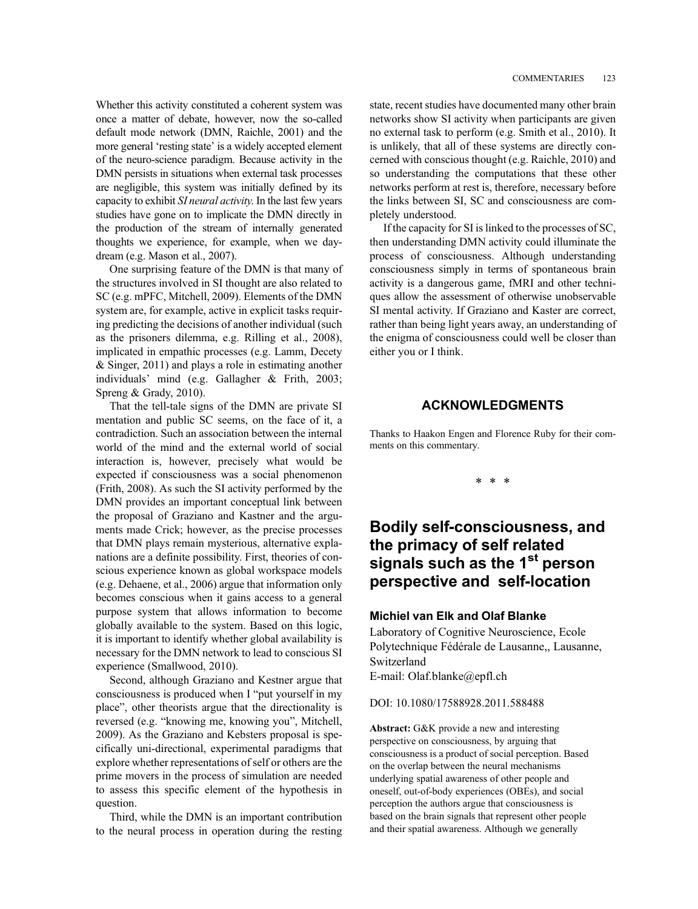Whether this activity constituted a coherent system was once a matter of debate, however, now the so-called default mode network (DMN, Raichle, 2001) and the more general 'resting state' is a widely accepted element of the neuro-science paradigm. Because activity in the DMN persists in situations when external task processes are negligible, this system was initially defined by its capacity to exhibit *SI neural activity.* In the last few years studies have gone on to implicate the DMN directly in the production of the stream of internally generated thoughts we experience, for example, when we daydream (e.g. Mason et al., 2007).

One surprising feature of the DMN is that many of the structures involved in SI thought are also related to SC (e.g. mPFC, Mitchell, 2009). Elements of the DMN system are, for example, active in explicit tasks requiring predicting the decisions of another individual (such as the prisoners dilemma, e.g. Rilling et al., 2008), implicated in empathic processes (e.g. Lamm, Decety & Singer, 2011) and plays a role in estimating another individuals' mind (e.g. Gallagher & Frith, 2003; Spreng & Grady, 2010).

That the tell-tale signs of the DMN are private SI mentation and public SC seems, on the face of it, a contradiction. Such an association between the internal world of the mind and the external world of social interaction is, however, precisely what would be expected if consciousness was a social phenomenon (Frith, 2008). As such the SI activity performed by the DMN provides an important conceptual link between the proposal of Graziano and Kastner and the arguments made Crick; however, as the precise processes that DMN plays remain mysterious, alternative explanations are a definite possibility. First, theories of conscious experience known as global workspace models (e.g. Dehaene, et al., 2006) argue that information only becomes conscious when it gains access to a general purpose system that allows information to become globally available to the system. Based on this logic, it is important to identify whether global availability is necessary for the DMN network to lead to conscious SI experience (Smallwood, 2010).

Second, although Graziano and Kestner argue that consciousness is produced when I "put yourself in my place", other theorists argue that the directionality is reversed (e.g. "knowing me, knowing you", Mitchell, 2009). As the Graziano and Kebsters proposal is specifically uni-directional, experimental paradigms that explore whether representations of self or others are the prime movers in the process of simulation are needed to assess this specific element of the hypothesis in question.

Third, while the DMN is an important contribution to the neural process in operation during the resting state, recent studies have documented many other brain networks show SI activity when participants are given no external task to perform (e.g. Smith et al., 2010). It is unlikely, that all of these systems are directly concerned with conscious thought (e.g. Raichle, 2010) and so understanding the computations that these other networks perform at rest is, therefore, necessary before the links between SI, SC and consciousness are completely understood.

If the capacity for SI is linked to the processes of SC, then understanding DMN activity could illuminate the process of consciousness. Although understanding consciousness simply in terms of spontaneous brain activity is a dangerous game, fMRI and other techniques allow the assessment of otherwise unobservable SI mental activity. If Graziano and Kaster are correct, rather than being light years away, an understanding of the enigma of consciousness could well be closer than either you or I think.

## ACKNOWLEDGMENTS

Thanks to Haakon Engen and Florence Ruby for their comments on this commentary.

\* \* \*

# Bodily self-consciousness, and the primacy of self related signals such as the 1st person perspective and self-location

**Michiel van Elk and Olaf Blanke**

Laboratory of Cognitive Neuroscience, Ecole Polytechnique Fédérale de Lausanne,, Lausanne, Switzerland
E-mail: Olaf.blanke@epfl.ch

DOI: 10.1080/17588928.2011.588488

**Abstract:** G&K provide a new and interesting perspective on consciousness, by arguing that consciousness is a product of social perception. Based on the overlap between the neural mechanisms underlying spatial awareness of other people and oneself, out-of-body experiences (OBEs), and social perception the authors argue that consciousness is based on the brain signals that represent other people and their spatial awareness. Although we generally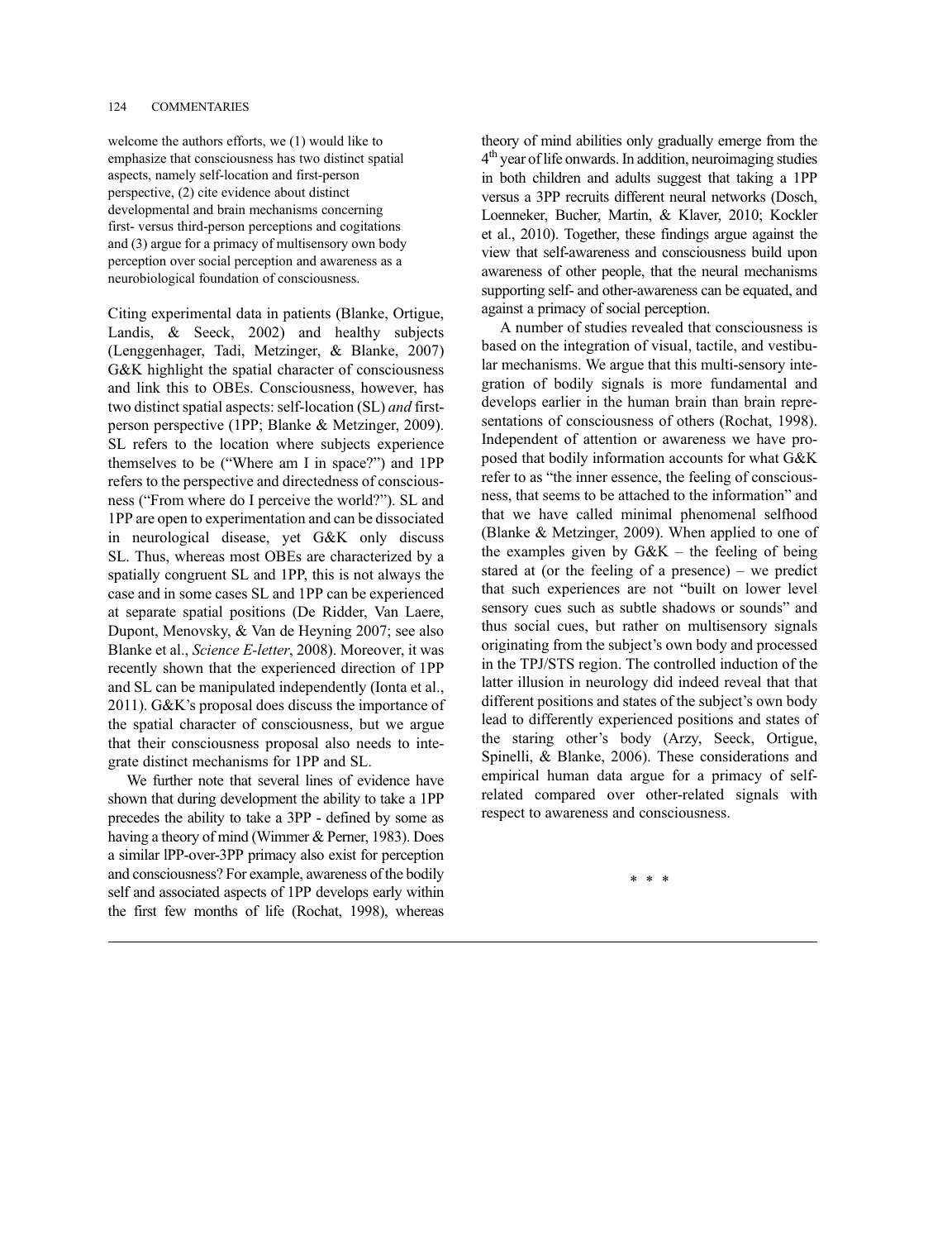welcome the authors efforts, we (1) would like to emphasize that consciousness has two distinct spatial aspects, namely self-location and first-person perspective, (2) cite evidence about distinct developmental and brain mechanisms concerning first- versus third-person perceptions and cogitations and (3) argue for a primacy of multisensory own body perception over social perception and awareness as a neurobiological foundation of consciousness.

Citing experimental data in patients (Blanke, Ortigue, Landis, & Seeck, 2002) and healthy subjects (Lenggenhager, Tadi, Metzinger, & Blanke, 2007) G&K highlight the spatial character of consciousness and link this to OBEs. Consciousness, however, has two distinct spatial aspects: self-location (SL) *and* first-person perspective (1PP; Blanke & Metzinger, 2009). SL refers to the location where subjects experience themselves to be ("Where am I in space?") and 1PP refers to the perspective and directedness of consciousness ("From where do I perceive the world?"). SL and 1PP are open to experimentation and can be dissociated in neurological disease, yet G&K only discuss SL. Thus, whereas most OBEs are characterized by a spatially congruent SL and 1PP, this is not always the case and in some cases SL and 1PP can be experienced at separate spatial positions (De Ridder, Van Laere, Dupont, Menovsky, & Van de Heyning 2007; see also Blanke et al., *Science E-letter*, 2008). Moreover, it was recently shown that the experienced direction of 1PP and SL can be manipulated independently (Ionta et al., 2011). G&K's proposal does discuss the importance of the spatial character of consciousness, but we argue that their consciousness proposal also needs to integrate distinct mechanisms for 1PP and SL.

We further note that several lines of evidence have shown that during development the ability to take a 1PP precedes the ability to take a 3PP - defined by some as having a theory of mind (Wimmer & Perner, 1983). Does a similar lPP-over-3PP primacy also exist for perception and consciousness? For example, awareness of the bodily self and associated aspects of 1PP develops early within the first few months of life (Rochat, 1998), whereas theory of mind abilities only gradually emerge from the 4th year of life onwards. In addition, neuroimaging studies in both children and adults suggest that taking a 1PP versus a 3PP recruits different neural networks (Dosch, Loenneker, Bucher, Martin, & Klaver, 2010; Kockler et al., 2010). Together, these findings argue against the view that self-awareness and consciousness build upon awareness of other people, that the neural mechanisms supporting self- and other-awareness can be equated, and against a primacy of social perception.

A number of studies revealed that consciousness is based on the integration of visual, tactile, and vestibular mechanisms. We argue that this multi-sensory integration of bodily signals is more fundamental and develops earlier in the human brain than brain representations of consciousness of others (Rochat, 1998). Independent of attention or awareness we have proposed that bodily information accounts for what G&K refer to as "the inner essence, the feeling of consciousness, that seems to be attached to the information" and that we have called minimal phenomenal selfhood (Blanke & Metzinger, 2009). When applied to one of the examples given by G&K – the feeling of being stared at (or the feeling of a presence) – we predict that such experiences are not "built on lower level sensory cues such as subtle shadows or sounds" and thus social cues, but rather on multisensory signals originating from the subject's own body and processed in the TPJ/STS region. The controlled induction of the latter illusion in neurology did indeed reveal that that different positions and states of the subject's own body lead to differently experienced positions and states of the staring other's body (Arzy, Seeck, Ortigue, Spinelli, & Blanke, 2006). These considerations and empirical human data argue for a primacy of self-related compared over other-related signals with respect to awareness and consciousness.

* * *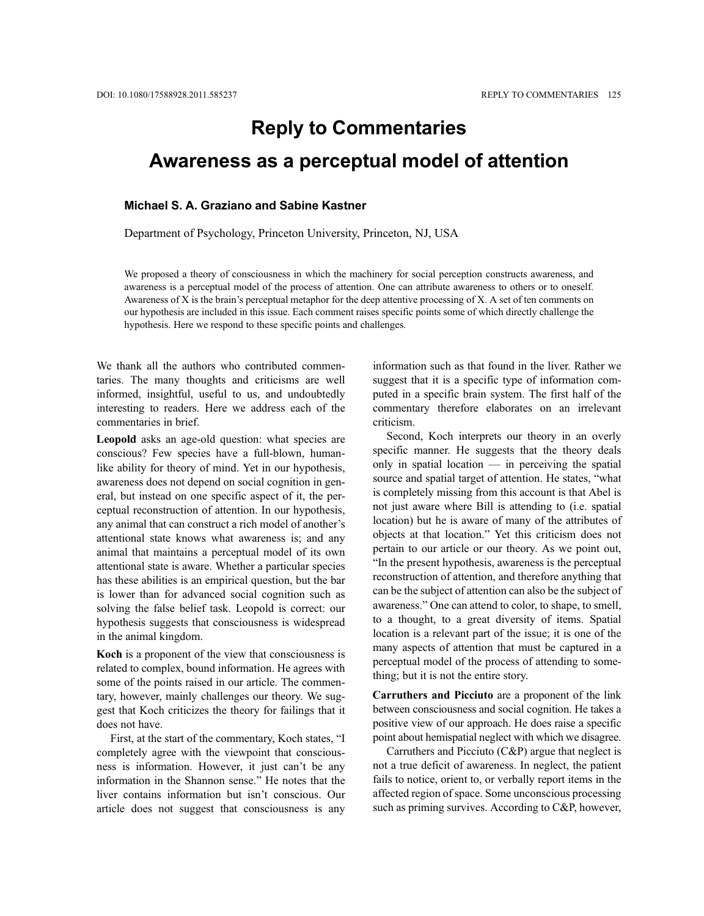# Reply to Commentaries

## Awareness as a perceptual model of attention

**Michael S. A. Graziano and Sabine Kastner**

Department of Psychology, Princeton University, Princeton, NJ, USA

We proposed a theory of consciousness in which the machinery for social perception constructs awareness, and awareness is a perceptual model of the process of attention. One can attribute awareness to others or to oneself. Awareness of X is the brain's perceptual metaphor for the deep attentive processing of X. A set of ten comments on our hypothesis are included in this issue. Each comment raises specific points some of which directly challenge the hypothesis. Here we respond to these specific points and challenges.

We thank all the authors who contributed commentaries. The many thoughts and criticisms are well informed, insightful, useful to us, and undoubtedly interesting to readers. Here we address each of the commentaries in brief.

**Leopold** asks an age-old question: what species are conscious? Few species have a full-blown, human-like ability for theory of mind. Yet in our hypothesis, awareness does not depend on social cognition in general, but instead on one specific aspect of it, the perceptual reconstruction of attention. In our hypothesis, any animal that can construct a rich model of another's attentional state knows what awareness is; and any animal that maintains a perceptual model of its own attentional state is aware. Whether a particular species has these abilities is an empirical question, but the bar is lower than for advanced social cognition such as solving the false belief task. Leopold is correct: our hypothesis suggests that consciousness is widespread in the animal kingdom.

**Koch** is a proponent of the view that consciousness is related to complex, bound information. He agrees with some of the points raised in our article. The commentary, however, mainly challenges our theory. We suggest that Koch criticizes the theory for failings that it does not have.

First, at the start of the commentary, Koch states, "I completely agree with the viewpoint that consciousness is information. However, it just can't be any information in the Shannon sense." He notes that the liver contains information but isn't conscious. Our article does not suggest that consciousness is any information such as that found in the liver. Rather we suggest that it is a specific type of information computed in a specific brain system. The first half of the commentary therefore elaborates on an irrelevant criticism.

Second, Koch interprets our theory in an overly specific manner. He suggests that the theory deals only in spatial location — in perceiving the spatial source and spatial target of attention. He states, "what is completely missing from this account is that Abel is not just aware where Bill is attending to (i.e. spatial location) but he is aware of many of the attributes of objects at that location." Yet this criticism does not pertain to our article or our theory. As we point out, "In the present hypothesis, awareness is the perceptual reconstruction of attention, and therefore anything that can be the subject of attention can also be the subject of awareness." One can attend to color, to shape, to smell, to a thought, to a great diversity of items. Spatial location is a relevant part of the issue; it is one of the many aspects of attention that must be captured in a perceptual model of the process of attending to something; but it is not the entire story.

**Carruthers and Picciuto** are a proponent of the link between consciousness and social cognition. He takes a positive view of our approach. He does raise a specific point about hemispatial neglect with which we disagree.

Carruthers and Picciuto (C&P) argue that neglect is not a true deficit of awareness. In neglect, the patient fails to notice, orient to, or verbally report items in the affected region of space. Some unconscious processing such as priming survives. According to C&P, however,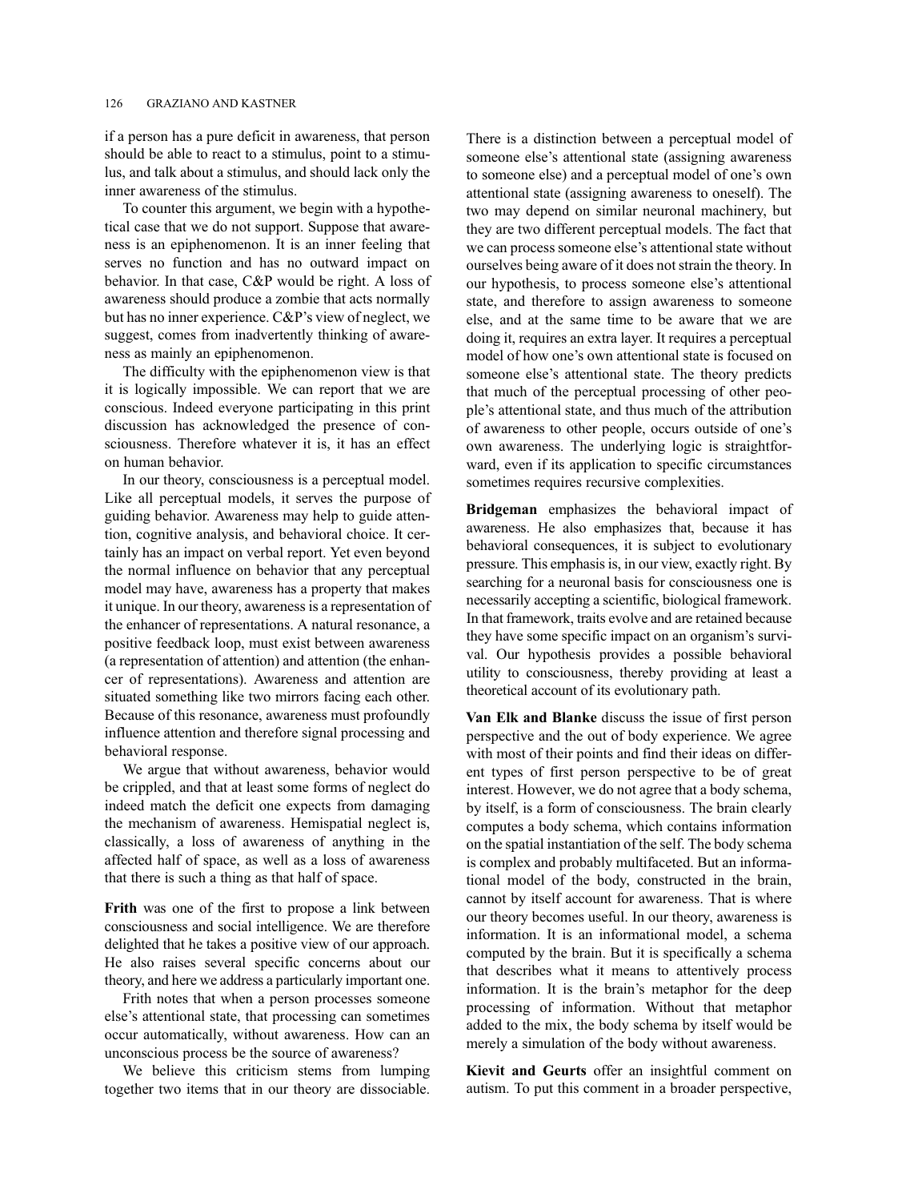if a person has a pure deficit in awareness, that person should be able to react to a stimulus, point to a stimulus, and talk about a stimulus, and should lack only the inner awareness of the stimulus.

To counter this argument, we begin with a hypothetical case that we do not support. Suppose that awareness is an epiphenomenon. It is an inner feeling that serves no function and has no outward impact on behavior. In that case, C&P would be right. A loss of awareness should produce a zombie that acts normally but has no inner experience. C&P's view of neglect, we suggest, comes from inadvertently thinking of awareness as mainly an epiphenomenon.

The difficulty with the epiphenomenon view is that it is logically impossible. We can report that we are conscious. Indeed everyone participating in this print discussion has acknowledged the presence of consciousness. Therefore whatever it is, it has an effect on human behavior.

In our theory, consciousness is a perceptual model. Like all perceptual models, it serves the purpose of guiding behavior. Awareness may help to guide attention, cognitive analysis, and behavioral choice. It certainly has an impact on verbal report. Yet even beyond the normal influence on behavior that any perceptual model may have, awareness has a property that makes it unique. In our theory, awareness is a representation of the enhancer of representations. A natural resonance, a positive feedback loop, must exist between awareness (a representation of attention) and attention (the enhancer of representations). Awareness and attention are situated something like two mirrors facing each other. Because of this resonance, awareness must profoundly influence attention and therefore signal processing and behavioral response.

We argue that without awareness, behavior would be crippled, and that at least some forms of neglect do indeed match the deficit one expects from damaging the mechanism of awareness. Hemispatial neglect is, classically, a loss of awareness of anything in the affected half of space, as well as a loss of awareness that there is such a thing as that half of space.

**Frith** was one of the first to propose a link between consciousness and social intelligence. We are therefore delighted that he takes a positive view of our approach. He also raises several specific concerns about our theory, and here we address a particularly important one.

Frith notes that when a person processes someone else's attentional state, that processing can sometimes occur automatically, without awareness. How can an unconscious process be the source of awareness?

We believe this criticism stems from lumping together two items that in our theory are dissociable. There is a distinction between a perceptual model of someone else's attentional state (assigning awareness to someone else) and a perceptual model of one's own attentional state (assigning awareness to oneself). The two may depend on similar neuronal machinery, but they are two different perceptual models. The fact that we can process someone else's attentional state without ourselves being aware of it does not strain the theory. In our hypothesis, to process someone else's attentional state, and therefore to assign awareness to someone else, and at the same time to be aware that we are doing it, requires an extra layer. It requires a perceptual model of how one's own attentional state is focused on someone else's attentional state. The theory predicts that much of the perceptual processing of other people's attentional state, and thus much of the attribution of awareness to other people, occurs outside of one's own awareness. The underlying logic is straightforward, even if its application to specific circumstances sometimes requires recursive complexities.

**Bridgeman** emphasizes the behavioral impact of awareness. He also emphasizes that, because it has behavioral consequences, it is subject to evolutionary pressure. This emphasis is, in our view, exactly right. By searching for a neuronal basis for consciousness one is necessarily accepting a scientific, biological framework. In that framework, traits evolve and are retained because they have some specific impact on an organism's survival. Our hypothesis provides a possible behavioral utility to consciousness, thereby providing at least a theoretical account of its evolutionary path.

**Van Elk and Blanke** discuss the issue of first person perspective and the out of body experience. We agree with most of their points and find their ideas on different types of first person perspective to be of great interest. However, we do not agree that a body schema, by itself, is a form of consciousness. The brain clearly computes a body schema, which contains information on the spatial instantiation of the self. The body schema is complex and probably multifaceted. But an informational model of the body, constructed in the brain, cannot by itself account for awareness. That is where our theory becomes useful. In our theory, awareness is information. It is an informational model, a schema computed by the brain. But it is specifically a schema that describes what it means to attentively process information. It is the brain's metaphor for the deep processing of information. Without that metaphor added to the mix, the body schema by itself would be merely a simulation of the body without awareness.

**Kievit and Geurts** offer an insightful comment on autism. To put this comment in a broader perspective,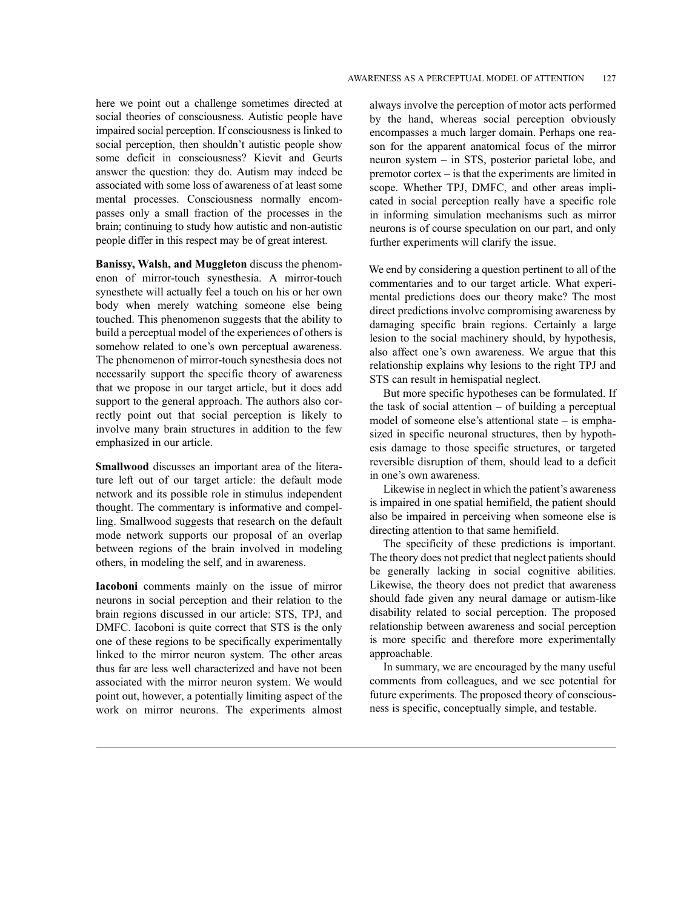here we point out a challenge sometimes directed at social theories of consciousness. Autistic people have impaired social perception. If consciousness is linked to social perception, then shouldn't autistic people show some deficit in consciousness? Kievit and Geurts answer the question: they do. Autism may indeed be associated with some loss of awareness of at least some mental processes. Consciousness normally encompasses only a small fraction of the processes in the brain; continuing to study how autistic and non-autistic people differ in this respect may be of great interest.

**Banissy, Walsh, and Muggleton** discuss the phenomenon of mirror-touch synesthesia. A mirror-touch synesthete will actually feel a touch on his or her own body when merely watching someone else being touched. This phenomenon suggests that the ability to build a perceptual model of the experiences of others is somehow related to one's own perceptual awareness. The phenomenon of mirror-touch synesthesia does not necessarily support the specific theory of awareness that we propose in our target article, but it does add support to the general approach. The authors also correctly point out that social perception is likely to involve many brain structures in addition to the few emphasized in our article.

**Smallwood** discusses an important area of the literature left out of our target article: the default mode network and its possible role in stimulus independent thought. The commentary is informative and compelling. Smallwood suggests that research on the default mode network supports our proposal of an overlap between regions of the brain involved in modeling others, in modeling the self, and in awareness.

**Iacoboni** comments mainly on the issue of mirror neurons in social perception and their relation to the brain regions discussed in our article: STS, TPJ, and DMFC. Iacoboni is quite correct that STS is the only one of these regions to be specifically experimentally linked to the mirror neuron system. The other areas thus far are less well characterized and have not been associated with the mirror neuron system. We would point out, however, a potentially limiting aspect of the work on mirror neurons. The experiments almost always involve the perception of motor acts performed by the hand, whereas social perception obviously encompasses a much larger domain. Perhaps one reason for the apparent anatomical focus of the mirror neuron system – in STS, posterior parietal lobe, and premotor cortex – is that the experiments are limited in scope. Whether TPJ, DMFC, and other areas implicated in social perception really have a specific role in informing simulation mechanisms such as mirror neurons is of course speculation on our part, and only further experiments will clarify the issue.

We end by considering a question pertinent to all of the commentaries and to our target article. What experimental predictions does our theory make? The most direct predictions involve compromising awareness by damaging specific brain regions. Certainly a large lesion to the social machinery should, by hypothesis, also affect one's own awareness. We argue that this relationship explains why lesions to the right TPJ and STS can result in hemispatial neglect.

But more specific hypotheses can be formulated. If the task of social attention – of building a perceptual model of someone else's attentional state – is emphasized in specific neuronal structures, then by hypothesis damage to those specific structures, or targeted reversible disruption of them, should lead to a deficit in one's own awareness.

Likewise in neglect in which the patient's awareness is impaired in one spatial hemifield, the patient should also be impaired in perceiving when someone else is directing attention to that same hemifield.

The specificity of these predictions is important. The theory does not predict that neglect patients should be generally lacking in social cognitive abilities. Likewise, the theory does not predict that awareness should fade given any neural damage or autism-like disability related to social perception. The proposed relationship between awareness and social perception is more specific and therefore more experimentally approachable.

In summary, we are encouraged by the many useful comments from colleagues, and we see potential for future experiments. The proposed theory of consciousness is specific, conceptually simple, and testable.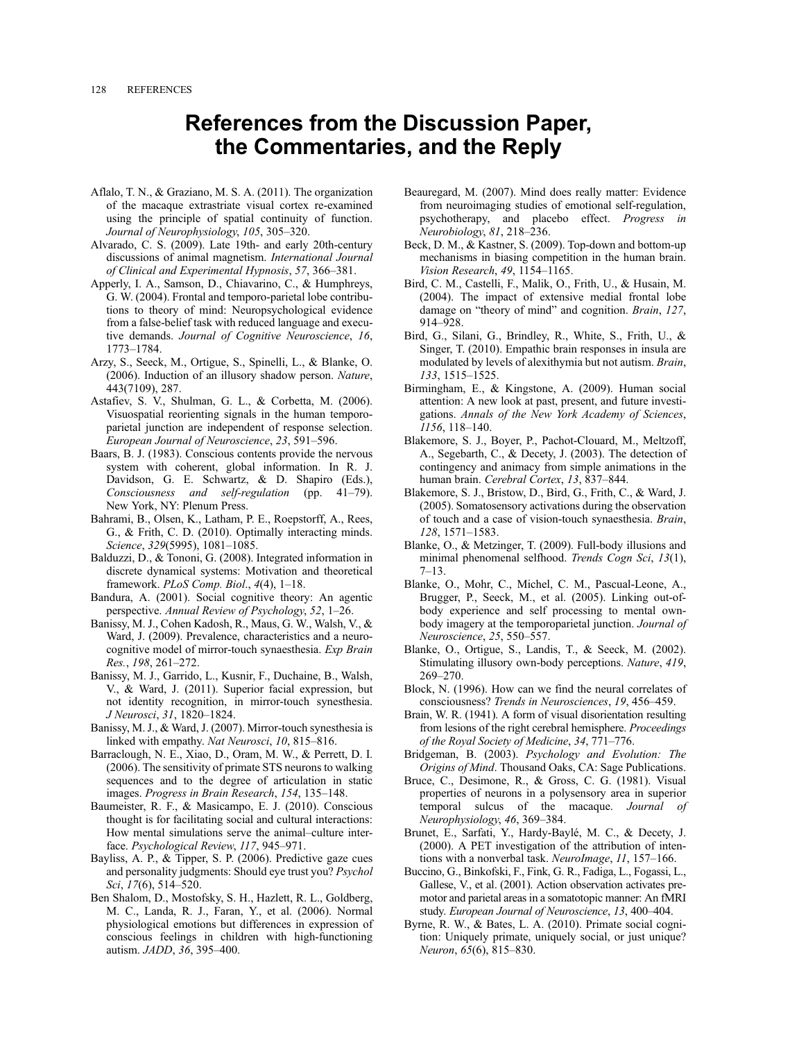# References from the Discussion Paper, the Commentaries, and the Reply

Aflalo, T. N., & Graziano, M. S. A. (2011). The organization of the macaque extrastriate visual cortex re-examined using the principle of spatial continuity of function. *Journal of Neurophysiology*, *105*, 305–320.

Alvarado, C. S. (2009). Late 19th- and early 20th-century discussions of animal magnetism. *International Journal of Clinical and Experimental Hypnosis*, *57*, 366–381.

Apperly, I. A., Samson, D., Chiavarino, C., & Humphreys, G. W. (2004). Frontal and temporo-parietal lobe contributions to theory of mind: Neuropsychological evidence from a false-belief task with reduced language and executive demands. *Journal of Cognitive Neuroscience*, *16*, 1773–1784.

Arzy, S., Seeck, M., Ortigue, S., Spinelli, L., & Blanke, O. (2006). Induction of an illusory shadow person. *Nature*, 443(7109), 287.

Astafiev, S. V., Shulman, G. L., & Corbetta, M. (2006). Visuospatial reorienting signals in the human temporo-parietal junction are independent of response selection. *European Journal of Neuroscience*, *23*, 591–596.

Baars, B. J. (1983). Conscious contents provide the nervous system with coherent, global information. In R. J. Davidson, G. E. Schwartz, & D. Shapiro (Eds.), *Consciousness and self-regulation* (pp. 41–79). New York, NY: Plenum Press.

Bahrami, B., Olsen, K., Latham, P. E., Roepstorff, A., Rees, G., & Frith, C. D. (2010). Optimally interacting minds. *Science*, *329*(5995), 1081–1085.

Balduzzi, D., & Tononi, G. (2008). Integrated information in discrete dynamical systems: Motivation and theoretical framework. *PLoS Comp. Biol*., *4*(4), 1–18.

Bandura, A. (2001). Social cognitive theory: An agentic perspective. *Annual Review of Psychology*, *52*, 1–26.

Banissy, M. J., Cohen Kadosh, R., Maus, G. W., Walsh, V., & Ward, J. (2009). Prevalence, characteristics and a neurocognitive model of mirror-touch synaesthesia. *Exp Brain Res.*, *198*, 261–272.

Banissy, M. J., Garrido, L., Kusnir, F., Duchaine, B., Walsh, V., & Ward, J. (2011). Superior facial expression, but not identity recognition, in mirror-touch synesthesia. *J Neurosci*, *31*, 1820–1824.

Banissy, M. J., & Ward, J. (2007). Mirror-touch synesthesia is linked with empathy. *Nat Neurosci*, *10*, 815–816.

Barraclough, N. E., Xiao, D., Oram, M. W., & Perrett, D. I. (2006). The sensitivity of primate STS neurons to walking sequences and to the degree of articulation in static images. *Progress in Brain Research*, *154*, 135–148.

Baumeister, R. F., & Masicampo, E. J. (2010). Conscious thought is for facilitating social and cultural interactions: How mental simulations serve the animal–culture interface. *Psychological Review*, *117*, 945–971.

Bayliss, A. P., & Tipper, S. P. (2006). Predictive gaze cues and personality judgments: Should eye trust you? *Psychol Sci*, *17*(6), 514–520.

Ben Shalom, D., Mostofsky, S. H., Hazlett, R. L., Goldberg, M. C., Landa, R. J., Faran, Y., et al. (2006). Normal physiological emotions but differences in expression of conscious feelings in children with high-functioning autism. *JADD*, *36*, 395–400.

Beauregard, M. (2007). Mind does really matter: Evidence from neuroimaging studies of emotional self-regulation, psychotherapy, and placebo effect. *Progress in Neurobiology*, *81*, 218–236.

Beck, D. M., & Kastner, S. (2009). Top-down and bottom-up mechanisms in biasing competition in the human brain. *Vision Research*, *49*, 1154–1165.

Bird, C. M., Castelli, F., Malik, O., Frith, U., & Husain, M. (2004). The impact of extensive medial frontal lobe damage on "theory of mind" and cognition. *Brain*, *127*, 914–928.

Bird, G., Silani, G., Brindley, R., White, S., Frith, U., & Singer, T. (2010). Empathic brain responses in insula are modulated by levels of alexithymia but not autism. *Brain*, *133*, 1515–1525.

Birmingham, E., & Kingstone, A. (2009). Human social attention: A new look at past, present, and future investigations. *Annals of the New York Academy of Sciences*, *1156*, 118–140.

Blakemore, S. J., Boyer, P., Pachot-Clouard, M., Meltzoff, A., Segebarth, C., & Decety, J. (2003). The detection of contingency and animacy from simple animations in the human brain. *Cerebral Cortex*, *13*, 837–844.

Blakemore, S. J., Bristow, D., Bird, G., Frith, C., & Ward, J. (2005). Somatosensory activations during the observation of touch and a case of vision-touch synaesthesia. *Brain*, *128*, 1571–1583.

Blanke, O., & Metzinger, T. (2009). Full-body illusions and minimal phenomenal selfhood. *Trends Cogn Sci*, *13*(1), 7–13.

Blanke, O., Mohr, C., Michel, C. M., Pascual-Leone, A., Brugger, P., Seeck, M., et al. (2005). Linking out-of-body experience and self processing to mental own-body imagery at the temporoparietal junction. *Journal of Neuroscience*, *25*, 550–557.

Blanke, O., Ortigue, S., Landis, T., & Seeck, M. (2002). Stimulating illusory own-body perceptions. *Nature*, *419*, 269–270.

Block, N. (1996). How can we find the neural correlates of consciousness? *Trends in Neurosciences*, *19*, 456–459.

Brain, W. R. (1941). A form of visual disorientation resulting from lesions of the right cerebral hemisphere. *Proceedings of the Royal Society of Medicine*, *34*, 771–776.

Bridgeman, B. (2003). *Psychology and Evolution: The Origins of Mind*. Thousand Oaks, CA: Sage Publications.

Bruce, C., Desimone, R., & Gross, C. G. (1981). Visual properties of neurons in a polysensory area in superior temporal sulcus of the macaque. *Journal of Neurophysiology*, *46*, 369–384.

Brunet, E., Sarfati, Y., Hardy-Baylé, M. C., & Decety, J. (2000). A PET investigation of the attribution of intentions with a nonverbal task. *NeuroImage*, *11*, 157–166.

Buccino, G., Binkofski, F., Fink, G. R., Fadiga, L., Fogassi, L., Gallese, V., et al. (2001). Action observation activates premotor and parietal areas in a somatotopic manner: An fMRI study. *European Journal of Neuroscience*, *13*, 400–404.

Byrne, R. W., & Bates, L. A. (2010). Primate social cognition: Uniquely primate, uniquely social, or just unique? *Neuron*, *65*(6), 815–830.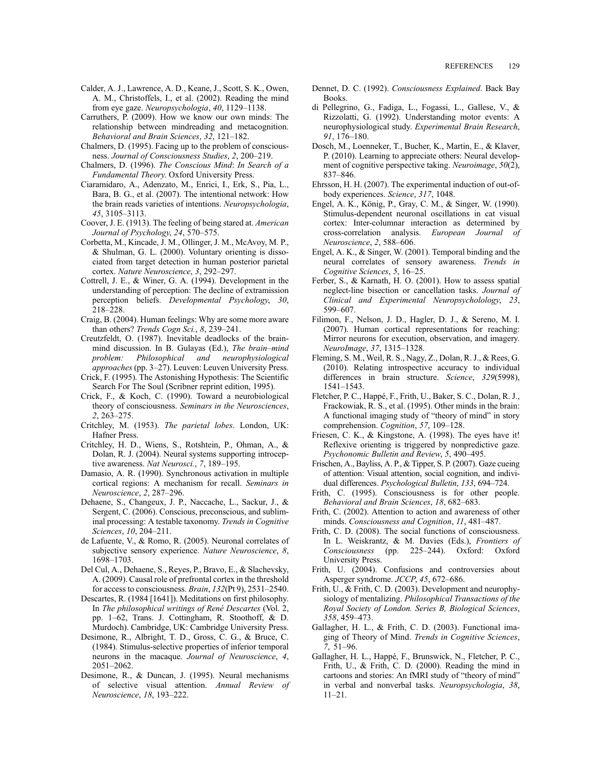Calder, A. J., Lawrence, A. D., Keane, J., Scott, S. K., Owen, A. M., Christoffels, I., et al. (2002). Reading the mind from eye gaze. *Neuropsychologia*, *40*, 1129–1138.

Carruthers, P. (2009). How we know our own minds: The relationship between mindreading and metacognition. *Behavioral and Brain Sciences*, *32*, 121–182.

Chalmers, D. (1995). Facing up to the problem of consciousness. *Journal of Consciousness Studies*, *2*, 200–219.

Chalmers, D. (1996). *The Conscious Mind*: *In Search of a Fundamental Theory*. Oxford University Press.

Ciaramidaro, A., Adenzato, M., Enrici, I., Erk, S., Pia, L., Bara, B. G., et al. (2007). The intentional network: How the brain reads varieties of intentions. *Neuropsychologia*, *45*, 3105–3113.

Coover, J. E. (1913). The feeling of being stared at. *American Journal of Psychology*, *24*, 570–575.

Corbetta, M., Kincade, J. M., Ollinger, J. M., McAvoy, M. P., & Shulman, G. L. (2000). Voluntary orienting is dissociated from target detection in human posterior parietal cortex. *Nature Neuroscience*, *3*, 292–297.

Cottrell, J. E., & Winer, G. A. (1994). Development in the understanding of perception: The decline of extramission perception beliefs. *Developmental Psychology*, *30*, 218–228.

Craig, B. (2004). Human feelings: Why are some more aware than others? *Trends Cogn Sci.*, *8*, 239–241.

Creutzfeldt, O. (1987). Inevitable deadlocks of the brain-mind discussion. In B. Gulayas (Ed.), *The brain–mind problem: Philosophical and neurophysiological approaches* (pp. 3–27). Leuven: Leuven University Press.

Crick, F. (1995). The Astonishing Hypothesis: The Scientific Search For The Soul (Scribner reprint edition, 1995).

Crick, F., & Koch, C. (1990). Toward a neurobiological theory of consciousness. *Seminars in the Neurosciences*, *2*, 263–275.

Critchley, M. (1953). *The parietal lobes*. London, UK: Hafner Press.

Critchley, H. D., Wiens, S., Rotshtein, P., Ohman, A., & Dolan, R. J. (2004). Neural systems supporting introceptive awareness. *Nat Neurosci.*, *7*, 189–195.

Damasio, A. R. (1990). Synchronous activation in multiple cortical regions: A mechanism for recall. *Seminars in Neuroscience*, *2*, 287–296.

Dehaene, S., Changeux, J. P., Naccache, L., Sackur, J., & Sergent, C. (2006). Conscious, preconscious, and subliminal processing: A testable taxonomy. *Trends in Cognitive Sciences*, *10*, 204–211.

de Lafuente, V., & Romo, R. (2005). Neuronal correlates of subjective sensory experience. *Nature Neuroscience*, *8*, 1698–1703.

Del Cul, A., Dehaene, S., Reyes, P., Bravo, E., & Slachevsky, A. (2009). Causal role of prefrontal cortex in the threshold for access to consciousness. *Brain*, *132*(Pt 9), 2531–2540.

Descartes, R. (1984 [1641]). Meditations on first philosophy. In *The philosophical writings of René Descartes* (Vol. 2, pp. 1–62, Trans. J. Cottingham, R. Stoothoff, & D. Murdoch). Cambridge, UK: Cambridge University Press.

Desimone, R., Albright, T. D., Gross, C. G., & Bruce, C. (1984). Stimulus-selective properties of inferior temporal neurons in the macaque. *Journal of Neuroscience*, *4*, 2051–2062.

Desimone, R., & Duncan, J. (1995). Neural mechanisms of selective visual attention. *Annual Review of Neuroscience*, *18*, 193–222.

Dennet, D. C. (1992). *Consciousness Explained*. Back Bay Books.

di Pellegrino, G., Fadiga, L., Fogassi, L., Gallese, V., & Rizzolatti, G. (1992). Understanding motor events: A neurophysiological study. *Experimental Brain Research*, *91*, 176–180.

Dosch, M., Loenneker, T., Bucher, K., Martin, E., & Klaver, P. (2010). Learning to appreciate others: Neural development of cognitive perspective taking. *Neuroimage*, *50*(2), 837–846.

Ehrsson, H. H. (2007). The experimental induction of out-of-body experiences. *Science*, *317*, 1048.

Engel, A. K., König, P., Gray, C. M., & Singer, W. (1990). Stimulus-dependent neuronal oscillations in cat visual cortex: Inter-columnar interaction as determined by cross-correlation analysis. *European Journal of Neuroscience*, *2*, 588–606.

Engel, A. K., & Singer, W. (2001). Temporal binding and the neural correlates of sensory awareness. *Trends in Cognitive Sciences*, *5*, 16–25.

Ferber, S., & Karnath, H. O. (2001). How to assess spatial neglect-line bisection or cancellation tasks. *Journal of Clinical and Experimental Neuropsycholology*, *23*, 599–607.

Filimon, F., Nelson, J. D., Hagler, D. J., & Sereno, M. I. (2007). Human cortical representations for reaching: Mirror neurons for execution, observation, and imagery. *NeuroImage*, *37*, 1315–1328.

Fleming, S. M., Weil, R. S., Nagy, Z., Dolan, R. J., & Rees, G. (2010). Relating introspective accuracy to individual differences in brain structure. *Science*, *329*(5998), 1541–1543.

Fletcher, P. C., Happé, F., Frith, U., Baker, S. C., Dolan, R. J., Frackowiak, R. S., et al. (1995). Other minds in the brain: A functional imaging study of "theory of mind" in story comprehension. *Cognition*, *57*, 109–128.

Friesen, C. K., & Kingstone, A. (1998). The eyes have it! Reflexive orienting is triggered by nonpredictive gaze. *Psychonomic Bulletin and Review*, *5*, 490–495.

Frischen, A., Bayliss, A. P., & Tipper, S. P. (2007). Gaze cueing of attention: Visual attention, social cognition, and individual differences. *Psychological Bulletin*, *133*, 694–724.

Frith, C. (1995). Consciousness is for other people. *Behavioral and Brain Sciences*, *18*, 682–683.

Frith, C. (2002). Attention to action and awareness of other minds. *Consciousness and Cognition*, *11*, 481–487.

Frith, C. D. (2008). The social functions of consciousness. In L. Weiskrantz, & M. Davies (Eds.), *Frontiers of Consciousness* (pp. 225–244). Oxford: Oxford University Press.

Frith, U. (2004). Confusions and controversies about Asperger syndrome. *JCCP*, *45*, 672–686.

Frith, U., & Frith, C. D. (2003). Development and neurophysiology of mentalizing. *Philosophical Transactions of the Royal Society of London. Series B, Biological Sciences*, *358*, 459–473.

Gallagher, H. L., & Frith, C. D. (2003). Functional imaging of Theory of Mind. *Trends in Cognitive Sciences*, *7*, 51–96.

Gallagher, H. L., Happé, F., Brunswick, N., Fletcher, P. C., Frith, U., & Frith, C. D. (2000). Reading the mind in cartoons and stories: An fMRI study of "theory of mind" in verbal and nonverbal tasks. *Neuropsychologia*, *38*, 11–21.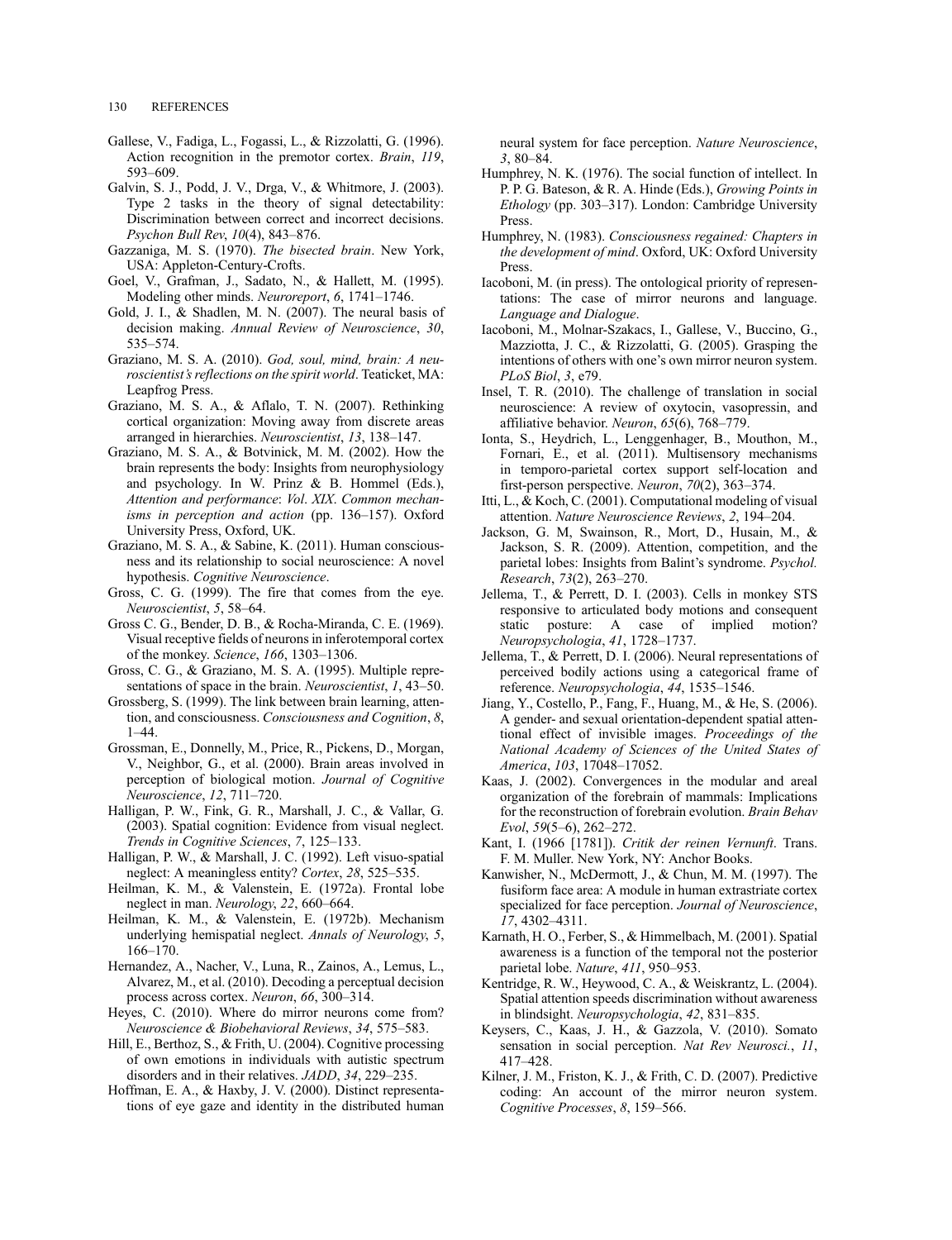Gallese, V., Fadiga, L., Fogassi, L., & Rizzolatti, G. (1996). Action recognition in the premotor cortex. *Brain*, *119*, 593–609.

Galvin, S. J., Podd, J. V., Drga, V., & Whitmore, J. (2003). Type 2 tasks in the theory of signal detectability: Discrimination between correct and incorrect decisions. *Psychon Bull Rev*, *10*(4), 843–876.

Gazzaniga, M. S. (1970). *The bisected brain*. New York, USA: Appleton-Century-Crofts.

Goel, V., Grafman, J., Sadato, N., & Hallett, M. (1995). Modeling other minds. *Neuroreport*, *6*, 1741–1746.

Gold, J. I., & Shadlen, M. N. (2007). The neural basis of decision making. *Annual Review of Neuroscience*, *30*, 535–574.

Graziano, M. S. A. (2010). *God, soul, mind, brain: A neuroscientist's reflections on the spirit world*. Teaticket, MA: Leapfrog Press.

Graziano, M. S. A., & Aflalo, T. N. (2007). Rethinking cortical organization: Moving away from discrete areas arranged in hierarchies. *Neuroscientist*, *13*, 138–147.

Graziano, M. S. A., & Botvinick, M. M. (2002). How the brain represents the body: Insights from neurophysiology and psychology. In W. Prinz & B. Hommel (Eds.), *Attention and performance*: *Vol*. *XIX*. *Common mechanisms in perception and action* (pp. 136–157). Oxford University Press, Oxford, UK.

Graziano, M. S. A., & Sabine, K. (2011). Human consciousness and its relationship to social neuroscience: A novel hypothesis. *Cognitive Neuroscience*.

Gross, C. G. (1999). The fire that comes from the eye. *Neuroscientist*, *5*, 58–64.

Gross C. G., Bender, D. B., & Rocha-Miranda, C. E. (1969). Visual receptive fields of neurons in inferotemporal cortex of the monkey. *Science*, *166*, 1303–1306.

Gross, C. G., & Graziano, M. S. A. (1995). Multiple representations of space in the brain. *Neuroscientist*, *1*, 43–50.

Grossberg, S. (1999). The link between brain learning, attention, and consciousness. *Consciousness and Cognition*, *8*, 1–44.

Grossman, E., Donnelly, M., Price, R., Pickens, D., Morgan, V., Neighbor, G., et al. (2000). Brain areas involved in perception of biological motion. *Journal of Cognitive Neuroscience*, *12*, 711–720.

Halligan, P. W., Fink, G. R., Marshall, J. C., & Vallar, G. (2003). Spatial cognition: Evidence from visual neglect. *Trends in Cognitive Sciences*, *7*, 125–133.

Halligan, P. W., & Marshall, J. C. (1992). Left visuo-spatial neglect: A meaningless entity? *Cortex*, *28*, 525–535.

Heilman, K. M., & Valenstein, E. (1972a). Frontal lobe neglect in man. *Neurology*, *22*, 660–664.

Heilman, K. M., & Valenstein, E. (1972b). Mechanism underlying hemispatial neglect. *Annals of Neurology*, *5*, 166–170.

Hernandez, A., Nacher, V., Luna, R., Zainos, A., Lemus, L., Alvarez, M., et al. (2010). Decoding a perceptual decision process across cortex. *Neuron*, *66*, 300–314.

Heyes, C. (2010). Where do mirror neurons come from? *Neuroscience & Biobehavioral Reviews*, *34*, 575–583.

Hill, E., Berthoz, S., & Frith, U. (2004). Cognitive processing of own emotions in individuals with autistic spectrum disorders and in their relatives. *JADD*, *34*, 229–235.

Hoffman, E. A., & Haxby, J. V. (2000). Distinct representations of eye gaze and identity in the distributed human neural system for face perception. *Nature Neuroscience*, *3*, 80–84.

Humphrey, N. K. (1976). The social function of intellect. In P. P. G. Bateson, & R. A. Hinde (Eds.), *Growing Points in Ethology* (pp. 303–317). London: Cambridge University Press.

Humphrey, N. (1983). *Consciousness regained: Chapters in the development of mind*. Oxford, UK: Oxford University Press.

Iacoboni, M. (in press). The ontological priority of representations: The case of mirror neurons and language. *Language and Dialogue*.

Iacoboni, M., Molnar-Szakacs, I., Gallese, V., Buccino, G., Mazziotta, J. C., & Rizzolatti, G. (2005). Grasping the intentions of others with one's own mirror neuron system. *PLoS Biol*, *3*, e79.

Insel, T. R. (2010). The challenge of translation in social neuroscience: A review of oxytocin, vasopressin, and affiliative behavior. *Neuron*, *65*(6), 768–779.

Ionta, S., Heydrich, L., Lenggenhager, B., Mouthon, M., Fornari, E., et al. (2011). Multisensory mechanisms in temporo-parietal cortex support self-location and first-person perspective. *Neuron*, *70*(2), 363–374.

Itti, L., & Koch, C. (2001). Computational modeling of visual attention. *Nature Neuroscience Reviews*, *2*, 194–204.

Jackson, G. M, Swainson, R., Mort, D., Husain, M., & Jackson, S. R. (2009). Attention, competition, and the parietal lobes: Insights from Balint's syndrome. *Psychol. Research*, *73*(2), 263–270.

Jellema, T., & Perrett, D. I. (2003). Cells in monkey STS responsive to articulated body motions and consequent static posture: A case of implied motion? *Neuropsychologia*, *41*, 1728–1737.

Jellema, T., & Perrett, D. I. (2006). Neural representations of perceived bodily actions using a categorical frame of reference. *Neuropsychologia*, *44*, 1535–1546.

Jiang, Y., Costello, P., Fang, F., Huang, M., & He, S. (2006). A gender- and sexual orientation-dependent spatial attentional effect of invisible images. *Proceedings of the National Academy of Sciences of the United States of America*, *103*, 17048–17052.

Kaas, J. (2002). Convergences in the modular and areal organization of the forebrain of mammals: Implications for the reconstruction of forebrain evolution. *Brain Behav Evol*, *59*(5–6), 262–272.

Kant, I. (1966 [1781]). *Critik der reinen Vernunft*. Trans. F. M. Muller. New York, NY: Anchor Books.

Kanwisher, N., McDermott, J., & Chun, M. M. (1997). The fusiform face area: A module in human extrastriate cortex specialized for face perception. *Journal of Neuroscience*, *17*, 4302–4311.

Karnath, H. O., Ferber, S., & Himmelbach, M. (2001). Spatial awareness is a function of the temporal not the posterior parietal lobe. *Nature*, *411*, 950–953.

Kentridge, R. W., Heywood, C. A., & Weiskrantz, L. (2004). Spatial attention speeds discrimination without awareness in blindsight. *Neuropsychologia*, *42*, 831–835.

Keysers, C., Kaas, J. H., & Gazzola, V. (2010). Somato sensation in social perception. *Nat Rev Neurosci.*, *11*, 417–428.

Kilner, J. M., Friston, K. J., & Frith, C. D. (2007). Predictive coding: An account of the mirror neuron system. *Cognitive Processes*, *8*, 159–566.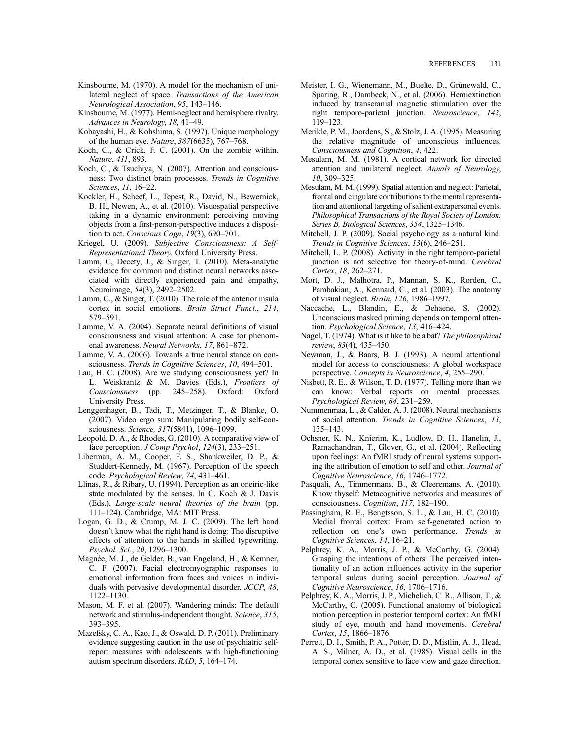Kinsbourne, M. (1970). A model for the mechanism of unilateral neglect of space. *Transactions of the American Neurological Association*, *95*, 143–146.

Kinsbourne, M. (1977). Hemi-neglect and hemisphere rivalry. *Advances in Neurology*, *18*, 41–49.

Kobayashi, H., & Kohshima, S. (1997). Unique morphology of the human eye. *Nature*, *387*(6635), 767–768.

Koch, C., & Crick, F. C. (2001). On the zombie within. *Nature*, *411*, 893.

Koch, C., & Tsuchiya, N. (2007). Attention and consciousness: Two distinct brain processes. *Trends in Cognitive Sciences*, *11*, 16–22.

Kockler, H., Scheef, L., Tepest, R., David, N., Bewernick, B. H., Newen, A., et al. (2010). Visuospatial perspective taking in a dynamic environment: perceiving moving objects from a first-person-perspective induces a disposition to act. *Conscious Cogn*, *19*(3), 690–701.

Kriegel, U. (2009). *Subjective Consciousness: A Self-Representational Theory.* Oxford University Press.

Lamm, C, Decety, J., & Singer, T. (2010). Meta-analytic evidence for common and distinct neural networks associated with directly experienced pain and empathy, Neuroimage, *54*(3), 2492–2502.

Lamm, C., & Singer, T. (2010). The role of the anterior insula cortex in social emotions. *Brain Struct Funct.*, *214*, 579–591.

Lamme, V. A. (2004). Separate neural definitions of visual consciousness and visual attention: A case for phenomenal awareness. *Neural Networks*, *17*, 861–872.

Lamme, V. A. (2006). Towards a true neural stance on consciousness. *Trends in Cognitive Sciences*, *10*, 494–501.

Lau, H. C. (2008). Are we studying consciousness yet? In L. Weiskrantz & M. Davies (Eds.), *Frontiers of Consciousness* (pp. 245–258). Oxford: Oxford University Press.

Lenggenhager, B., Tadi, T., Metzinger, T., & Blanke, O. (2007). Video ergo sum: Manipulating bodily self-consciousness. *Science, 317*(5841), 1096–1099.

Leopold, D. A., & Rhodes, G. (2010). A comparative view of face perception. *J Comp Psychol*, *124*(3), 233–251.

Liberman, A. M., Cooper, F. S., Shankweiler, D. P., & Studdert-Kennedy, M. (1967). Perception of the speech code. *Psychological Review*, *74*, 431–461.

Llinas, R., & Ribary, U. (1994). Perception as an oneiric-like state modulated by the senses. In C. Koch & J. Davis (Eds.), *Large-scale neural theories of the brain* (pp. 111–124). Cambridge, MA: MIT Press.

Logan, G. D., & Crump, M. J. C. (2009). The left hand doesn't know what the right hand is doing: The disruptive effects of attention to the hands in skilled typewriting. *Psychol. Sci*., *20*, 1296–1300.

Magnée, M. J., de Gelder, B., van Engeland, H., & Kemner, C. F. (2007). Facial electromyographic responses to emotional information from faces and voices in individuals with pervasive developmental disorder. *JCCP*, *48*, 1122–1130.

Mason, M. F. et al. (2007). Wandering minds: The default network and stimulus-independent thought. *Science*, *315*, 393–395.

Mazefsky, C. A., Kao, J., & Oswald, D. P. (2011). Preliminary evidence suggesting caution in the use of psychiatric self-report measures with adolescents with high-functioning autism spectrum disorders. *RAD*, *5*, 164–174.

Meister, I. G., Wienemann, M., Buelte, D., Grünewald, C., Sparing, R., Dambeck, N., et al. (2006). Hemiextinction induced by transcranial magnetic stimulation over the right temporo-parietal junction. *Neuroscience*, *142*, 119–123.

Merikle, P. M., Joordens, S., & Stolz, J. A. (1995). Measuring the relative magnitude of unconscious influences. *Consciousness and Cognition*, *4*, 422.

Mesulam, M. M. (1981). A cortical network for directed attention and unilateral neglect. *Annals of Neurology*, *10*, 309–325.

Mesulam, M. M. (1999). Spatial attention and neglect: Parietal, frontal and cingulate contributions to the mental representation and attentional targeting of salient extrapersonal events. *Philosophical Transactions of the Royal Society of London. Series B, Biological Sciences*, *354*, 1325–1346.

Mitchell, J. P. (2009). Social psychology as a natural kind. *Trends in Cognitive Sciences*, *13*(6), 246–251.

Mitchell, L. P. (2008). Activity in the right temporo-parietal junction is not selective for theory-of-mind. *Cerebral Cortex*, *18*, 262–271.

Mort, D. J., Malhotra, P., Mannan, S. K., Rorden, C., Pambakian, A., Kennard, C., et al. (2003). The anatomy of visual neglect. *Brain*, *126*, 1986–1997.

Naccache, L., Blandin, E., & Dehaene, S. (2002). Unconscious masked priming depends on temporal attention. *Psychological Science*, *13*, 416–424.

Nagel, T. (1974). What is it like to be a bat? *The philosophical review*, *83*(4), 435–450.

Newman, J., & Baars, B. J. (1993). A neural attentional model for access to consciousness: A global workspace perspective. *Concepts in Neuroscience*, *4*, 255–290.

Nisbett, R. E., & Wilson, T. D. (1977). Telling more than we can know: Verbal reports on mental processes. *Psychological Review*, *84*, 231–259.

Nummenmaa, L., & Calder, A. J. (2008). Neural mechanisms of social attention. *Trends in Cognitive Sciences*, *13*, 135–143.

Ochsner, K. N., Knierim, K., Ludlow, D. H., Hanelin, J., Ramachandran, T., Glover, G., et al. (2004). Reflecting upon feelings: An fMRI study of neural systems supporting the attribution of emotion to self and other. *Journal of Cognitive Neuroscience*, *16*, 1746–1772.

Pasquali, A., Timmermans, B., & Cleeremans, A. (2010). Know thyself: Metacognitive networks and measures of consciousness. *Cognition*, *117*, 182–190.

Passingham, R. E., Bengtsson, S. L., & Lau, H. C. (2010). Medial frontal cortex: From self-generated action to reflection on one's own performance. *Trends in Cognitive Sciences*, *14*, 16–21.

Pelphrey, K. A., Morris, J. P., & McCarthy, G. (2004). Grasping the intentions of others: The perceived intentionality of an action influences activity in the superior temporal sulcus during social perception. *Journal of Cognitive Neuroscience*, *16*, 1706–1716.

Pelphrey, K. A., Morris, J. P., Michelich, C. R., Allison, T., & McCarthy, G. (2005). Functional anatomy of biological motion perception in posterior temporal cortex: An fMRI study of eye, mouth and hand movements. *Cerebral Cortex*, *15*, 1866–1876.

Perrett, D. I., Smith, P. A., Potter, D. D., Mistlin, A. J., Head, A. S., Milner, A. D., et al. (1985). Visual cells in the temporal cortex sensitive to face view and gaze direction.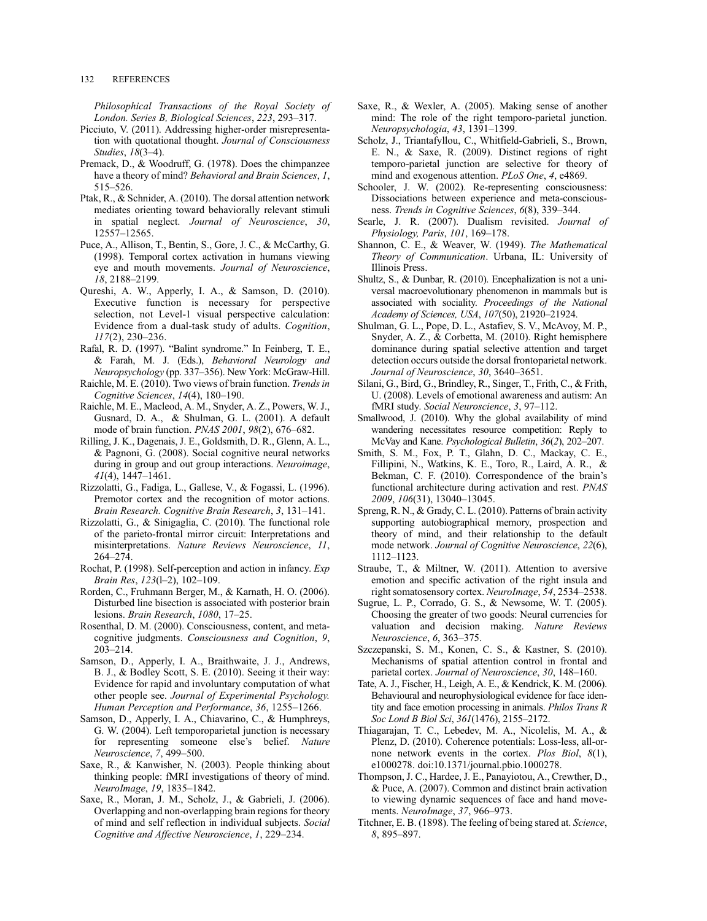*Philosophical Transactions of the Royal Society of London. Series B, Biological Sciences*, *223*, 293–317.

Picciuto, V. (2011). Addressing higher-order misrepresentation with quotational thought. *Journal of Consciousness Studies*, *18*(3–4).

Premack, D., & Woodruff, G. (1978). Does the chimpanzee have a theory of mind? *Behavioral and Brain Sciences*, *1*, 515–526.

Ptak, R., & Schnider, A. (2010). The dorsal attention network mediates orienting toward behaviorally relevant stimuli in spatial neglect. *Journal of Neuroscience*, *30*, 12557–12565.

Puce, A., Allison, T., Bentin, S., Gore, J. C., & McCarthy, G. (1998). Temporal cortex activation in humans viewing eye and mouth movements. *Journal of Neuroscience*, *18*, 2188–2199.

Qureshi, A. W., Apperly, I. A., & Samson, D. (2010). Executive function is necessary for perspective selection, not Level-1 visual perspective calculation: Evidence from a dual-task study of adults. *Cognition*, *117*(2), 230–236.

Rafal, R. D. (1997). "Balint syndrome." In Feinberg, T. E., & Farah, M. J. (Eds.), *Behavioral Neurology and Neuropsychology* (pp. 337–356). New York: McGraw-Hill.

Raichle, M. E. (2010). Two views of brain function. *Trends in Cognitive Sciences*, *14*(4), 180–190.

Raichle, M. E., Macleod, A. M., Snyder, A. Z., Powers, W. J., Gusnard, D. A., & Shulman, G. L. (2001). A default mode of brain function. *PNAS 2001*, *98*(2), 676–682.

Rilling, J. K., Dagenais, J. E., Goldsmith, D. R., Glenn, A. L., & Pagnoni, G. (2008). Social cognitive neural networks during in group and out group interactions. *Neuroimage*, *41*(4), 1447–1461.

Rizzolatti, G., Fadiga, L., Gallese, V., & Fogassi, L. (1996). Premotor cortex and the recognition of motor actions. *Brain Research. Cognitive Brain Research*, *3*, 131–141.

Rizzolatti, G., & Sinigaglia, C. (2010). The functional role of the parieto-frontal mirror circuit: Interpretations and misinterpretations. *Nature Reviews Neuroscience*, *11*, 264–274.

Rochat, P. (1998). Self-perception and action in infancy. *Exp Brain Res*, *123*(l–2), 102–109.

Rorden, C., Fruhmann Berger, M., & Karnath, H. O. (2006). Disturbed line bisection is associated with posterior brain lesions. *Brain Research*, *1080*, 17–25.

Rosenthal, D. M. (2000). Consciousness, content, and metacognitive judgments. *Consciousness and Cognition*, *9*, 203–214.

Samson, D., Apperly, I. A., Braithwaite, J. J., Andrews, B. J., & Bodley Scott, S. E. (2010). Seeing it their way: Evidence for rapid and involuntary computation of what other people see. *Journal of Experimental Psychology. Human Perception and Performance*, *36*, 1255–1266.

Samson, D., Apperly, I. A., Chiavarino, C., & Humphreys, G. W. (2004). Left temporoparietal junction is necessary for representing someone else's belief. *Nature Neuroscience*, *7*, 499–500.

Saxe, R., & Kanwisher, N. (2003). People thinking about thinking people: fMRI investigations of theory of mind. *NeuroImage*, *19*, 1835–1842.

Saxe, R., Moran, J. M., Scholz, J., & Gabrieli, J. (2006). Overlapping and non-overlapping brain regions for theory of mind and self reflection in individual subjects. *Social Cognitive and Affective Neuroscience*, *1*, 229–234.

Saxe, R., & Wexler, A. (2005). Making sense of another mind: The role of the right temporo-parietal junction. *Neuropsychologia*, *43*, 1391–1399.

Scholz, J., Triantafyllou, C., Whitfield-Gabrieli, S., Brown, E. N., & Saxe, R. (2009). Distinct regions of right temporo-parietal junction are selective for theory of mind and exogenous attention. *PLoS One*, *4*, e4869.

Schooler, J. W. (2002). Re-representing consciousness: Dissociations between experience and meta-consciousness. *Trends in Cognitive Sciences*, *6*(8), 339–344.

Searle, J. R. (2007). Dualism revisited. *Journal of Physiology, Paris*, *101*, 169–178.

Shannon, C. E., & Weaver, W. (1949). *The Mathematical Theory of Communication*. Urbana, IL: University of Illinois Press.

Shultz, S., & Dunbar, R. (2010). Encephalization is not a universal macroevolutionary phenomenon in mammals but is associated with sociality. *Proceedings of the National Academy of Sciences, USA*, *107*(50), 21920–21924.

Shulman, G. L., Pope, D. L., Astafiev, S. V., McAvoy, M. P., Snyder, A. Z., & Corbetta, M. (2010). Right hemisphere dominance during spatial selective attention and target detection occurs outside the dorsal frontoparietal network. *Journal of Neuroscience*, *30*, 3640–3651.

Silani, G., Bird, G., Brindley, R., Singer, T., Frith, C., & Frith, U. (2008). Levels of emotional awareness and autism: An fMRI study. *Social Neuroscience*, *3*, 97–112.

Smallwood, J. (2010). Why the global availability of mind wandering necessitates resource competition: Reply to McVay and Kane. *Psychological Bulletin*, *36*(*2*), 202–207.

Smith, S. M., Fox, P. T., Glahn, D. C., Mackay, C. E., Fillipini, N., Watkins, K. E., Toro, R., Laird, A. R., & Bekman, C. F. (2010). Correspondence of the brain's functional architecture during activation and rest. *PNAS 2009*, *106*(31), 13040–13045.

Spreng, R. N., & Grady, C. L. (2010). Patterns of brain activity supporting autobiographical memory, prospection and theory of mind, and their relationship to the default mode network. *Journal of Cognitive Neuroscience*, *22*(6), 1112–1123.

Straube, T., & Miltner, W. (2011). Attention to aversive emotion and specific activation of the right insula and right somatosensory cortex. *NeuroImage*, *54*, 2534–2538.

Sugrue, L. P., Corrado, G. S., & Newsome, W. T. (2005). Choosing the greater of two goods: Neural currencies for valuation and decision making. *Nature Reviews Neuroscience*, *6*, 363–375.

Szczepanski, S. M., Konen, C. S., & Kastner, S. (2010). Mechanisms of spatial attention control in frontal and parietal cortex. *Journal of Neuroscience*, *30*, 148–160.

Tate, A. J., Fischer, H., Leigh, A. E., & Kendrick, K. M. (2006). Behavioural and neurophysiological evidence for face identity and face emotion processing in animals. *Philos Trans R Soc Lond B Biol Sci*, *361*(1476), 2155–2172.

Thiagarajan, T. C., Lebedev, M. A., Nicolelis, M. A., & Plenz, D. (2010). Coherence potentials: Loss-less, all-or-none network events in the cortex. *Plos Biol*, *8*(1), e1000278. doi:10.1371/journal.pbio.1000278.

Thompson, J. C., Hardee, J. E., Panayiotou, A., Crewther, D., & Puce, A. (2007). Common and distinct brain activation to viewing dynamic sequences of face and hand movements. *NeuroImage*, *37*, 966–973.

Titchner, E. B. (1898). The feeling of being stared at. *Science*, *8*, 895–897.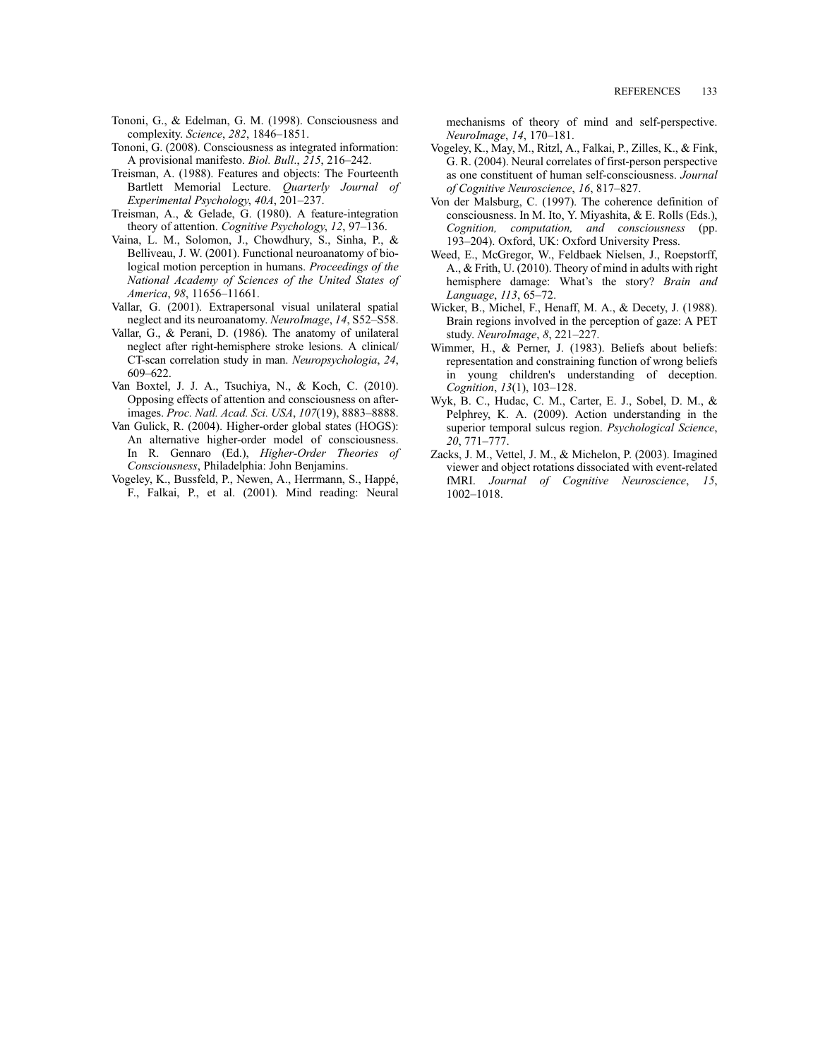Tononi, G., & Edelman, G. M. (1998). Consciousness and complexity. *Science*, *282*, 1846–1851.

Tononi, G. (2008). Consciousness as integrated information: A provisional manifesto. *Biol. Bull.*, *215*, 216–242.

Treisman, A. (1988). Features and objects: The Fourteenth Bartlett Memorial Lecture. *Quarterly Journal of Experimental Psychology*, *40A*, 201–237.

Treisman, A., & Gelade, G. (1980). A feature-integration theory of attention. *Cognitive Psychology*, *12*, 97–136.

Vaina, L. M., Solomon, J., Chowdhury, S., Sinha, P., & Belliveau, J. W. (2001). Functional neuroanatomy of biological motion perception in humans. *Proceedings of the National Academy of Sciences of the United States of America*, *98*, 11656–11661.

Vallar, G. (2001). Extrapersonal visual unilateral spatial neglect and its neuroanatomy. *NeuroImage*, *14*, S52–S58.

Vallar, G., & Perani, D. (1986). The anatomy of unilateral neglect after right-hemisphere stroke lesions. A clinical/CT-scan correlation study in man. *Neuropsychologia*, *24*, 609–622.

Van Boxtel, J. J. A., Tsuchiya, N., & Koch, C. (2010). Opposing effects of attention and consciousness on afterimages. *Proc. Natl. Acad. Sci. USA*, *107*(19), 8883–8888.

Van Gulick, R. (2004). Higher-order global states (HOGS): An alternative higher-order model of consciousness. In R. Gennaro (Ed.), *Higher-Order Theories of Consciousness*, Philadelphia: John Benjamins.

Vogeley, K., Bussfeld, P., Newen, A., Herrmann, S., Happé, F., Falkai, P., et al. (2001). Mind reading: Neural mechanisms of theory of mind and self-perspective. *NeuroImage*, *14*, 170–181.

Vogeley, K., May, M., Ritzl, A., Falkai, P., Zilles, K., & Fink, G. R. (2004). Neural correlates of first-person perspective as one constituent of human self-consciousness. *Journal of Cognitive Neuroscience*, *16*, 817–827.

Von der Malsburg, C. (1997). The coherence definition of consciousness. In M. Ito, Y. Miyashita, & E. Rolls (Eds.), *Cognition, computation, and consciousness* (pp. 193–204). Oxford, UK: Oxford University Press.

Weed, E., McGregor, W., Feldbaek Nielsen, J., Roepstorff, A., & Frith, U. (2010). Theory of mind in adults with right hemisphere damage: What's the story? *Brain and Language*, *113*, 65–72.

Wicker, B., Michel, F., Henaff, M. A., & Decety, J. (1988). Brain regions involved in the perception of gaze: A PET study. *NeuroImage*, *8*, 221–227.

Wimmer, H., & Perner, J. (1983). Beliefs about beliefs: representation and constraining function of wrong beliefs in young children's understanding of deception. *Cognition*, *13*(1), 103–128.

Wyk, B. C., Hudac, C. M., Carter, E. J., Sobel, D. M., & Pelphrey, K. A. (2009). Action understanding in the superior temporal sulcus region. *Psychological Science*, *20*, 771–777.

Zacks, J. M., Vettel, J. M., & Michelon, P. (2003). Imagined viewer and object rotations dissociated with event-related fMRI. *Journal of Cognitive Neuroscience*, *15*, 1002–1018.